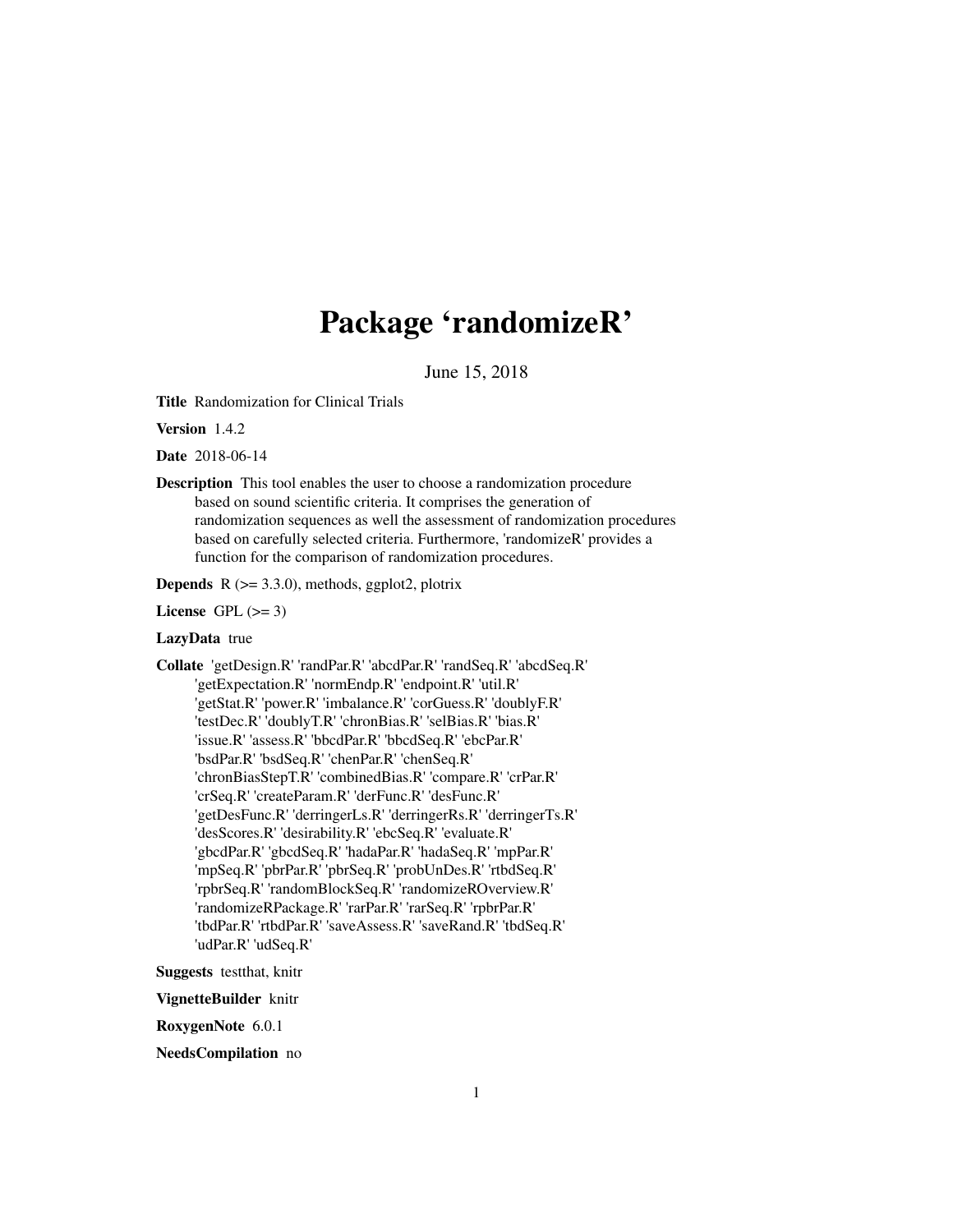# Package 'randomizeR'

June 15, 2018

**Title** Randomization for Clinical Trials

**Version** 1.4.2

**Date** 2018-06-14

**Description** This tool enables the user to choose a randomization procedure based on sound scientific criteria. It comprises the generation of randomization sequences as well the assessment of randomization procedures based on carefully selected criteria. Furthermore, 'randomizeR' provides a function for the comparison of randomization procedures.

**Depends** R (>= 3.3.0), methods, ggplot2, plotrix

**License** GPL (>= 3)

**LazyData** true

**Collate** 'getDesign.R' 'randPar.R' 'abcdPar.R' 'randSeq.R' 'abcdSeq.R' 'getExpectation.R' 'normEndp.R' 'endpoint.R' 'util.R' 'getStat.R' 'power.R' 'imbalance.R' 'corGuess.R' 'doublyF.R' 'testDec.R' 'doublyT.R' 'chronBias.R' 'selBias.R' 'bias.R' 'issue.R' 'assess.R' 'bbcdPar.R' 'bbcdSeq.R' 'ebcPar.R' 'bsdPar.R' 'bsdSeq.R' 'chenPar.R' 'chenSeq.R' 'chronBiasStepT.R' 'combinedBias.R' 'compare.R' 'crPar.R' 'crSeq.R' 'createParam.R' 'derFunc.R' 'desFunc.R' 'getDesFunc.R' 'derringerLs.R' 'derringerRs.R' 'derringerTs.R' 'desScores.R' 'desirability.R' 'ebcSeq.R' 'evaluate.R' 'gbcdPar.R' 'gbcdSeq.R' 'hadaPar.R' 'hadaSeq.R' 'mpPar.R' 'mpSeq.R' 'pbrPar.R' 'pbrSeq.R' 'probUnDes.R' 'rtbdSeq.R' 'rpbrSeq.R' 'randomBlockSeq.R' 'randomizeROverview.R' 'randomizeRPackage.R' 'rarPar.R' 'rarSeq.R' 'rpbrPar.R' 'tbdPar.R' 'rtbdPar.R' 'saveAssess.R' 'saveRand.R' 'tbdSeq.R' 'udPar.R' 'udSeq.R'

**Suggests** testthat, knitr

**VignetteBuilder** knitr

**RoxygenNote** 6.0.1

**NeedsCompilation** no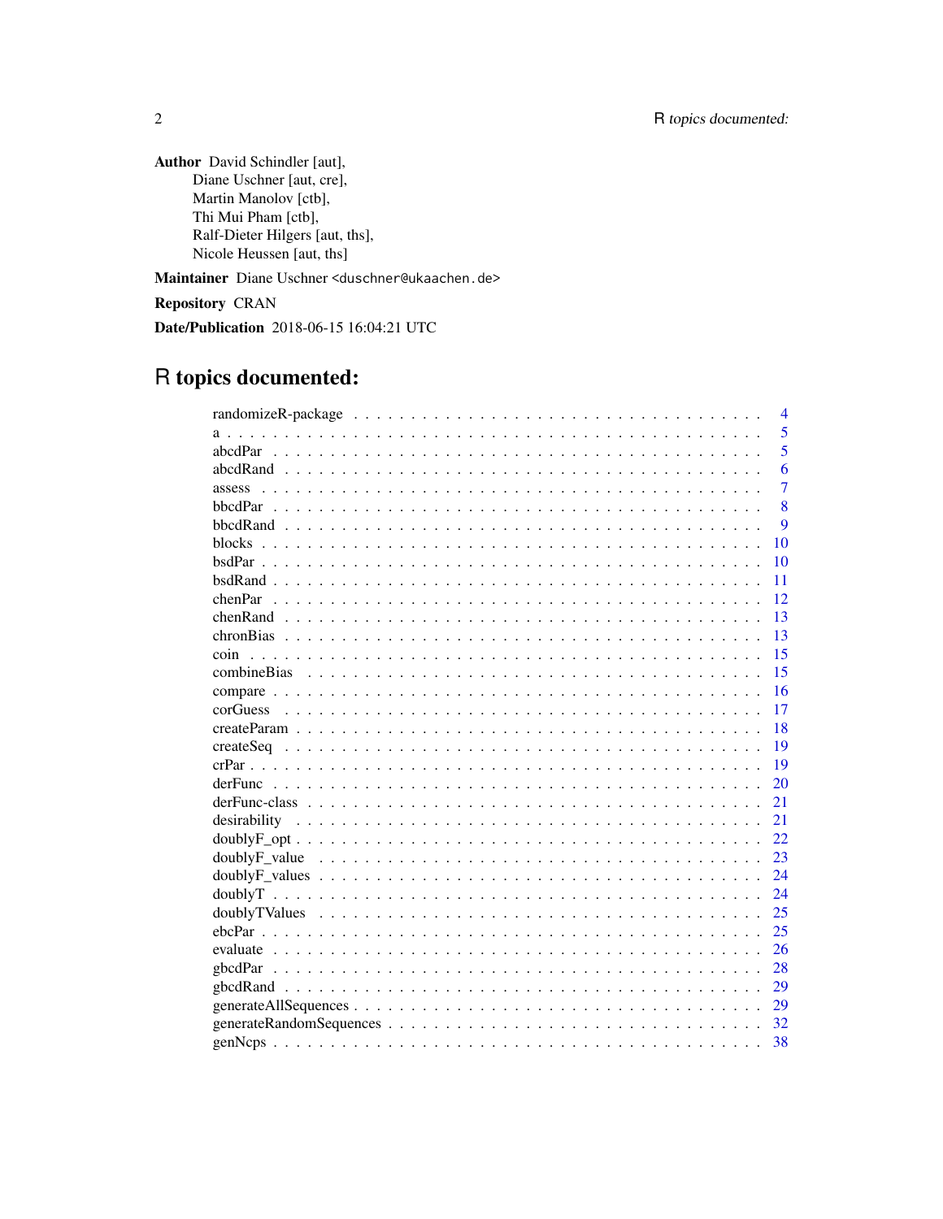**Author** David Schindler [aut],
Diane Uschner [aut, cre],
Martin Manolov [ctb],
Thi Mui Pham [ctb],
Ralf-Dieter Hilgers [aut, ths],
Nicole Heussen [aut, ths]

**Maintainer** Diane Uschner <duschner@ukaachen.de>

**Repository** CRAN

**Date/Publication** 2018-06-15 16:04:21 UTC

# R topics documented:

| | |
|---|---|
| randomizeR-package | 4 |
| a | 5 |
| abcdPar | 5 |
| abcdRand | 6 |
| assess | 7 |
| bbcdPar | 8 |
| bbcdRand | 9 |
| blocks | 10 |
| bsdPar | 10 |
| bsdRand | 11 |
| chenPar | 12 |
| chenRand | 13 |
| chronBias | 13 |
| coin | 15 |
| combineBias | 15 |
| compare | 16 |
| corGuess | 17 |
| createParam | 18 |
| createSeq | 19 |
| crPar | 19 |
| derFunc | 20 |
| derFunc-class | 21 |
| desirability | 21 |
| doublyF_opt | 22 |
| doublyF_value | 23 |
| doublyF_values | 24 |
| doublyT | 24 |
| doublyTValues | 25 |
| ebcPar | 25 |
| evaluate | 26 |
| gbcdPar | 28 |
| gbcdRand | 29 |
| generateAllSequences | 29 |
| generateRandomSequences | 32 |
| genNcps | 38 |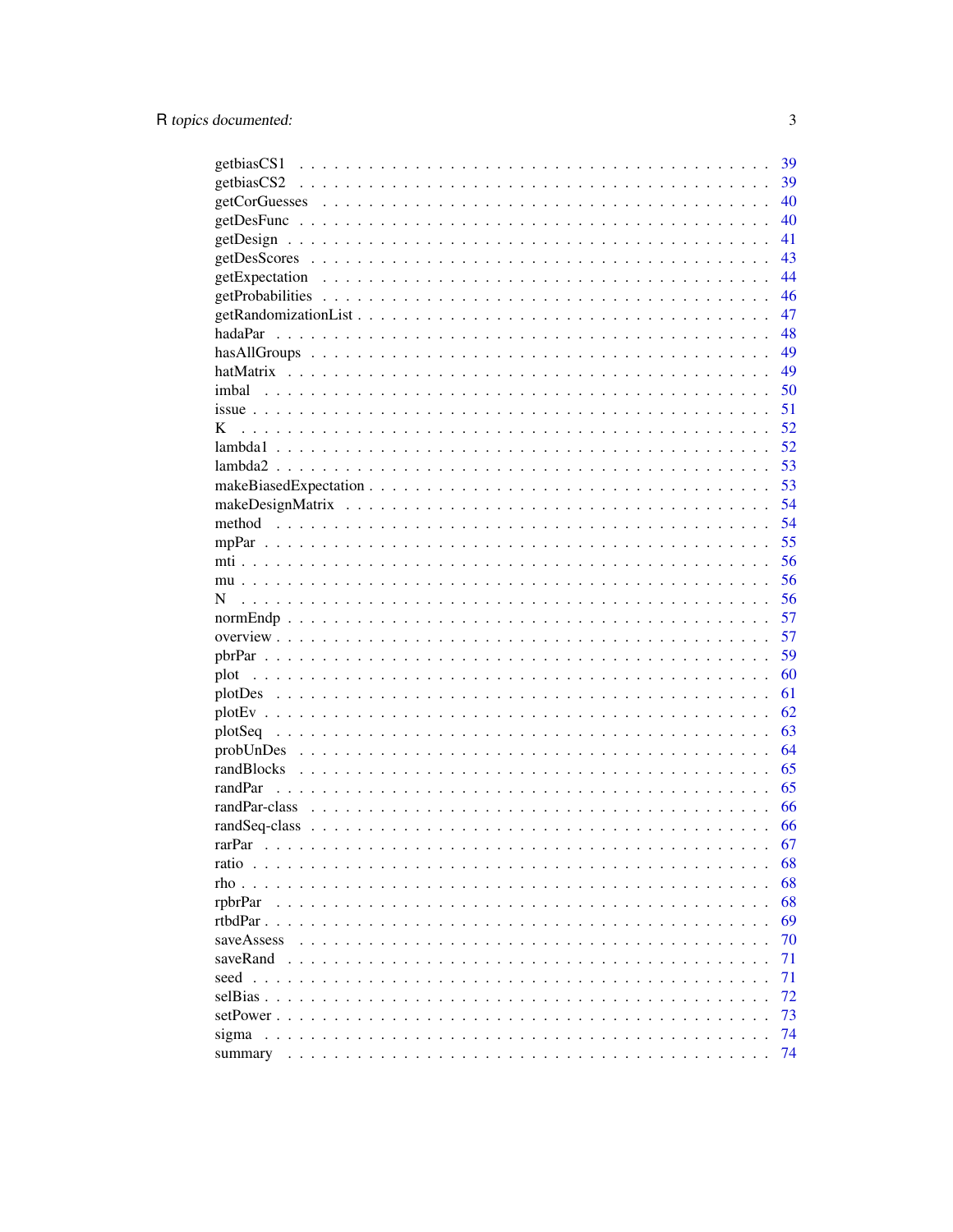| | |
|---|---|
| getbiasCS1 | 39 |
| getbiasCS2 | 39 |
| getCorGuesses | 40 |
| getDesFunc | 40 |
| getDesign | 41 |
| getDesScores | 43 |
| getExpectation | 44 |
| getProbabilities | 46 |
| getRandomizationList | 47 |
| hadaPar | 48 |
| hasAllGroups | 49 |
| hatMatrix | 49 |
| imbal | 50 |
| issue | 51 |
| K | 52 |
| lambda1 | 52 |
| lambda2 | 53 |
| makeBiasedExpectation | 53 |
| makeDesignMatrix | 54 |
| method | 54 |
| mpPar | 55 |
| mti | 56 |
| mu | 56 |
| N | 56 |
| normEndp | 57 |
| overview | 57 |
| pbrPar | 59 |
| plot | 60 |
| plotDes | 61 |
| plotEv | 62 |
| plotSeq | 63 |
| probUnDes | 64 |
| randBlocks | 65 |
| randPar | 65 |
| randPar-class | 66 |
| randSeq-class | 66 |
| rarPar | 67 |
| ratio | 68 |
| rho | 68 |
| rpbrPar | 68 |
| rtbdPar | 69 |
| saveAssess | 70 |
| saveRand | 71 |
| seed | 71 |
| selBias | 72 |
| setPower | 73 |
| sigma | 74 |
| summary | 74 |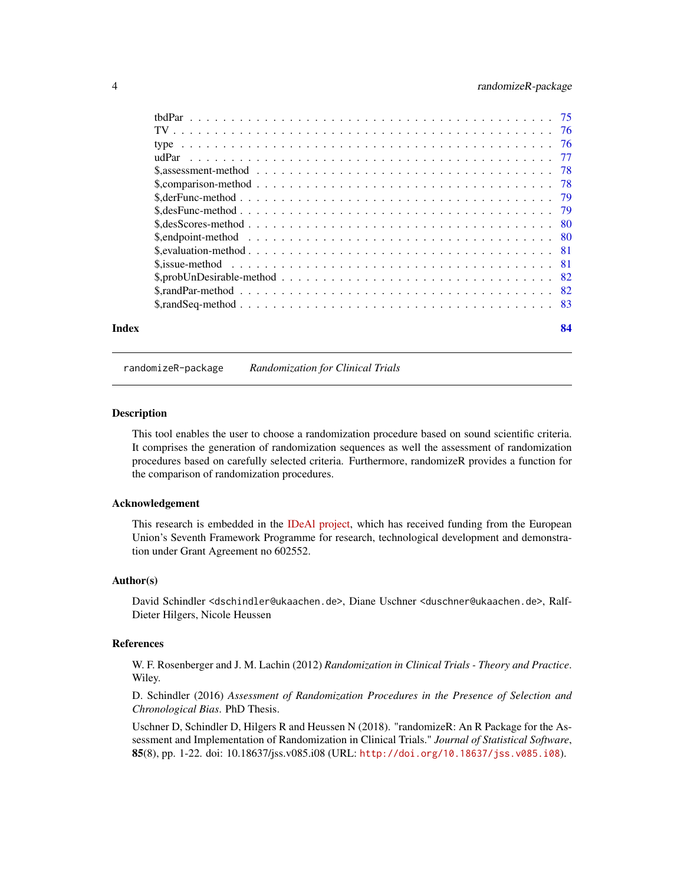tbdPar . . . . . . . . . . . . . . . . . . . . . . . . . . . . . . . . . . . . . . . . . . 75
TV . . . . . . . . . . . . . . . . . . . . . . . . . . . . . . . . . . . . . . . . . . . . 76
type . . . . . . . . . . . . . . . . . . . . . . . . . . . . . . . . . . . . . . . . . . . 76
udPar . . . . . . . . . . . . . . . . . . . . . . . . . . . . . . . . . . . . . . . . . . 77
$,assessment-method . . . . . . . . . . . . . . . . . . . . . . . . . . . . . . . . . 78
$,comparison-method . . . . . . . . . . . . . . . . . . . . . . . . . . . . . . . . . 78
$,derFunc-method . . . . . . . . . . . . . . . . . . . . . . . . . . . . . . . . . . . 79
$,desFunc-method . . . . . . . . . . . . . . . . . . . . . . . . . . . . . . . . . . . 79
$,desScores-method . . . . . . . . . . . . . . . . . . . . . . . . . . . . . . . . . . 80
$,endpoint-method . . . . . . . . . . . . . . . . . . . . . . . . . . . . . . . . . . 80
$,evaluation-method . . . . . . . . . . . . . . . . . . . . . . . . . . . . . . . . . 81
$,issue-method . . . . . . . . . . . . . . . . . . . . . . . . . . . . . . . . . . . . 81
$,probUnDesirable-method . . . . . . . . . . . . . . . . . . . . . . . . . . . . . . 82
$,randPar-method . . . . . . . . . . . . . . . . . . . . . . . . . . . . . . . . . . . 82
$,randSeq-method . . . . . . . . . . . . . . . . . . . . . . . . . . . . . . . . . . . 83

**Index** **84**

---

`randomizeR-package` *Randomization for Clinical Trials*

---

### Description

This tool enables the user to choose a randomization procedure based on sound scientific criteria. It comprises the generation of randomization sequences as well the assessment of randomization procedures based on carefully selected criteria. Furthermore, randomizeR provides a function for the comparison of randomization procedures.

### Acknowledgement

This research is embedded in the IDeAl project, which has received funding from the European Union's Seventh Framework Programme for research, technological development and demonstration under Grant Agreement no 602552.

### Author(s)

David Schindler <dschindler@ukaachen.de>, Diane Uschner <duschner@ukaachen.de>, Ralf-Dieter Hilgers, Nicole Heussen

### References

W. F. Rosenberger and J. M. Lachin (2012) *Randomization in Clinical Trials - Theory and Practice*. Wiley.

D. Schindler (2016) *Assessment of Randomization Procedures in the Presence of Selection and Chronological Bias*. PhD Thesis.

Uschner D, Schindler D, Hilgers R and Heussen N (2018). "randomizeR: An R Package for the Assessment and Implementation of Randomization in Clinical Trials." *Journal of Statistical Software*, **85**(8), pp. 1-22. doi: 10.18637/jss.v085.i08 (URL: `http://doi.org/10.18637/jss.v085.i08`).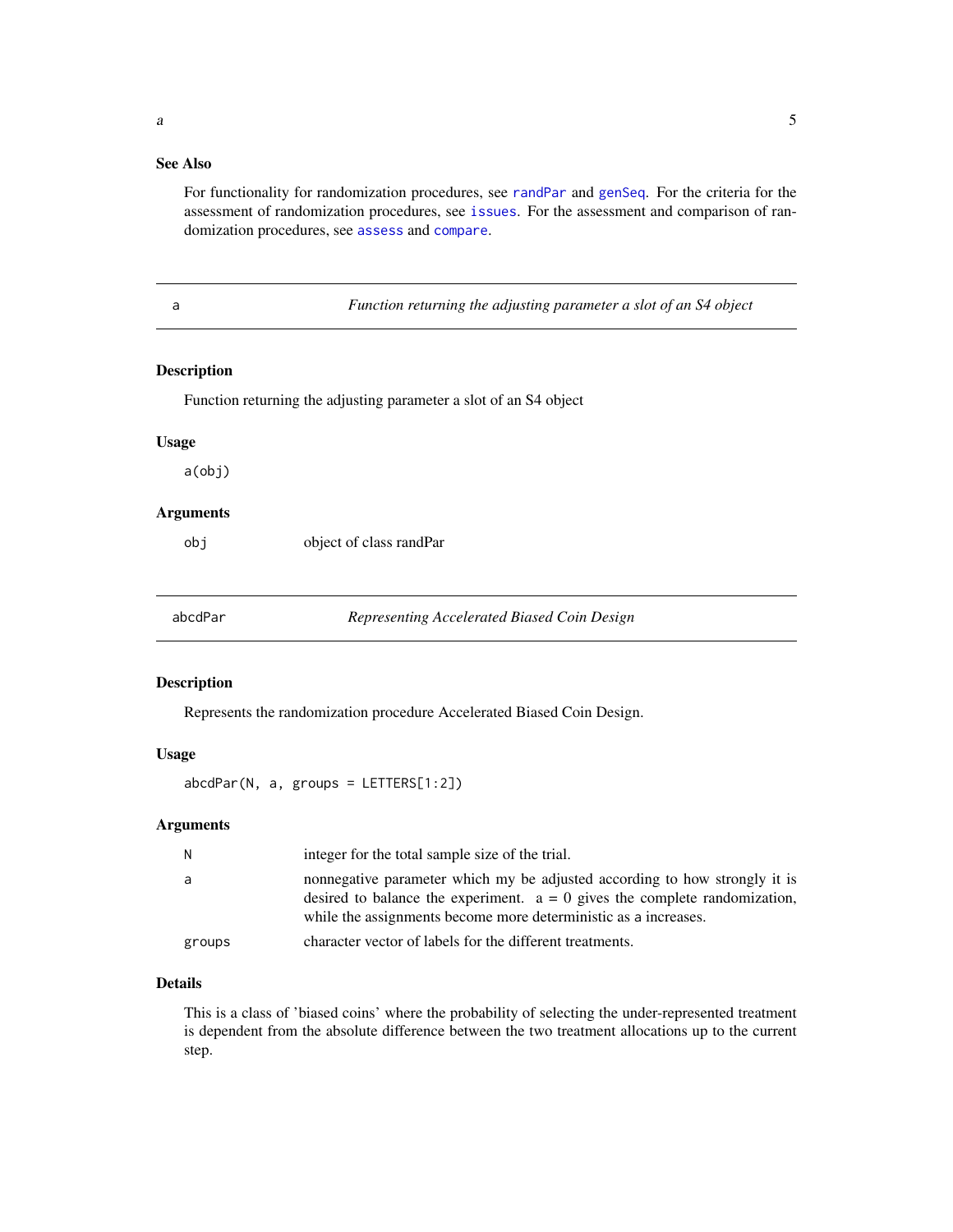### See Also

For functionality for randomization procedures, see randPar and genSeq. For the criteria for the assessment of randomization procedures, see issues. For the assessment and comparison of randomization procedures, see assess and compare.

---

## a — *Function returning the adjusting parameter a slot of an S4 object*

### Description

Function returning the adjusting parameter a slot of an S4 object

### Usage

```
a(obj)
```

### Arguments

| | |
|---|---|
| obj | object of class randPar |

---

## abcdPar — *Representing Accelerated Biased Coin Design*

### Description

Represents the randomization procedure Accelerated Biased Coin Design.

### Usage

```
abcdPar(N, a, groups = LETTERS[1:2])
```

### Arguments

| | |
|---|---|
| N | integer for the total sample size of the trial. |
| a | nonnegative parameter which my be adjusted according to how strongly it is desired to balance the experiment. a = 0 gives the complete randomization, while the assignments become more deterministic as a increases. |
| groups | character vector of labels for the different treatments. |

### Details

This is a class of 'biased coins' where the probability of selecting the under-represented treatment is dependent from the absolute difference between the two treatment allocations up to the current step.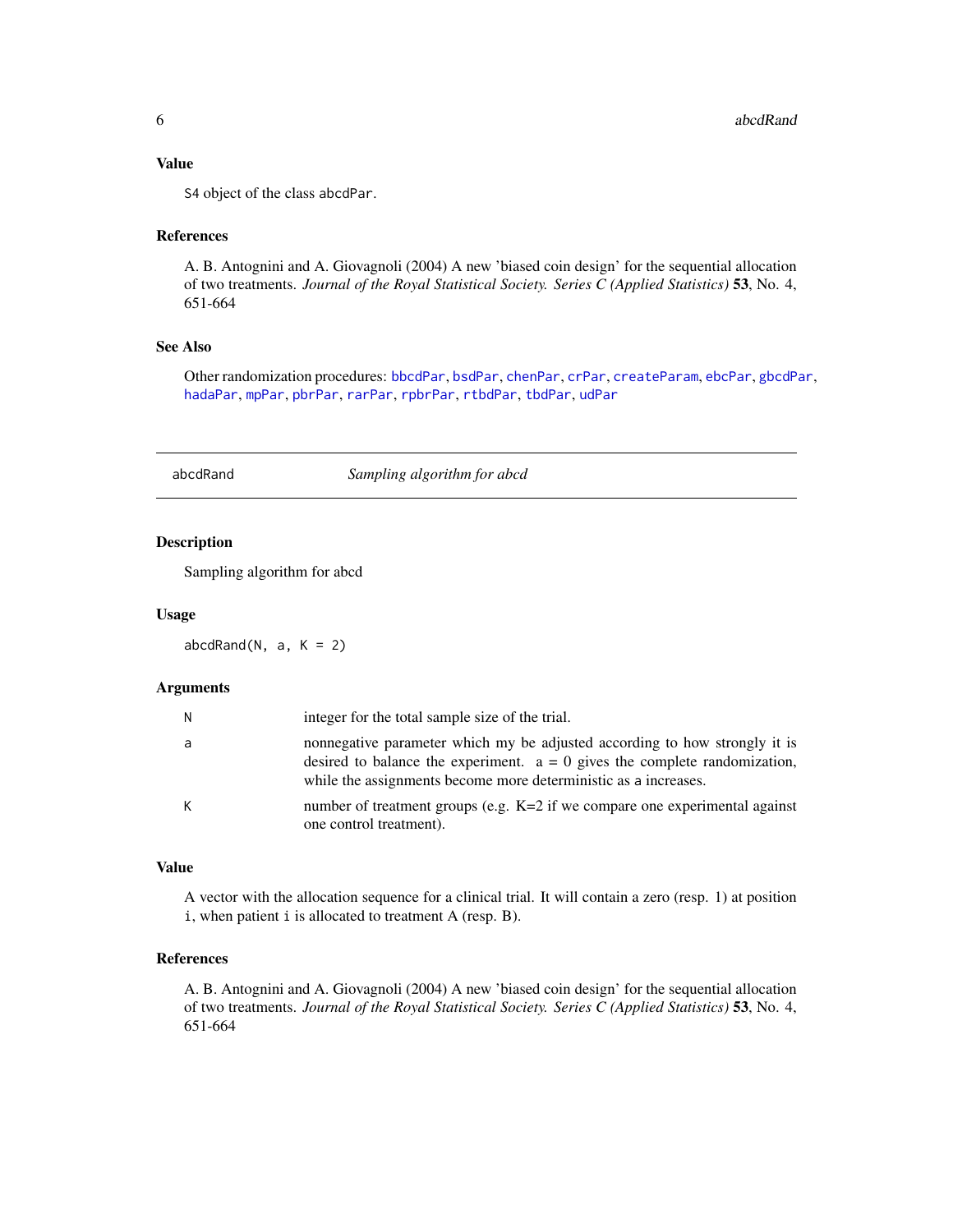### Value

S4 object of the class abcdPar.

### References

A. B. Antognini and A. Giovagnoli (2004) A new 'biased coin design' for the sequential allocation of two treatments. *Journal of the Royal Statistical Society. Series C (Applied Statistics)* **53**, No. 4, 651-664

### See Also

Other randomization procedures: bbcdPar, bsdPar, chenPar, crPar, createParam, ebcPar, gbcdPar, hadaPar, mpPar, pbrPar, rarPar, rpbrPar, rtbdPar, tbdPar, udPar

---

## abcdRand — *Sampling algorithm for abcd*

### Description

Sampling algorithm for abcd

### Usage

```
abcdRand(N, a, K = 2)
```

### Arguments

| | |
|---|---|
| N | integer for the total sample size of the trial. |
| a | nonnegative parameter which my be adjusted according to how strongly it is desired to balance the experiment. a = 0 gives the complete randomization, while the assignments become more deterministic as a increases. |
| K | number of treatment groups (e.g. K=2 if we compare one experimental against one control treatment). |

### Value

A vector with the allocation sequence for a clinical trial. It will contain a zero (resp. 1) at position i, when patient i is allocated to treatment A (resp. B).

### References

A. B. Antognini and A. Giovagnoli (2004) A new 'biased coin design' for the sequential allocation of two treatments. *Journal of the Royal Statistical Society. Series C (Applied Statistics)* **53**, No. 4, 651-664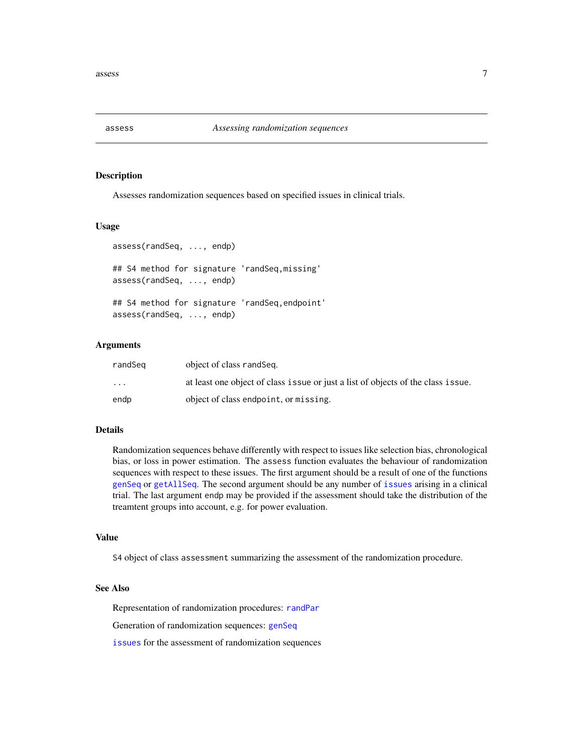# assess — *Assessing randomization sequences*

## Description

Assesses randomization sequences based on specified issues in clinical trials.

## Usage

```
assess(randSeq, ..., endp)

## S4 method for signature 'randSeq,missing'
assess(randSeq, ..., endp)

## S4 method for signature 'randSeq,endpoint'
assess(randSeq, ..., endp)
```

## Arguments

| | |
|---|---|
| randSeq | object of class randSeq. |
| ... | at least one object of class issue or just a list of objects of the class issue. |
| endp | object of class endpoint, or missing. |

## Details

Randomization sequences behave differently with respect to issues like selection bias, chronological bias, or loss in power estimation. The assess function evaluates the behaviour of randomization sequences with respect to these issues. The first argument should be a result of one of the functions genSeq or getAllSeq. The second argument should be any number of issues arising in a clinical trial. The last argument endp may be provided if the assessment should take the distribution of the treamtent groups into account, e.g. for power evaluation.

## Value

S4 object of class assessment summarizing the assessment of the randomization procedure.

## See Also

Representation of randomization procedures: randPar

Generation of randomization sequences: genSeq

issues for the assessment of randomization sequences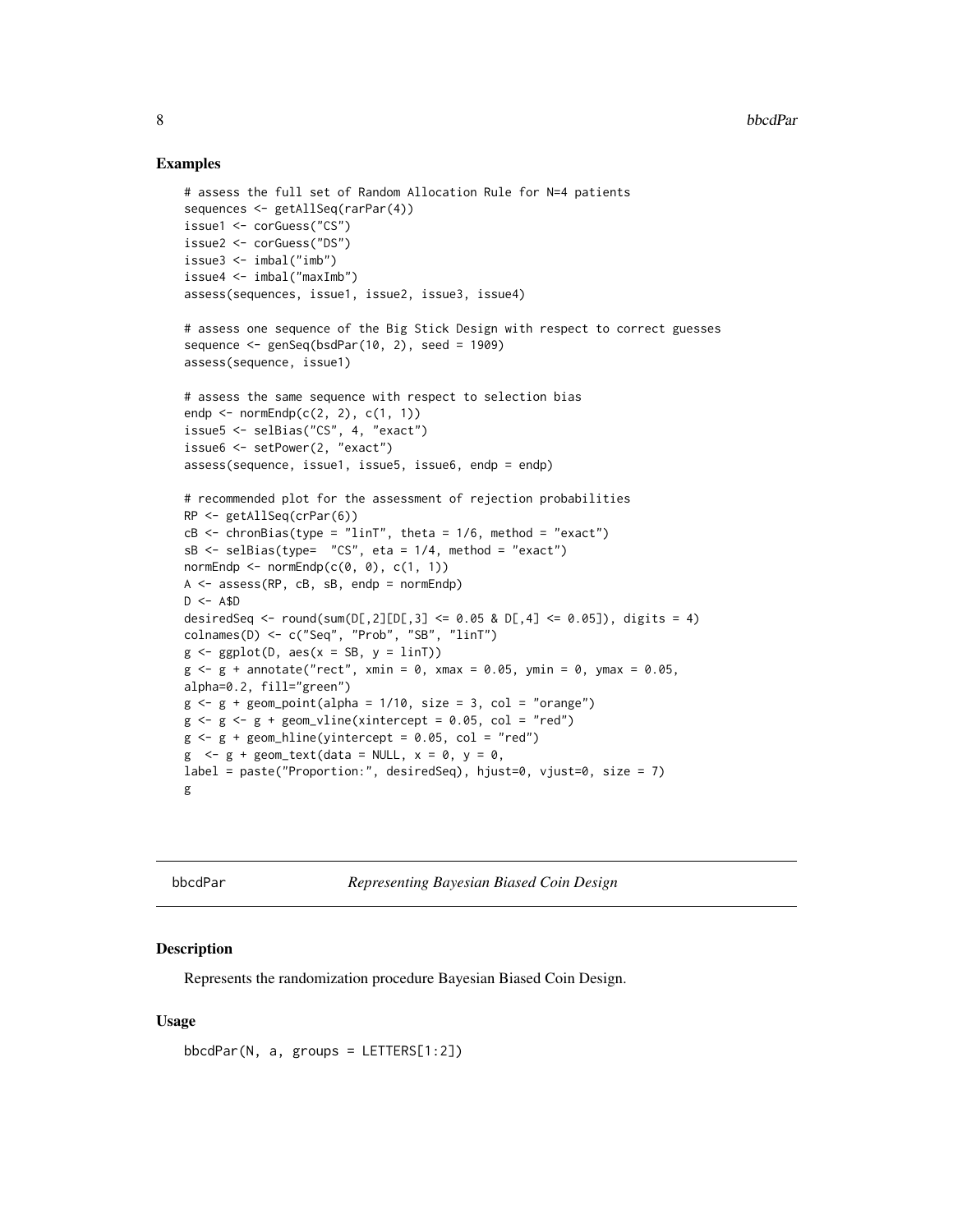### Examples

```
# assess the full set of Random Allocation Rule for N=4 patients
sequences <- getAllSeq(rarPar(4))
issue1 <- corGuess("CS")
issue2 <- corGuess("DS")
issue3 <- imbal("imb")
issue4 <- imbal("maxImb")
assess(sequences, issue1, issue2, issue3, issue4)

# assess one sequence of the Big Stick Design with respect to correct guesses
sequence <- genSeq(bsdPar(10, 2), seed = 1909)
assess(sequence, issue1)

# assess the same sequence with respect to selection bias
endp <- normEndp(c(2, 2), c(1, 1))
issue5 <- selBias("CS", 4, "exact")
issue6 <- setPower(2, "exact")
assess(sequence, issue1, issue5, issue6, endp = endp)

# recommended plot for the assessment of rejection probabilities
RP <- getAllSeq(crPar(6))
cB <- chronBias(type = "linT", theta = 1/6, method = "exact")
sB <- selBias(type=  "CS", eta = 1/4, method = "exact")
normEndp <- normEndp(c(0, 0), c(1, 1))
A <- assess(RP, cB, sB, endp = normEndp)
D <- A$D
desiredSeq <- round(sum(D[,2][D[,3] <= 0.05 & D[,4] <= 0.05]), digits = 4)
colnames(D) <- c("Seq", "Prob", "SB", "linT")
g <- ggplot(D, aes(x = SB, y = linT))
g <- g + annotate("rect", xmin = 0, xmax = 0.05, ymin = 0, ymax = 0.05,
alpha=0.2, fill="green")
g <- g + geom_point(alpha = 1/10, size = 3, col = "orange")
g <- g <- g + geom_vline(xintercept = 0.05, col = "red")
g <- g + geom_hline(yintercept = 0.05, col = "red")
g  <- g + geom_text(data = NULL, x = 0, y = 0,
label = paste("Proportion:", desiredSeq), hjust=0, vjust=0, size = 7)
g
```

---

## bbcdPar — *Representing Bayesian Biased Coin Design*

### Description

Represents the randomization procedure Bayesian Biased Coin Design.

### Usage

```
bbcdPar(N, a, groups = LETTERS[1:2])
```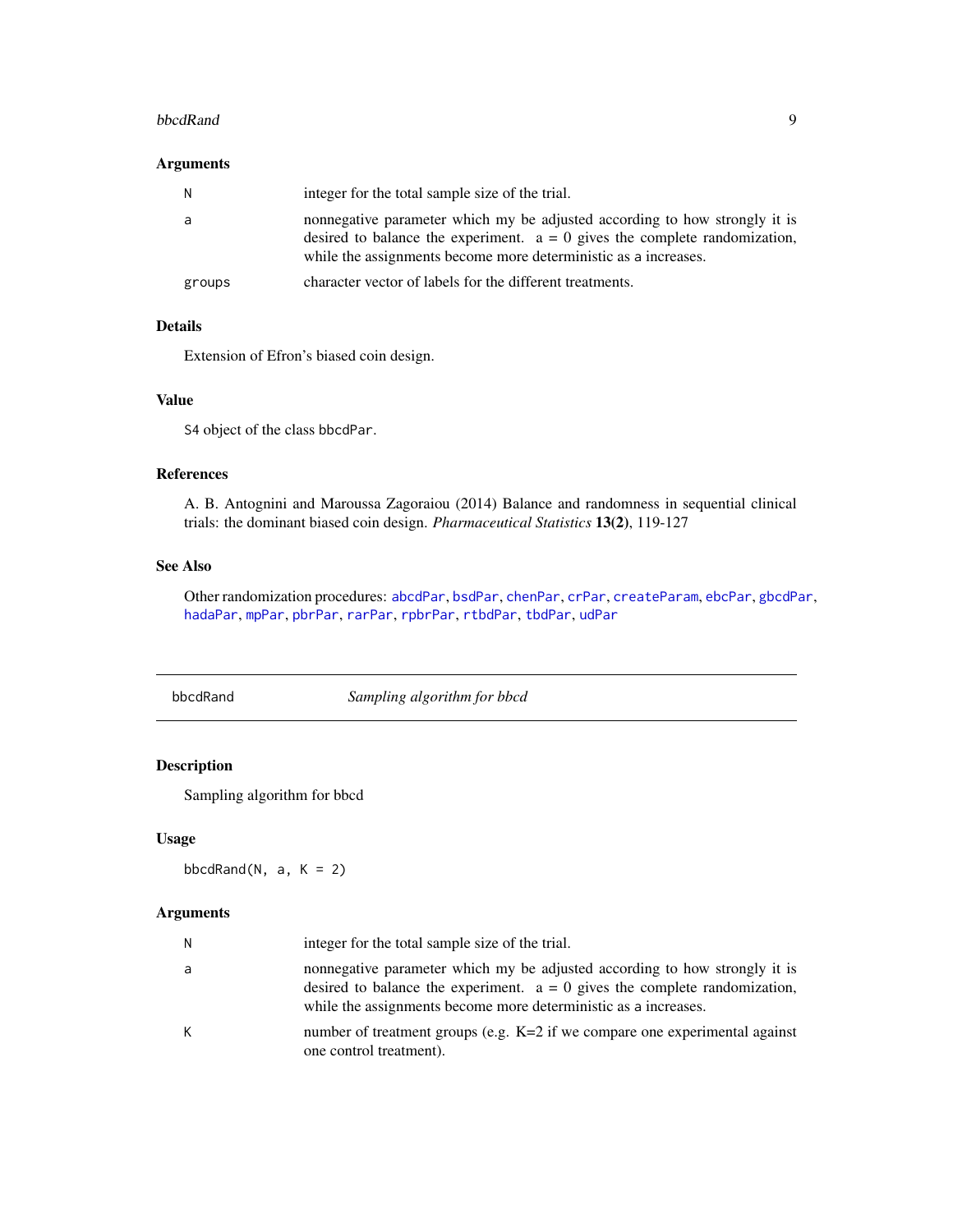### Arguments

| | |
|---|---|
| `N` | integer for the total sample size of the trial. |
| `a` | nonnegative parameter which my be adjusted according to how strongly it is desired to balance the experiment. `a = 0` gives the complete randomization, while the assignments become more deterministic as `a` increases. |
| `groups` | character vector of labels for the different treatments. |

### Details

Extension of Efron's biased coin design.

### Value

`S4` object of the class `bbcdPar`.

### References

A. B. Antognini and Maroussa Zagoraiou (2014) Balance and randomness in sequential clinical trials: the dominant biased coin design. *Pharmaceutical Statistics* **13(2)**, 119-127

### See Also

Other randomization procedures: `abcdPar`, `bsdPar`, `chenPar`, `crPar`, `createParam`, `ebcPar`, `gbcdPar`, `hadaPar`, `mpPar`, `pbrPar`, `rarPar`, `rpbrPar`, `rtbdPar`, `tbdPar`, `udPar`

---

## `bbcdRand` *Sampling algorithm for bbcd*

### Description

Sampling algorithm for bbcd

### Usage

```
bbcdRand(N, a, K = 2)
```

### Arguments

| | |
|---|---|
| `N` | integer for the total sample size of the trial. |
| `a` | nonnegative parameter which my be adjusted according to how strongly it is desired to balance the experiment. `a = 0` gives the complete randomization, while the assignments become more deterministic as `a` increases. |
| `K` | number of treatment groups (e.g. K=2 if we compare one experimental against one control treatment). |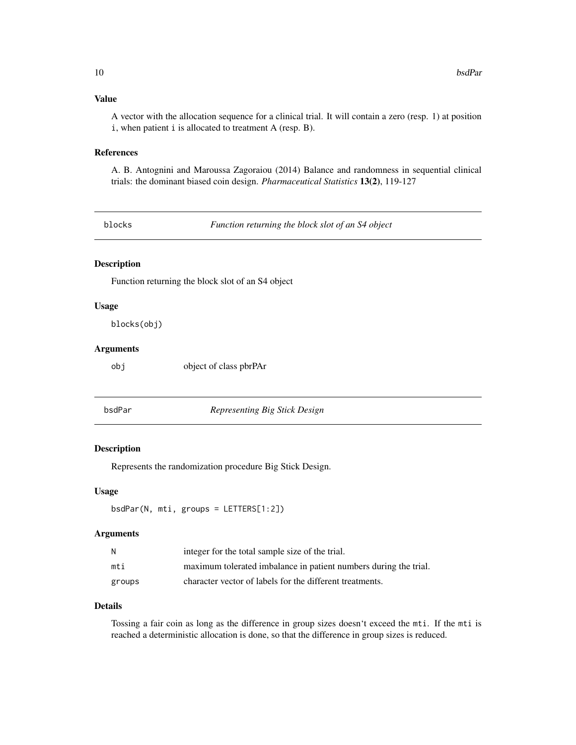### Value

A vector with the allocation sequence for a clinical trial. It will contain a zero (resp. 1) at position i, when patient i is allocated to treatment A (resp. B).

### References

A. B. Antognini and Maroussa Zagoraiou (2014) Balance and randomness in sequential clinical trials: the dominant biased coin design. *Pharmaceutical Statistics* **13(2)**, 119-127

---

## blocks — *Function returning the block slot of an S4 object*

### Description

Function returning the block slot of an S4 object

### Usage

```
blocks(obj)
```

### Arguments

| | |
|---|---|
| obj | object of class pbrPAr |

---

## bsdPar — *Representing Big Stick Design*

### Description

Represents the randomization procedure Big Stick Design.

### Usage

```
bsdPar(N, mti, groups = LETTERS[1:2])
```

### Arguments

| | |
|---|---|
| N | integer for the total sample size of the trial. |
| mti | maximum tolerated imbalance in patient numbers during the trial. |
| groups | character vector of labels for the different treatments. |

### Details

Tossing a fair coin as long as the difference in group sizes doesn't exceed the mti. If the mti is reached a deterministic allocation is done, so that the difference in group sizes is reduced.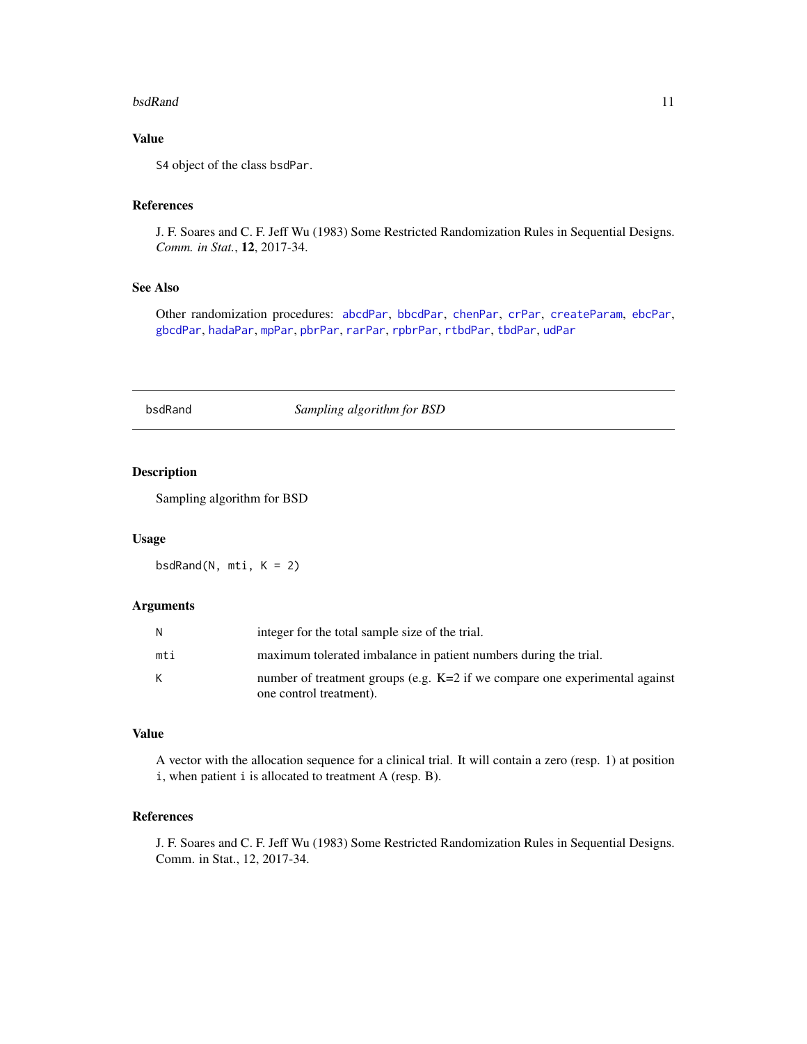## Value

S4 object of the class `bsdPar`.

## References

J. F. Soares and C. F. Jeff Wu (1983) Some Restricted Randomization Rules in Sequential Designs. *Comm. in Stat.*, **12**, 2017-34.

## See Also

Other randomization procedures: `abcdPar`, `bbcdPar`, `chenPar`, `crPar`, `createParam`, `ebcPar`, `gbcdPar`, `hadaPar`, `mpPar`, `pbrPar`, `rarPar`, `rpbrPar`, `rtbdPar`, `tbdPar`, `udPar`

---

# bsdRand — *Sampling algorithm for BSD*

## Description

Sampling algorithm for BSD

## Usage

```
bsdRand(N, mti, K = 2)
```

## Arguments

| | |
|---|---|
| `N` | integer for the total sample size of the trial. |
| `mti` | maximum tolerated imbalance in patient numbers during the trial. |
| `K` | number of treatment groups (e.g. K=2 if we compare one experimental against one control treatment). |

## Value

A vector with the allocation sequence for a clinical trial. It will contain a zero (resp. 1) at position `i`, when patient `i` is allocated to treatment A (resp. B).

## References

J. F. Soares and C. F. Jeff Wu (1983) Some Restricted Randomization Rules in Sequential Designs. Comm. in Stat., 12, 2017-34.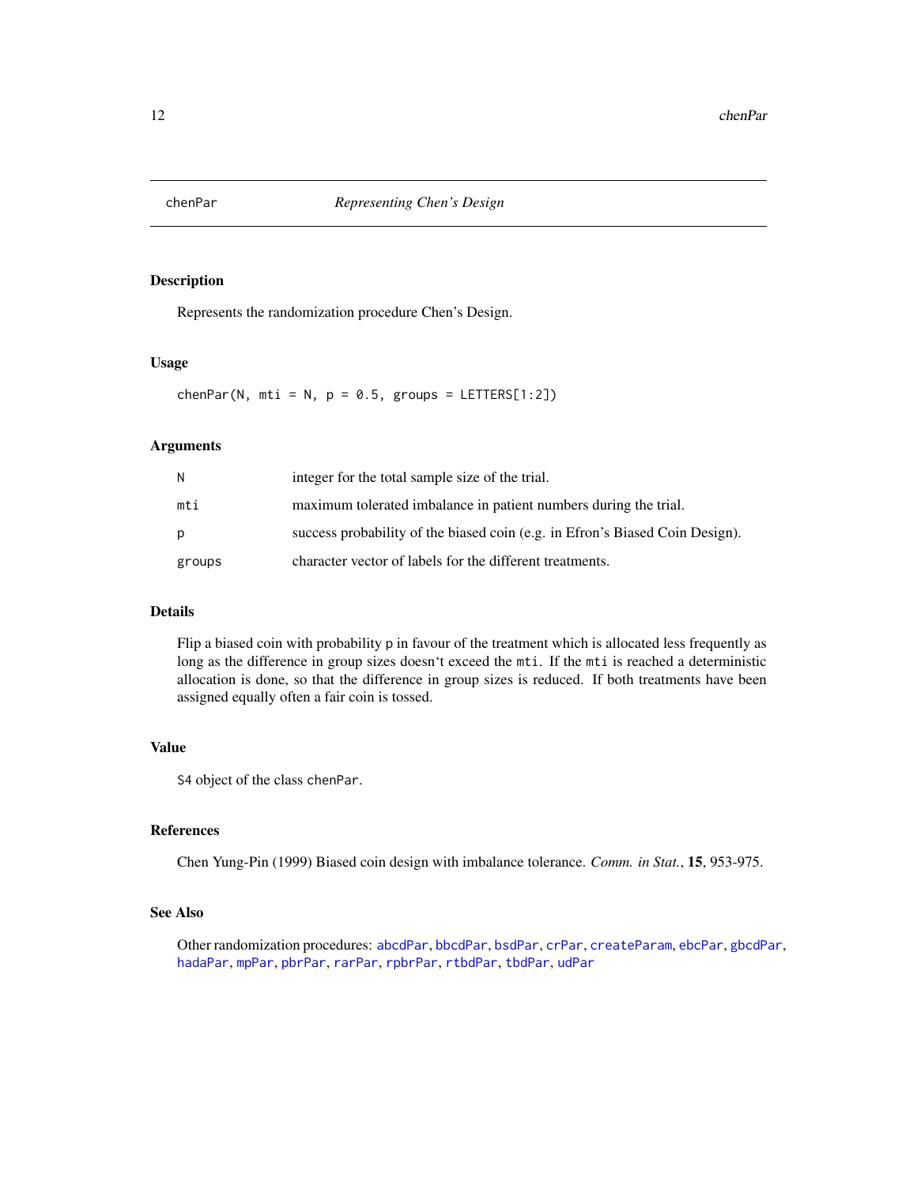chenPar *Representing Chen's Design*

## Description

Represents the randomization procedure Chen's Design.

## Usage

```
chenPar(N, mti = N, p = 0.5, groups = LETTERS[1:2])
```

## Arguments

| | |
|---|---|
| N | integer for the total sample size of the trial. |
| mti | maximum tolerated imbalance in patient numbers during the trial. |
| p | success probability of the biased coin (e.g. in Efron's Biased Coin Design). |
| groups | character vector of labels for the different treatments. |

## Details

Flip a biased coin with probability p in favour of the treatment which is allocated less frequently as long as the difference in group sizes doesn't exceed the mti. If the mti is reached a deterministic allocation is done, so that the difference in group sizes is reduced. If both treatments have been assigned equally often a fair coin is tossed.

## Value

S4 object of the class chenPar.

## References

Chen Yung-Pin (1999) Biased coin design with imbalance tolerance. *Comm. in Stat.*, **15**, 953-975.

## See Also

Other randomization procedures: abcdPar, bbcdPar, bsdPar, crPar, createParam, ebcPar, gbcdPar, hadaPar, mpPar, pbrPar, rarPar, rpbrPar, rtbdPar, tbdPar, udPar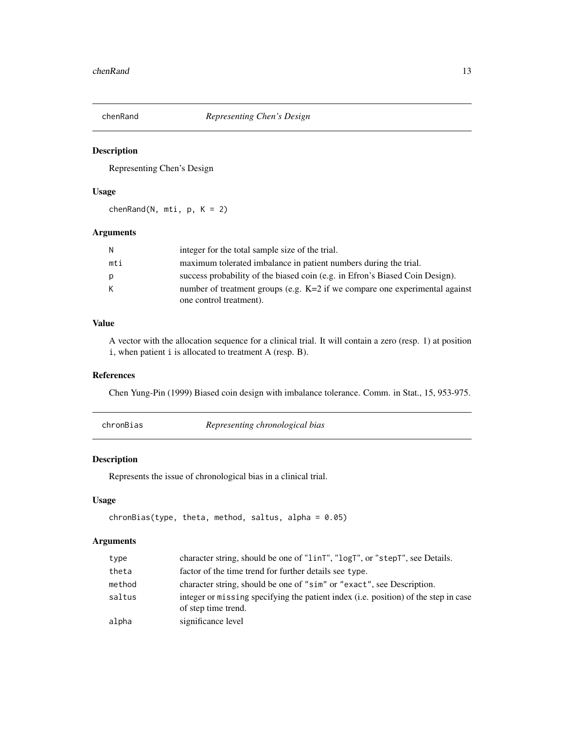## chenRand — *Representing Chen's Design*

### Description

Representing Chen's Design

### Usage

```
chenRand(N, mti, p, K = 2)
```

### Arguments

| | |
|---|---|
| N | integer for the total sample size of the trial. |
| mti | maximum tolerated imbalance in patient numbers during the trial. |
| p | success probability of the biased coin (e.g. in Efron's Biased Coin Design). |
| K | number of treatment groups (e.g. K=2 if we compare one experimental against one control treatment). |

### Value

A vector with the allocation sequence for a clinical trial. It will contain a zero (resp. 1) at position `i`, when patient `i` is allocated to treatment A (resp. B).

### References

Chen Yung-Pin (1999) Biased coin design with imbalance tolerance. Comm. in Stat., 15, 953-975.

## chronBias — *Representing chronological bias*

### Description

Represents the issue of chronological bias in a clinical trial.

### Usage

```
chronBias(type, theta, method, saltus, alpha = 0.05)
```

### Arguments

| | |
|---|---|
| type | character string, should be one of "linT", "logT", or "stepT", see Details. |
| theta | factor of the time trend for further details see `type`. |
| method | character string, should be one of "sim" or "exact", see Description. |
| saltus | integer or `missing` specifying the patient index (i.e. position) of the step in case of step time trend. |
| alpha | significance level |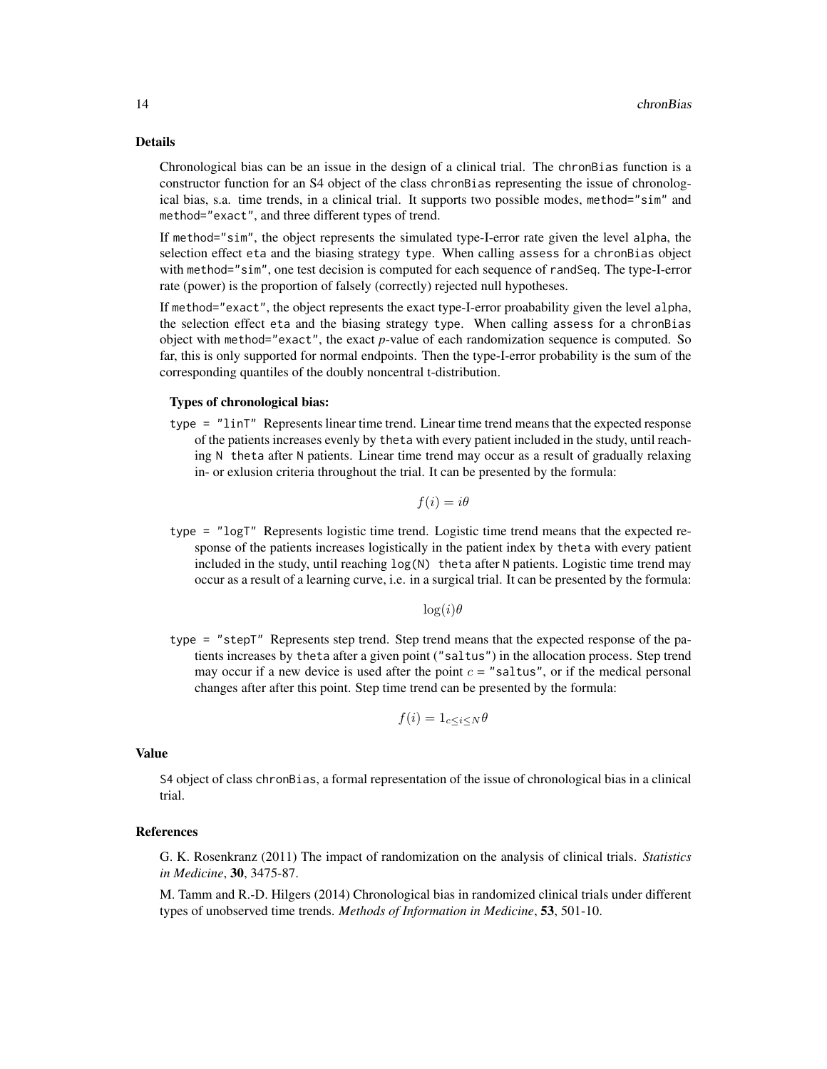## Details

Chronological bias can be an issue in the design of a clinical trial. The `chronBias` function is a constructor function for an S4 object of the class `chronBias` representing the issue of chronological bias, s.a. time trends, in a clinical trial. It supports two possible modes, `method="sim"` and `method="exact"`, and three different types of trend.

If `method="sim"`, the object represents the simulated type-I-error rate given the level `alpha`, the selection effect `eta` and the biasing strategy `type`. When calling `assess` for a `chronBias` object with `method="sim"`, one test decision is computed for each sequence of `randSeq`. The type-I-error rate (power) is the proportion of falsely (correctly) rejected null hypotheses.

If `method="exact"`, the object represents the exact type-I-error proabability given the level `alpha`, the selection effect `eta` and the biasing strategy `type`. When calling `assess` for a `chronBias` object with `method="exact"`, the exact *p*-value of each randomization sequence is computed. So far, this is only supported for normal endpoints. Then the type-I-error probability is the sum of the corresponding quantiles of the doubly noncentral t-distribution.

### Types of chronological bias:

`type = "linT"` Represents linear time trend. Linear time trend means that the expected response of the patients increases evenly by `theta` with every patient included in the study, until reaching `N theta` after `N` patients. Linear time trend may occur as a result of gradually relaxing in- or exlusion criteria throughout the trial. It can be presented by the formula:

$$f(i) = i\theta$$

`type = "logT"` Represents logistic time trend. Logistic time trend means that the expected response of the patients increases logistically in the patient index by `theta` with every patient included in the study, until reaching `log(N) theta` after `N` patients. Logistic time trend may occur as a result of a learning curve, i.e. in a surgical trial. It can be presented by the formula:

$$\log(i)\theta$$

`type = "stepT"` Represents step trend. Step trend means that the expected response of the patients increases by `theta` after a given point (`"saltus"`) in the allocation process. Step trend may occur if a new device is used after the point $c =$ `"saltus"`, or if the medical personal changes after after this point. Step time trend can be presented by the formula:

$$f(i) = 1_{c \leq i \leq N}\theta$$

## Value

S4 object of class `chronBias`, a formal representation of the issue of chronological bias in a clinical trial.

## References

G. K. Rosenkranz (2011) The impact of randomization on the analysis of clinical trials. *Statistics in Medicine*, **30**, 3475-87.

M. Tamm and R.-D. Hilgers (2014) Chronological bias in randomized clinical trials under different types of unobserved time trends. *Methods of Information in Medicine*, **53**, 501-10.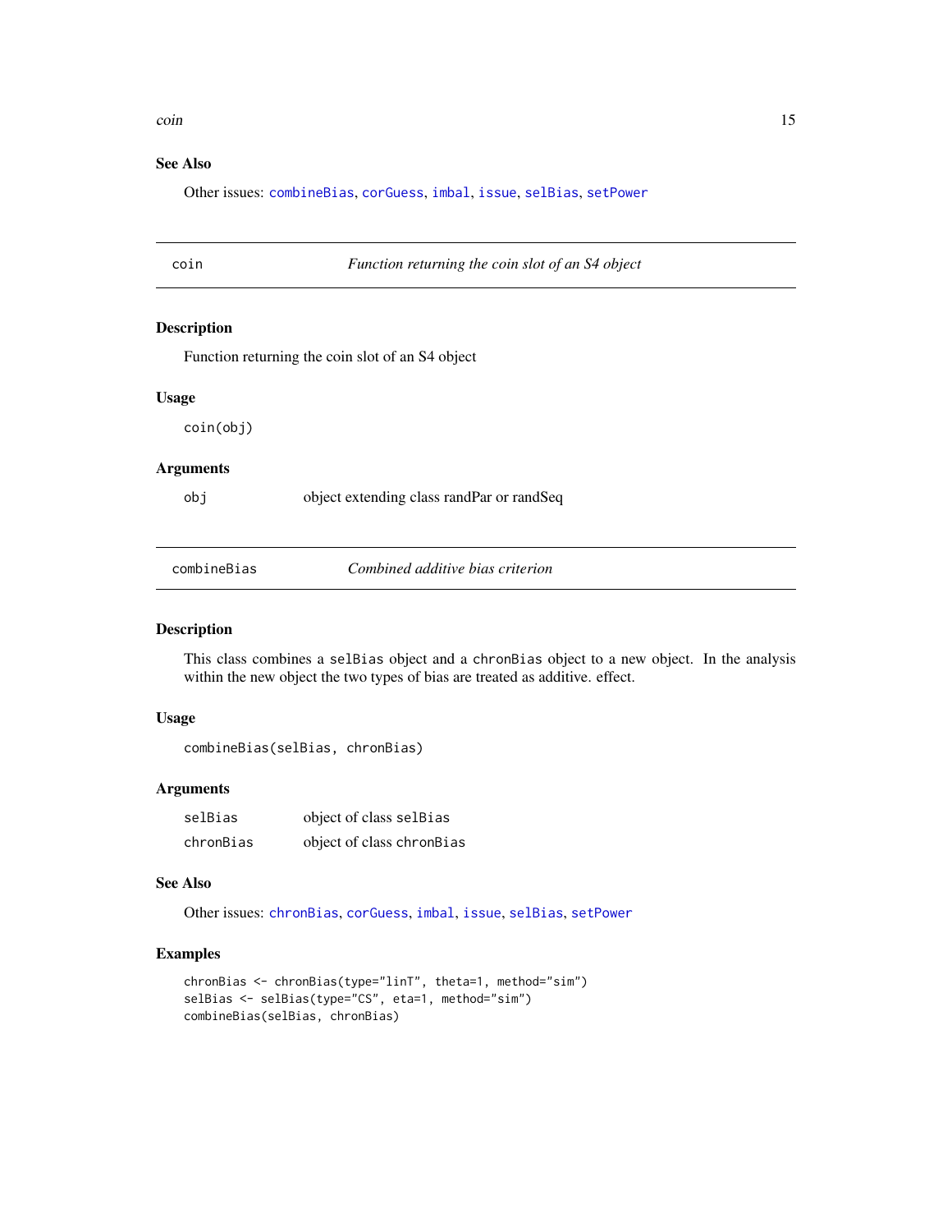## See Also

Other issues: combineBias, corGuess, imbal, issue, selBias, setPower

---

## coin — *Function returning the coin slot of an S4 object*

### Description

Function returning the coin slot of an S4 object

### Usage

```
coin(obj)
```

### Arguments

| | |
|---|---|
| obj | object extending class randPar or randSeq |

---

## combineBias — *Combined additive bias criterion*

### Description

This class combines a `selBias` object and a `chronBias` object to a new object. In the analysis within the new object the two types of bias are treated as additive. effect.

### Usage

```
combineBias(selBias, chronBias)
```

### Arguments

| | |
|---|---|
| selBias | object of class `selBias` |
| chronBias | object of class `chronBias` |

### See Also

Other issues: chronBias, corGuess, imbal, issue, selBias, setPower

### Examples

```
chronBias <- chronBias(type="linT", theta=1, method="sim")
selBias <- selBias(type="CS", eta=1, method="sim")
combineBias(selBias, chronBias)
```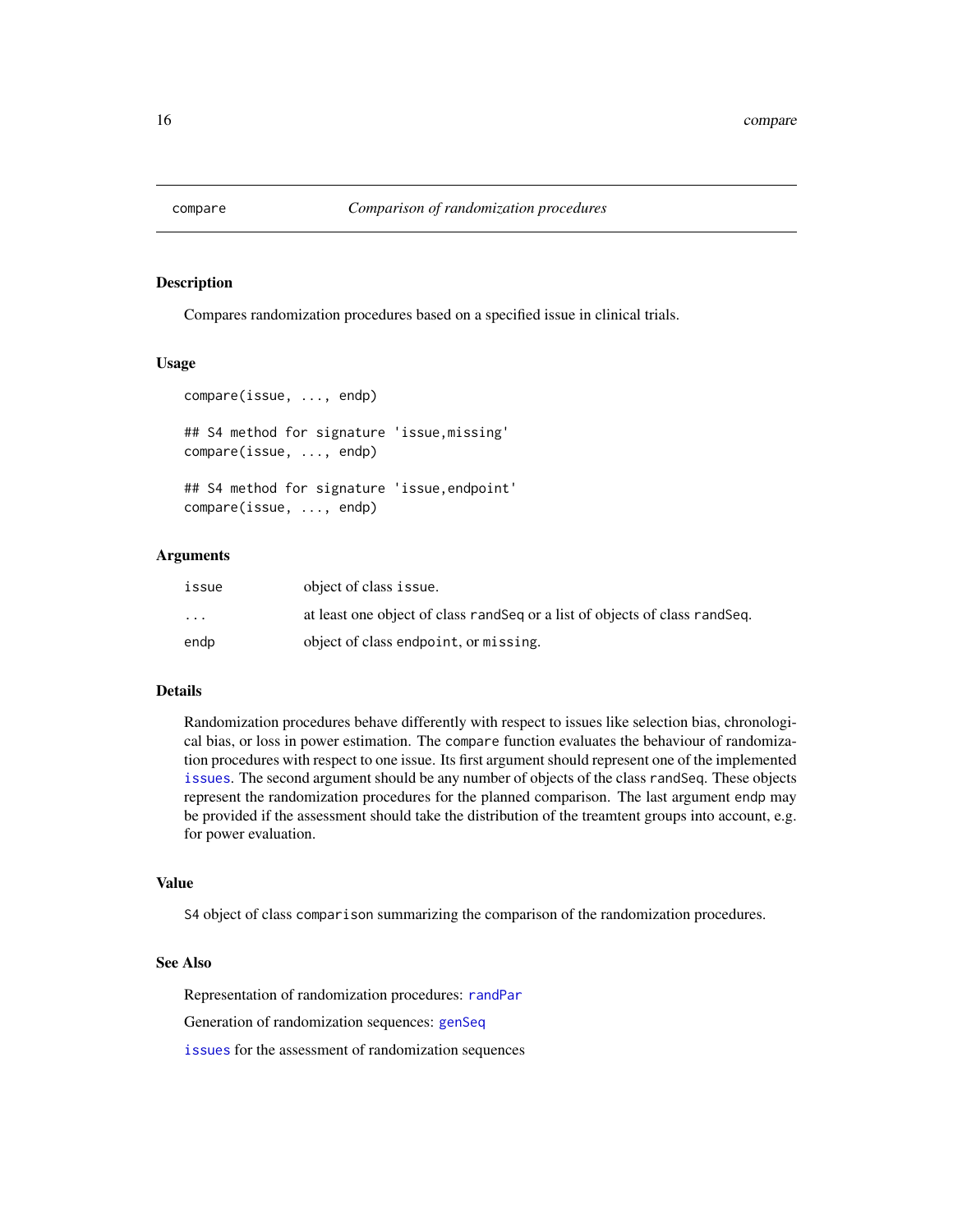# compare *Comparison of randomization procedures*

## Description

Compares randomization procedures based on a specified issue in clinical trials.

## Usage

```
compare(issue, ..., endp)

## S4 method for signature 'issue,missing'
compare(issue, ..., endp)

## S4 method for signature 'issue,endpoint'
compare(issue, ..., endp)
```

## Arguments

| | |
|---|---|
| `issue` | object of class `issue`. |
| `...` | at least one object of class `randSeq` or a list of objects of class `randSeq`. |
| `endp` | object of class `endpoint`, or `missing`. |

## Details

Randomization procedures behave differently with respect to issues like selection bias, chronological bias, or loss in power estimation. The `compare` function evaluates the behaviour of randomization procedures with respect to one issue. Its first argument should represent one of the implemented `issues`. The second argument should be any number of objects of the class `randSeq`. These objects represent the randomization procedures for the planned comparison. The last argument `endp` may be provided if the assessment should take the distribution of the treamtent groups into account, e.g. for power evaluation.

## Value

S4 object of class `comparison` summarizing the comparison of the randomization procedures.

## See Also

Representation of randomization procedures: `randPar`

Generation of randomization sequences: `genSeq`

`issues` for the assessment of randomization sequences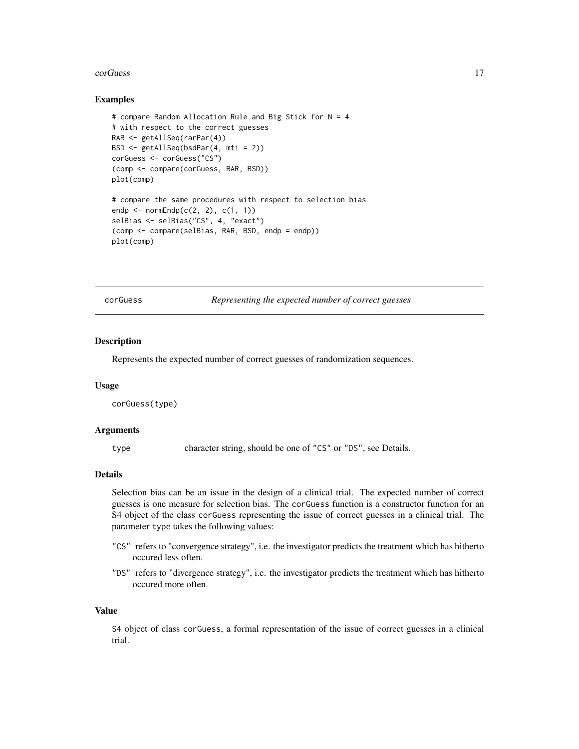## Examples

```
# compare Random Allocation Rule and Big Stick for N = 4
# with respect to the correct guesses
RAR <- getAllSeq(rarPar(4))
BSD <- getAllSeq(bsdPar(4, mti = 2))
corGuess <- corGuess("CS")
(comp <- compare(corGuess, RAR, BSD))
plot(comp)

# compare the same procedures with respect to selection bias
endp <- normEndp(c(2, 2), c(1, 1))
selBias <- selBias("CS", 4, "exact")
(comp <- compare(selBias, RAR, BSD, endp = endp))
plot(comp)
```

---

# corGuess — *Representing the expected number of correct guesses*

## Description

Represents the expected number of correct guesses of randomization sequences.

## Usage

```
corGuess(type)
```

## Arguments

| | |
|---|---|
| `type` | character string, should be one of `"CS"` or `"DS"`, see Details. |

## Details

Selection bias can be an issue in the design of a clinical trial. The expected number of correct guesses is one measure for selection bias. The `corGuess` function is a constructor function for an S4 object of the class `corGuess` representing the issue of correct guesses in a clinical trial. The parameter `type` takes the following values:

- `"CS"` refers to "convergence strategy", i.e. the investigator predicts the treatment which has hitherto occured less often.
- `"DS"` refers to "divergence strategy", i.e. the investigator predicts the treatment which has hitherto occured more often.

## Value

S4 object of class `corGuess`, a formal representation of the issue of correct guesses in a clinical trial.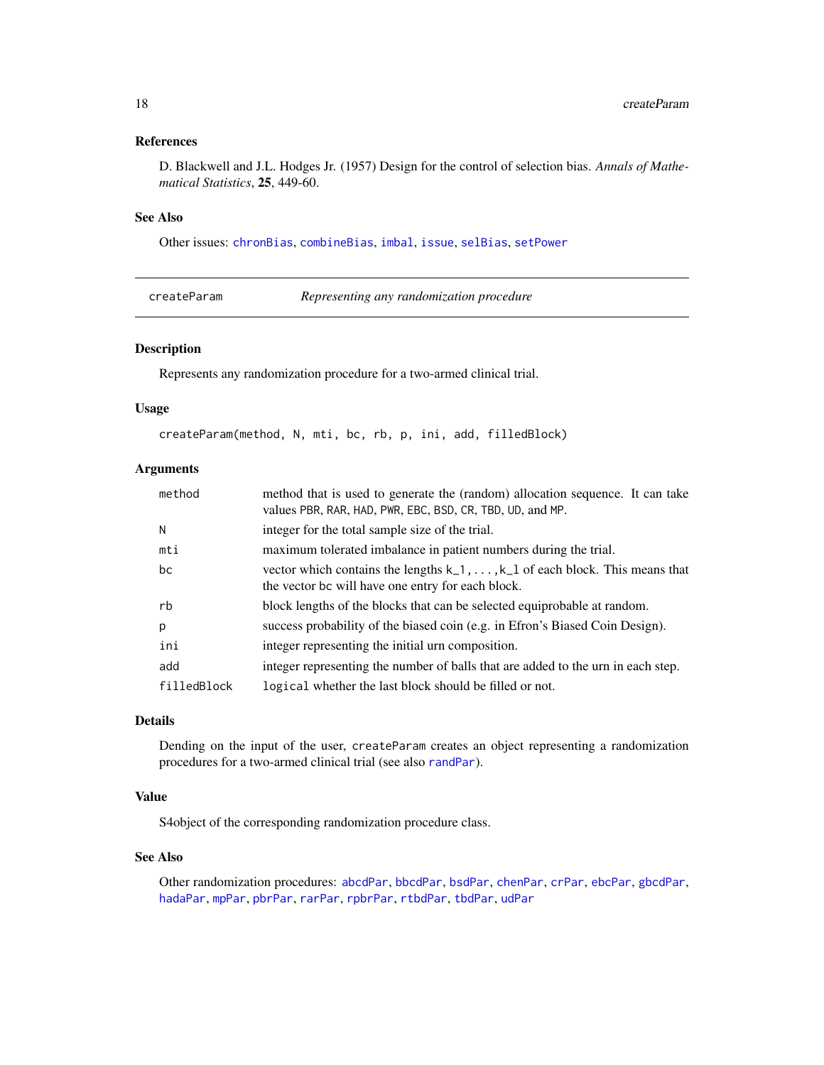### References

D. Blackwell and J.L. Hodges Jr. (1957) Design for the control of selection bias. *Annals of Mathematical Statistics*, **25**, 449-60.

### See Also

Other issues: chronBias, combineBias, imbal, issue, selBias, setPower

---

## createParam — *Representing any randomization procedure*

### Description

Represents any randomization procedure for a two-armed clinical trial.

### Usage

```
createParam(method, N, mti, bc, rb, p, ini, add, filledBlock)
```

### Arguments

| Argument | Description |
|---|---|
| method | method that is used to generate the (random) allocation sequence. It can take values PBR, RAR, HAD, PWR, EBC, BSD, CR, TBD, UD, and MP. |
| N | integer for the total sample size of the trial. |
| mti | maximum tolerated imbalance in patient numbers during the trial. |
| bc | vector which contains the lengths k_1,...,k_l of each block. This means that the vector bc will have one entry for each block. |
| rb | block lengths of the blocks that can be selected equiprobable at random. |
| p | success probability of the biased coin (e.g. in Efron's Biased Coin Design). |
| ini | integer representing the initial urn composition. |
| add | integer representing the number of balls that are added to the urn in each step. |
| filledBlock | logical whether the last block should be filled or not. |

### Details

Dending on the input of the user, createParam creates an object representing a randomization procedures for a two-armed clinical trial (see also randPar).

### Value

S4object of the corresponding randomization procedure class.

### See Also

Other randomization procedures: abcdPar, bbcdPar, bsdPar, chenPar, crPar, ebcPar, gbcdPar, hadaPar, mpPar, pbrPar, rarPar, rpbrPar, rtbdPar, tbdPar, udPar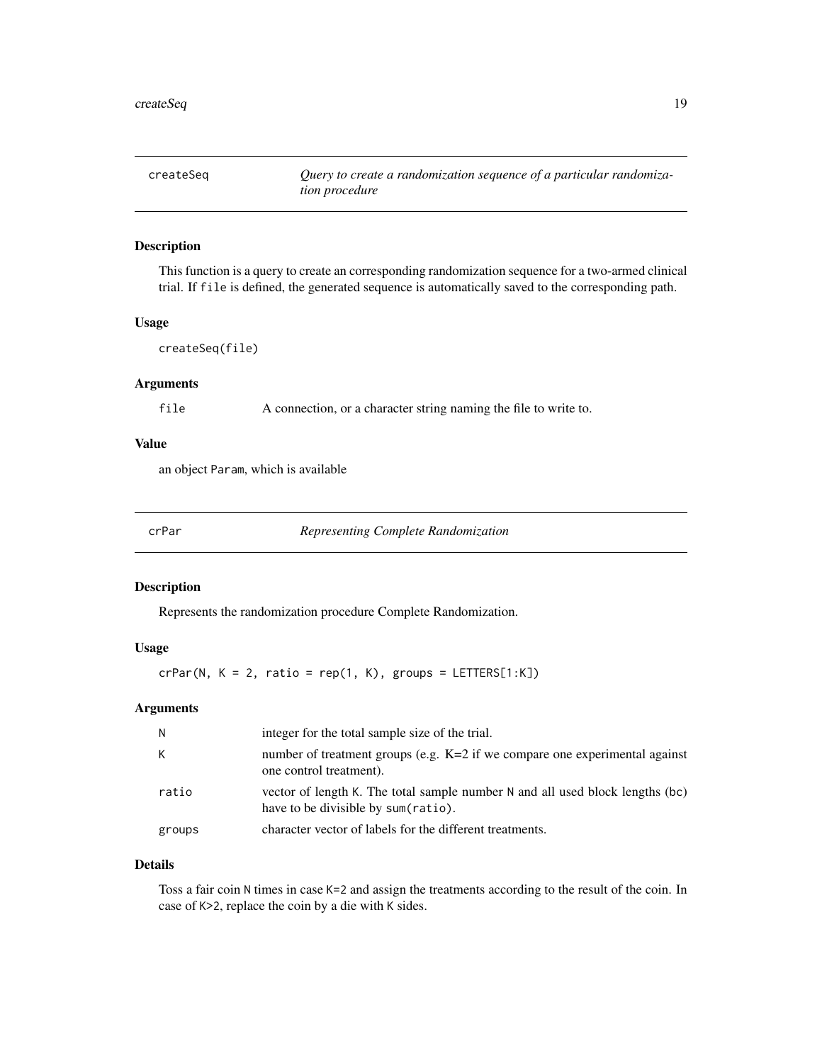## createSeq — *Query to create a randomization sequence of a particular randomization procedure*

### Description

This function is a query to create an corresponding randomization sequence for a two-armed clinical trial. If `file` is defined, the generated sequence is automatically saved to the corresponding path.

### Usage

```
createSeq(file)
```

### Arguments

| | |
|---|---|
| `file` | A connection, or a character string naming the file to write to. |

### Value

an object `Param`, which is available

## crPar — *Representing Complete Randomization*

### Description

Represents the randomization procedure Complete Randomization.

### Usage

```
crPar(N, K = 2, ratio = rep(1, K), groups = LETTERS[1:K])
```

### Arguments

| | |
|---|---|
| `N` | integer for the total sample size of the trial. |
| `K` | number of treatment groups (e.g. K=2 if we compare one experimental against one control treatment). |
| `ratio` | vector of length `K`. The total sample number `N` and all used block lengths (`bc`) have to be divisible by `sum(ratio)`. |
| `groups` | character vector of labels for the different treatments. |

### Details

Toss a fair coin `N` times in case `K=2` and assign the treatments according to the result of the coin. In case of `K>2`, replace the coin by a die with `K` sides.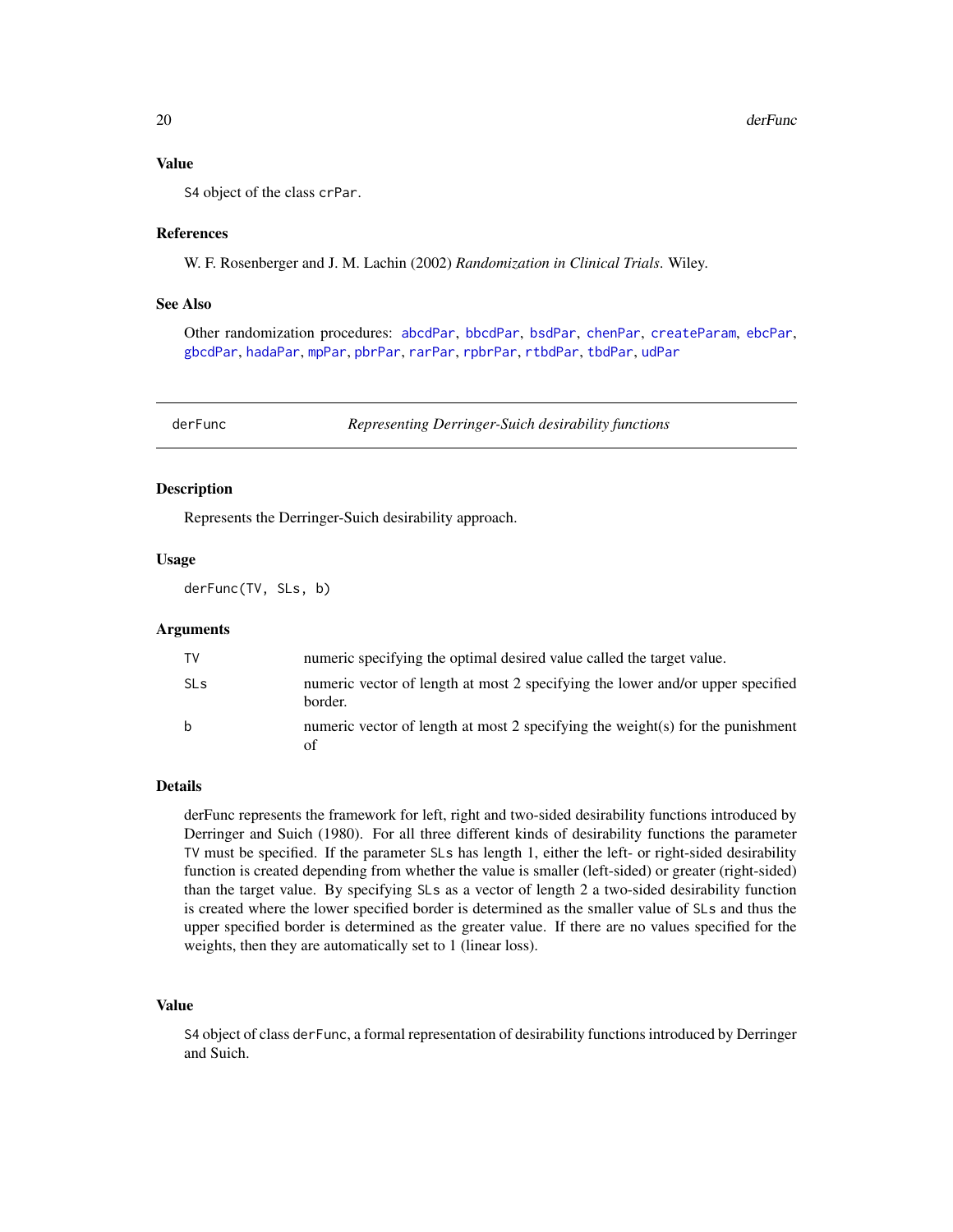### Value

S4 object of the class `crPar`.

### References

W. F. Rosenberger and J. M. Lachin (2002) *Randomization in Clinical Trials*. Wiley.

### See Also

Other randomization procedures: `abcdPar`, `bbcdPar`, `bsdPar`, `chenPar`, `createParam`, `ebcPar`, `gbcdPar`, `hadaPar`, `mpPar`, `pbrPar`, `rarPar`, `rpbrPar`, `rtbdPar`, `tbdPar`, `udPar`

---

## derFunc — *Representing Derringer-Suich desirability functions*

---

### Description

Represents the Derringer-Suich desirability approach.

### Usage

```
derFunc(TV, SLs, b)
```

### Arguments

| | |
|---|---|
| `TV` | numeric specifying the optimal desired value called the target value. |
| `SLs` | numeric vector of length at most 2 specifying the lower and/or upper specified border. |
| `b` | numeric vector of length at most 2 specifying the weight(s) for the punishment of |

### Details

derFunc represents the framework for left, right and two-sided desirability functions introduced by Derringer and Suich (1980). For all three different kinds of desirability functions the parameter `TV` must be specified. If the parameter `SLs` has length 1, either the left- or right-sided desirability function is created depending from whether the value is smaller (left-sided) or greater (right-sided) than the target value. By specifying `SLs` as a vector of length 2 a two-sided desirability function is created where the lower specified border is determined as the smaller value of `SLs` and thus the upper specified border is determined as the greater value. If there are no values specified for the weights, then they are automatically set to 1 (linear loss).

### Value

S4 object of class `derFunc`, a formal representation of desirability functions introduced by Derringer and Suich.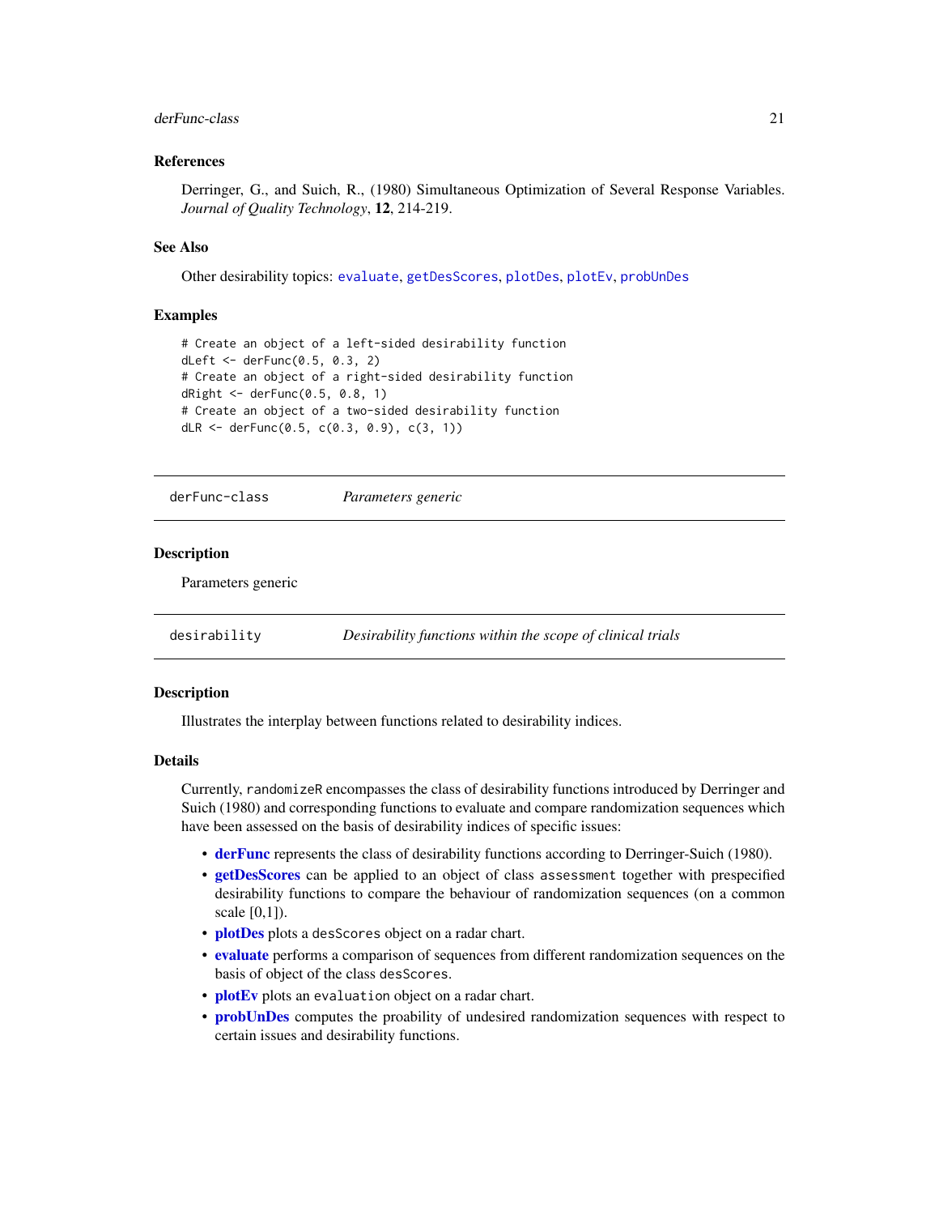### References

Derringer, G., and Suich, R., (1980) Simultaneous Optimization of Several Response Variables. *Journal of Quality Technology*, **12**, 214-219.

### See Also

Other desirability topics: `evaluate`, `getDesScores`, `plotDes`, `plotEv`, `probUnDes`

### Examples

```
# Create an object of a left-sided desirability function
dLeft <- derFunc(0.5, 0.3, 2)
# Create an object of a right-sided desirability function
dRight <- derFunc(0.5, 0.8, 1)
# Create an object of a two-sided desirability function
dLR <- derFunc(0.5, c(0.3, 0.9), c(3, 1))
```

---

## derFunc-class — *Parameters generic*

### Description

Parameters generic

---

## desirability — *Desirability functions within the scope of clinical trials*

### Description

Illustrates the interplay between functions related to desirability indices.

### Details

Currently, `randomizeR` encompasses the class of desirability functions introduced by Derringer and Suich (1980) and corresponding functions to evaluate and compare randomization sequences which have been assessed on the basis of desirability indices of specific issues:

- **derFunc** represents the class of desirability functions according to Derringer-Suich (1980).
- **getDesScores** can be applied to an object of class `assessment` together with prespecified desirability functions to compare the behaviour of randomization sequences (on a common scale [0,1]).
- **plotDes** plots a `desScores` object on a radar chart.
- **evaluate** performs a comparison of sequences from different randomization sequences on the basis of object of the class `desScores`.
- **plotEv** plots an `evaluation` object on a radar chart.
- **probUnDes** computes the proability of undesired randomization sequences with respect to certain issues and desirability functions.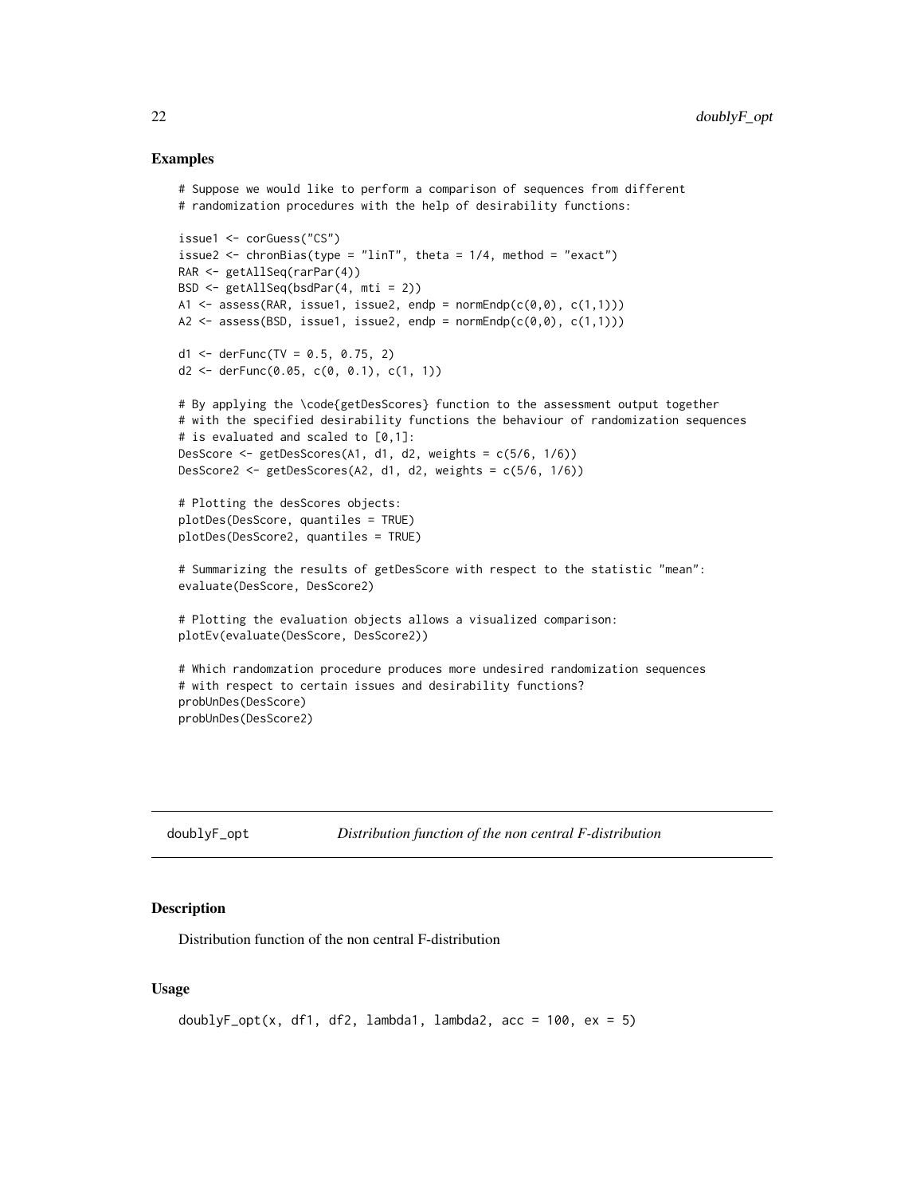## Examples

```
# Suppose we would like to perform a comparison of sequences from different
# randomization procedures with the help of desirability functions:

issue1 <- corGuess("CS")
issue2 <- chronBias(type = "linT", theta = 1/4, method = "exact")
RAR <- getAllSeq(rarPar(4))
BSD <- getAllSeq(bsdPar(4, mti = 2))
A1 <- assess(RAR, issue1, issue2, endp = normEndp(c(0,0), c(1,1)))
A2 <- assess(BSD, issue1, issue2, endp = normEndp(c(0,0), c(1,1)))

d1 <- derFunc(TV = 0.5, 0.75, 2)
d2 <- derFunc(0.05, c(0, 0.1), c(1, 1))

# By applying the \code{getDesScores} function to the assessment output together
# with the specified desirability functions the behaviour of randomization sequences
# is evaluated and scaled to [0,1]:
DesScore <- getDesScores(A1, d1, d2, weights = c(5/6, 1/6))
DesScore2 <- getDesScores(A2, d1, d2, weights = c(5/6, 1/6))

# Plotting the desScores objects:
plotDes(DesScore, quantiles = TRUE)
plotDes(DesScore2, quantiles = TRUE)

# Summarizing the results of getDesScore with respect to the statistic "mean":
evaluate(DesScore, DesScore2)

# Plotting the evaluation objects allows a visualized comparison:
plotEv(evaluate(DesScore, DesScore2))

# Which randomzation procedure produces more undesired randomization sequences
# with respect to certain issues and desirability functions?
probUnDes(DesScore)
probUnDes(DesScore2)
```

---

# doublyF_opt — *Distribution function of the non central F-distribution*

## Description

Distribution function of the non central F-distribution

## Usage

```
doublyF_opt(x, df1, df2, lambda1, lambda2, acc = 100, ex = 5)
```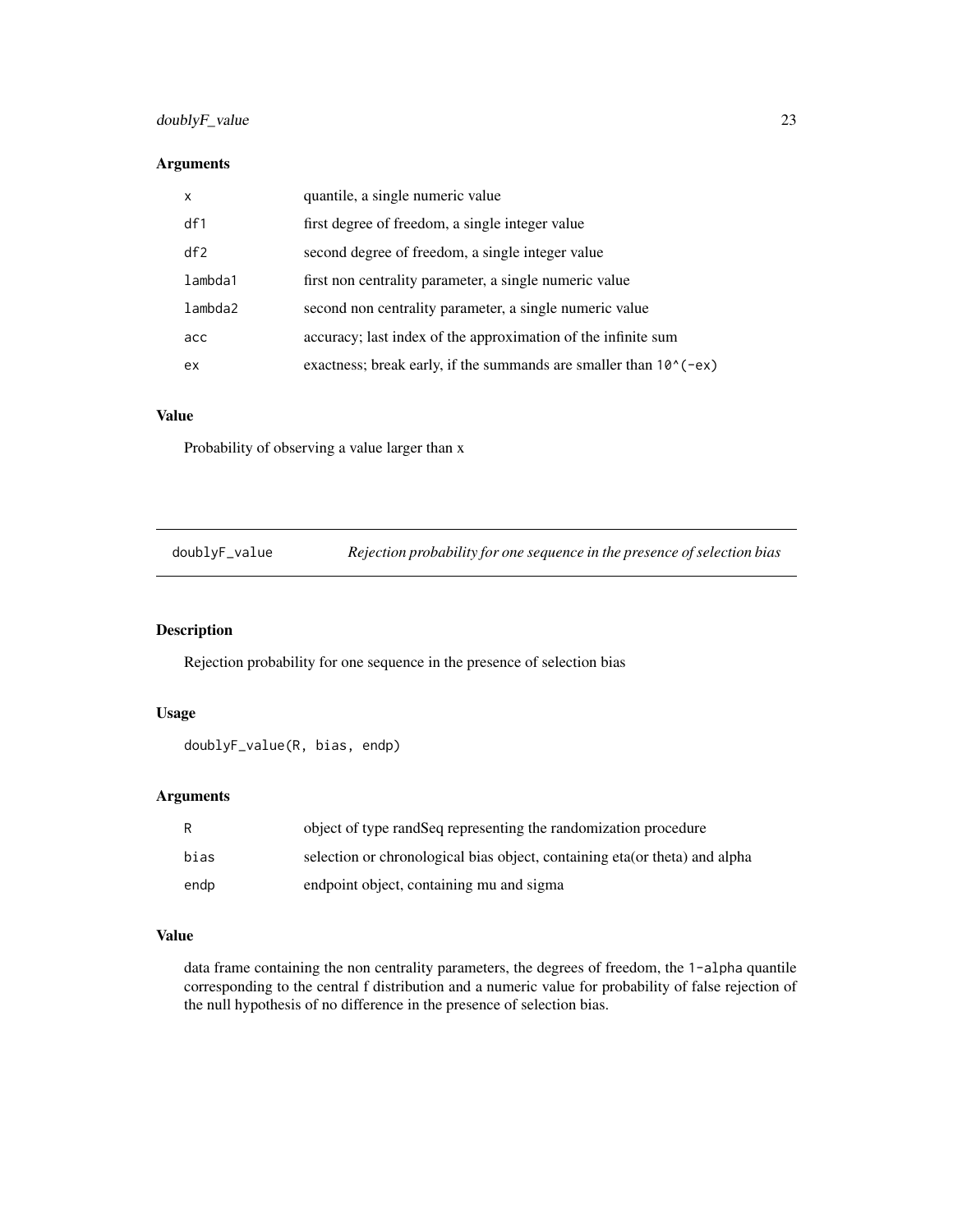### Arguments

| | |
|---|---|
| `x` | quantile, a single numeric value |
| `df1` | first degree of freedom, a single integer value |
| `df2` | second degree of freedom, a single integer value |
| `lambda1` | first non centrality parameter, a single numeric value |
| `lambda2` | second non centrality parameter, a single numeric value |
| `acc` | accuracy; last index of the approximation of the infinite sum |
| `ex` | exactness; break early, if the summands are smaller than `10^(-ex)` |

### Value

Probability of observing a value larger than x

---

## `doublyF_value` *Rejection probability for one sequence in the presence of selection bias*

---

### Description

Rejection probability for one sequence in the presence of selection bias

### Usage

```
doublyF_value(R, bias, endp)
```

### Arguments

| | |
|---|---|
| `R` | object of type randSeq representing the randomization procedure |
| `bias` | selection or chronological bias object, containing eta(or theta) and alpha |
| `endp` | endpoint object, containing mu and sigma |

### Value

data frame containing the non centrality parameters, the degrees of freedom, the `1-alpha` quantile corresponding to the central f distribution and a numeric value for probability of false rejection of the null hypothesis of no difference in the presence of selection bias.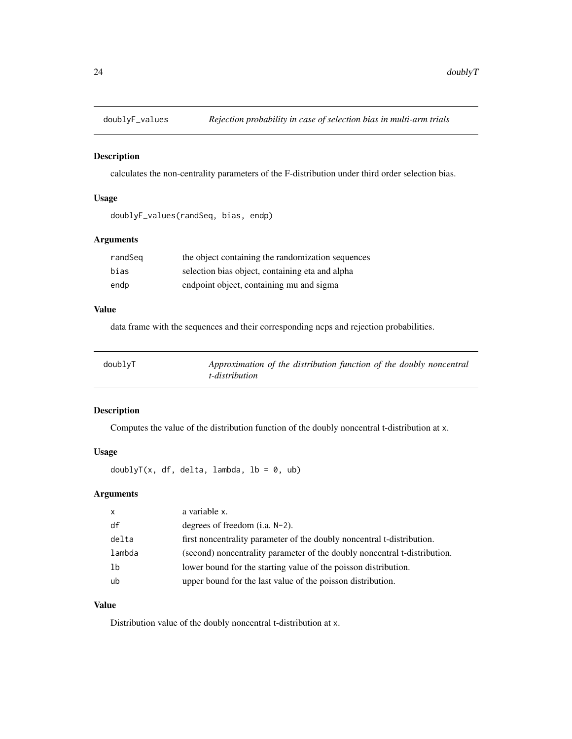## doublyF_values — *Rejection probability in case of selection bias in multi-arm trials*

### Description

calculates the non-centrality parameters of the F-distribution under third order selection bias.

### Usage

```
doublyF_values(randSeq, bias, endp)
```

### Arguments

| | |
|---|---|
| randSeq | the object containing the randomization sequences |
| bias | selection bias object, containing eta and alpha |
| endp | endpoint object, containing mu and sigma |

### Value

data frame with the sequences and their corresponding ncps and rejection probabilities.

## doublyT — *Approximation of the distribution function of the doubly noncentral t-distribution*

### Description

Computes the value of the distribution function of the doubly noncentral t-distribution at `x`.

### Usage

```
doublyT(x, df, delta, lambda, lb = 0, ub)
```

### Arguments

| | |
|---|---|
| x | a variable `x`. |
| df | degrees of freedom (i.a. `N-2`). |
| delta | first noncentrality parameter of the doubly noncentral t-distribution. |
| lambda | (second) noncentrality parameter of the doubly noncentral t-distribution. |
| lb | lower bound for the starting value of the poisson distribution. |
| ub | upper bound for the last value of the poisson distribution. |

### Value

Distribution value of the doubly noncentral t-distribution at `x`.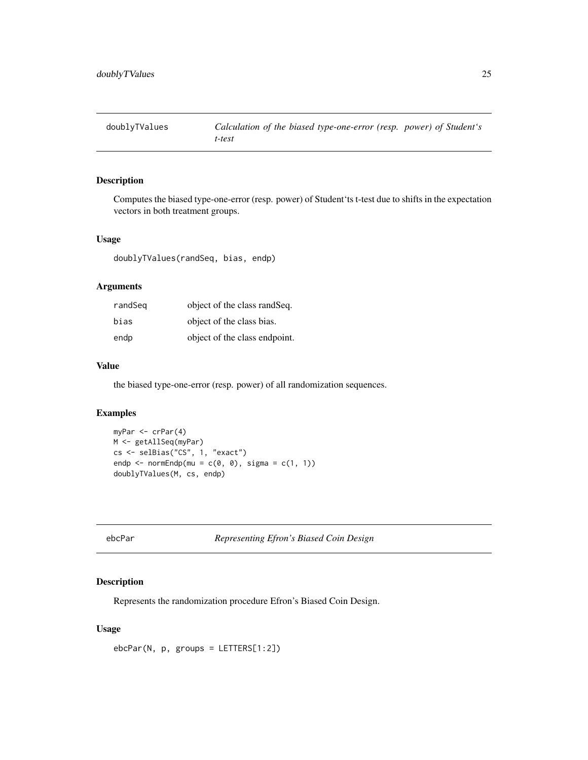## doublyTValues — *Calculation of the biased type-one-error (resp. power) of Student's t-test*

### Description

Computes the biased type-one-error (resp. power) of Student'ts t-test due to shifts in the expectation vectors in both treatment groups.

### Usage

```
doublyTValues(randSeq, bias, endp)
```

### Arguments

| | |
|---|---|
| randSeq | object of the class randSeq. |
| bias | object of the class bias. |
| endp | object of the class endpoint. |

### Value

the biased type-one-error (resp. power) of all randomization sequences.

### Examples

```
myPar <- crPar(4)
M <- getAllSeq(myPar)
cs <- selBias("CS", 1, "exact")
endp <- normEndp(mu = c(0, 0), sigma = c(1, 1))
doublyTValues(M, cs, endp)
```

## ebcPar — *Representing Efron's Biased Coin Design*

### Description

Represents the randomization procedure Efron's Biased Coin Design.

### Usage

```
ebcPar(N, p, groups = LETTERS[1:2])
```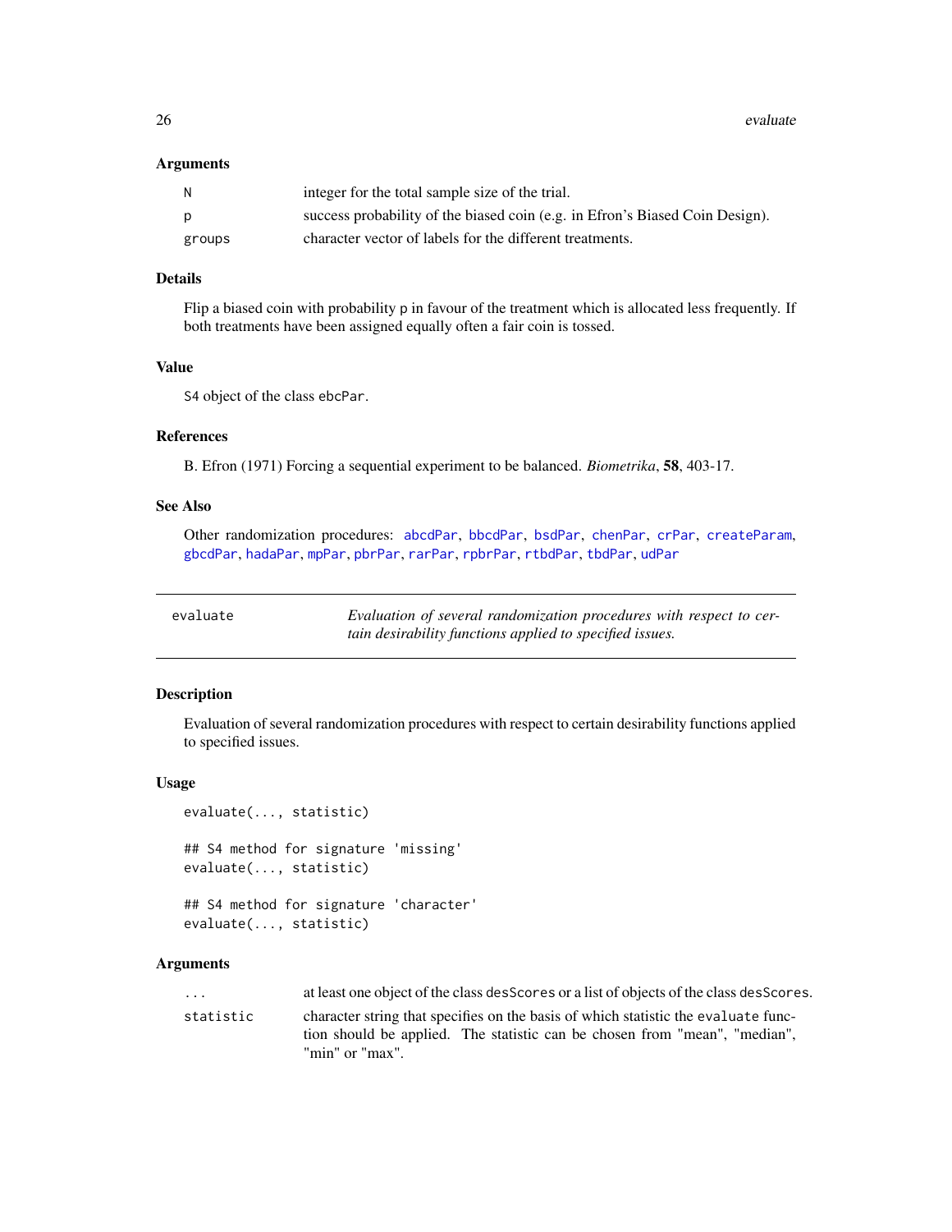### Arguments

| | |
|---|---|
| N | integer for the total sample size of the trial. |
| p | success probability of the biased coin (e.g. in Efron's Biased Coin Design). |
| groups | character vector of labels for the different treatments. |

### Details

Flip a biased coin with probability p in favour of the treatment which is allocated less frequently. If both treatments have been assigned equally often a fair coin is tossed.

### Value

S4 object of the class ebcPar.

### References

B. Efron (1971) Forcing a sequential experiment to be balanced. *Biometrika*, **58**, 403-17.

### See Also

Other randomization procedures: abcdPar, bbcdPar, bsdPar, chenPar, crPar, createParam, gbcdPar, hadaPar, mpPar, pbrPar, rarPar, rpbrPar, rtbdPar, tbdPar, udPar

---

## evaluate — *Evaluation of several randomization procedures with respect to certain desirability functions applied to specified issues.*

---

### Description

Evaluation of several randomization procedures with respect to certain desirability functions applied to specified issues.

### Usage

```
evaluate(..., statistic)

## S4 method for signature 'missing'
evaluate(..., statistic)

## S4 method for signature 'character'
evaluate(..., statistic)
```

### Arguments

| | |
|---|---|
| ... | at least one object of the class desScores or a list of objects of the class desScores. |
| statistic | character string that specifies on the basis of which statistic the evaluate function should be applied. The statistic can be chosen from "mean", "median", "min" or "max". |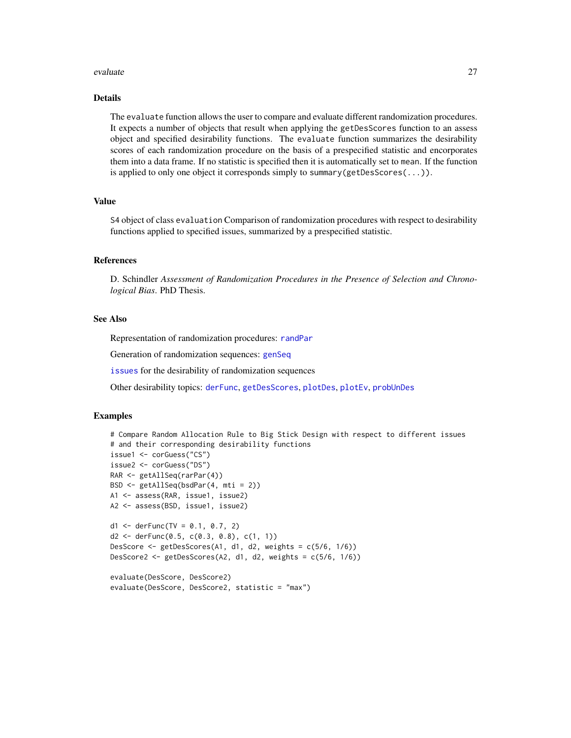### Details

The `evaluate` function allows the user to compare and evaluate different randomization procedures. It expects a number of objects that result when applying the `getDesScores` function to an assess object and specified desirability functions. The `evaluate` function summarizes the desirability scores of each randomization procedure on the basis of a prespecified statistic and encorporates them into a data frame. If no statistic is specified then it is automatically set to `mean`. If the function is applied to only one object it corresponds simply to `summary(getDesScores(...))`.

### Value

S4 object of class `evaluation` Comparison of randomization procedures with respect to desirability functions applied to specified issues, summarized by a prespecified statistic.

### References

D. Schindler *Assessment of Randomization Procedures in the Presence of Selection and Chronological Bias*. PhD Thesis.

### See Also

Representation of randomization procedures: `randPar`

Generation of randomization sequences: `genSeq`

`issues` for the desirability of randomization sequences

Other desirability topics: `derFunc`, `getDesScores`, `plotDes`, `plotEv`, `probUnDes`

### Examples

```
# Compare Random Allocation Rule to Big Stick Design with respect to different issues
# and their corresponding desirability functions
issue1 <- corGuess("CS")
issue2 <- corGuess("DS")
RAR <- getAllSeq(rarPar(4))
BSD <- getAllSeq(bsdPar(4, mti = 2))
A1 <- assess(RAR, issue1, issue2)
A2 <- assess(BSD, issue1, issue2)

d1 <- derFunc(TV = 0.1, 0.7, 2)
d2 <- derFunc(0.5, c(0.3, 0.8), c(1, 1))
DesScore <- getDesScores(A1, d1, d2, weights = c(5/6, 1/6))
DesScore2 <- getDesScores(A2, d1, d2, weights = c(5/6, 1/6))

evaluate(DesScore, DesScore2)
evaluate(DesScore, DesScore2, statistic = "max")
```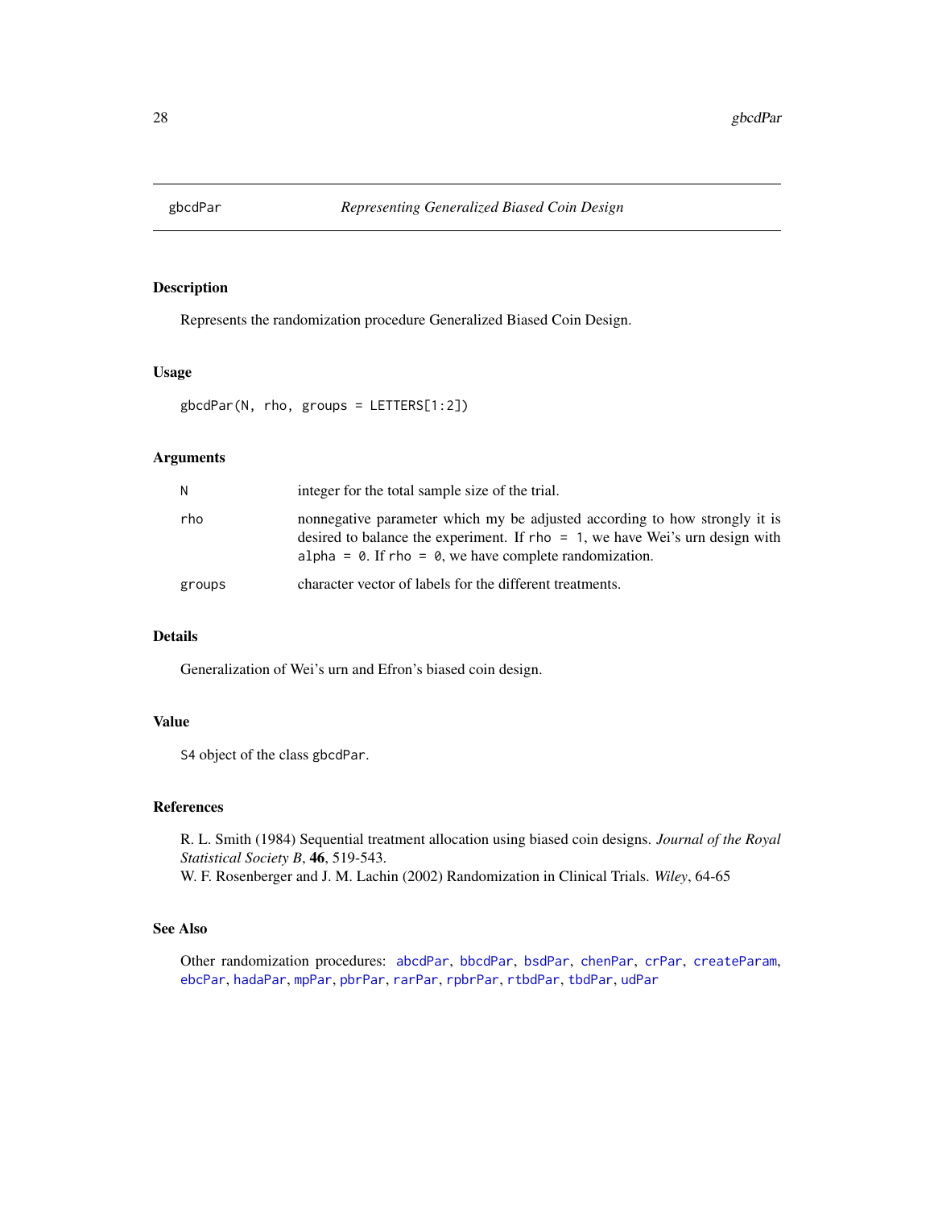# gbcdPar — *Representing Generalized Biased Coin Design*

## Description

Represents the randomization procedure Generalized Biased Coin Design.

## Usage

```
gbcdPar(N, rho, groups = LETTERS[1:2])
```

## Arguments

| | |
|---|---|
| `N` | integer for the total sample size of the trial. |
| `rho` | nonnegative parameter which my be adjusted according to how strongly it is desired to balance the experiment. If `rho = 1`, we have Wei's urn design with `alpha = 0`. If `rho = 0`, we have complete randomization. |
| `groups` | character vector of labels for the different treatments. |

## Details

Generalization of Wei's urn and Efron's biased coin design.

## Value

S4 object of the class `gbcdPar`.

## References

R. L. Smith (1984) Sequential treatment allocation using biased coin designs. *Journal of the Royal Statistical Society B*, **46**, 519-543.
W. F. Rosenberger and J. M. Lachin (2002) Randomization in Clinical Trials. *Wiley*, 64-65

## See Also

Other randomization procedures: `abcdPar`, `bbcdPar`, `bsdPar`, `chenPar`, `crPar`, `createParam`, `ebcPar`, `hadaPar`, `mpPar`, `pbrPar`, `rarPar`, `rpbrPar`, `rtbdPar`, `tbdPar`, `udPar`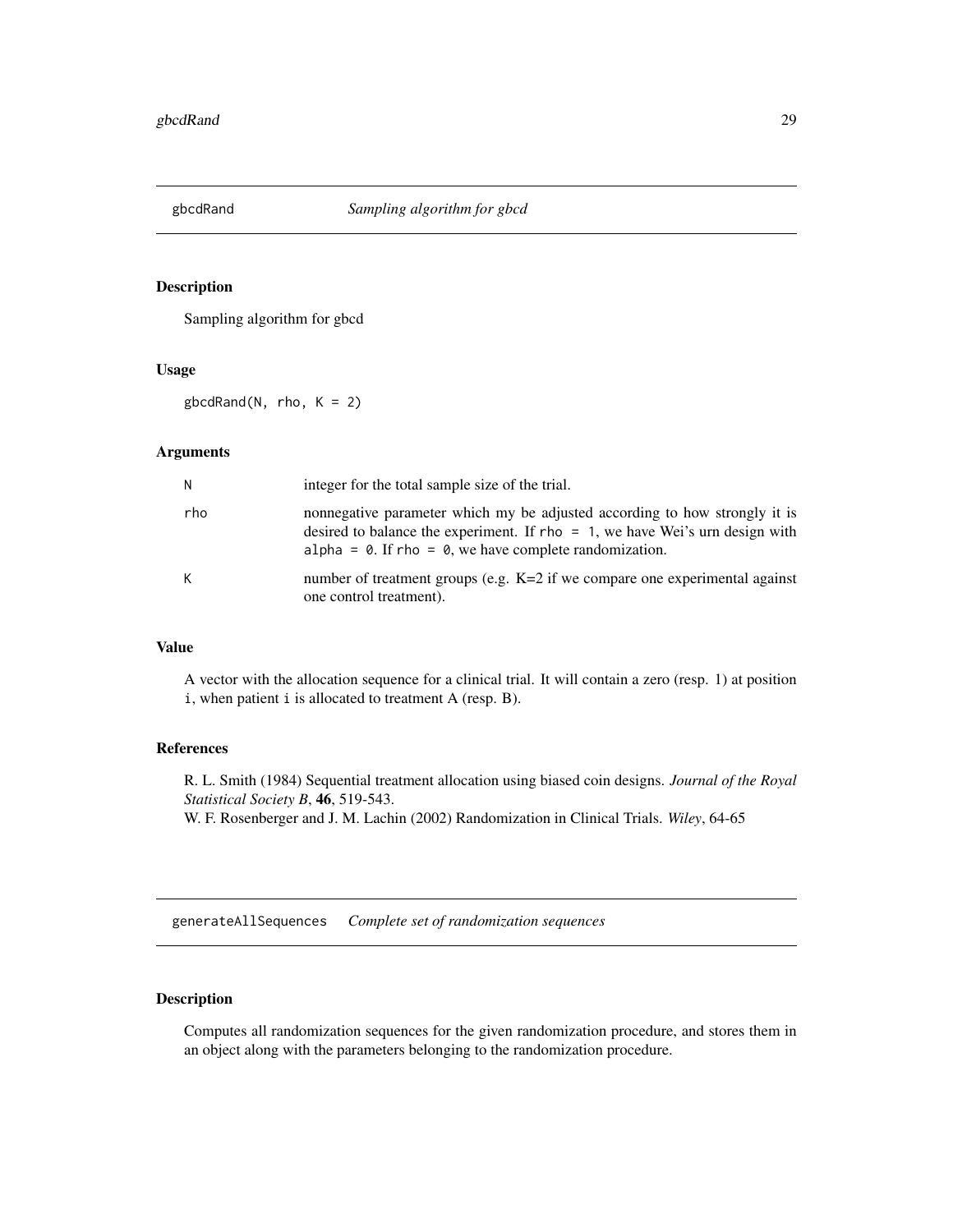## gbcdRand *Sampling algorithm for gbcd*

### Description

Sampling algorithm for gbcd

### Usage

```
gbcdRand(N, rho, K = 2)
```

### Arguments

| | |
|---|---|
| N | integer for the total sample size of the trial. |
| rho | nonnegative parameter which my be adjusted according to how strongly it is desired to balance the experiment. If `rho = 1`, we have Wei's urn design with `alpha = 0`. If `rho = 0`, we have complete randomization. |
| K | number of treatment groups (e.g. K=2 if we compare one experimental against one control treatment). |

### Value

A vector with the allocation sequence for a clinical trial. It will contain a zero (resp. 1) at position `i`, when patient `i` is allocated to treatment A (resp. B).

### References

R. L. Smith (1984) Sequential treatment allocation using biased coin designs. *Journal of the Royal Statistical Society B*, **46**, 519-543.
W. F. Rosenberger and J. M. Lachin (2002) Randomization in Clinical Trials. *Wiley*, 64-65

## generateAllSequences *Complete set of randomization sequences*

### Description

Computes all randomization sequences for the given randomization procedure, and stores them in an object along with the parameters belonging to the randomization procedure.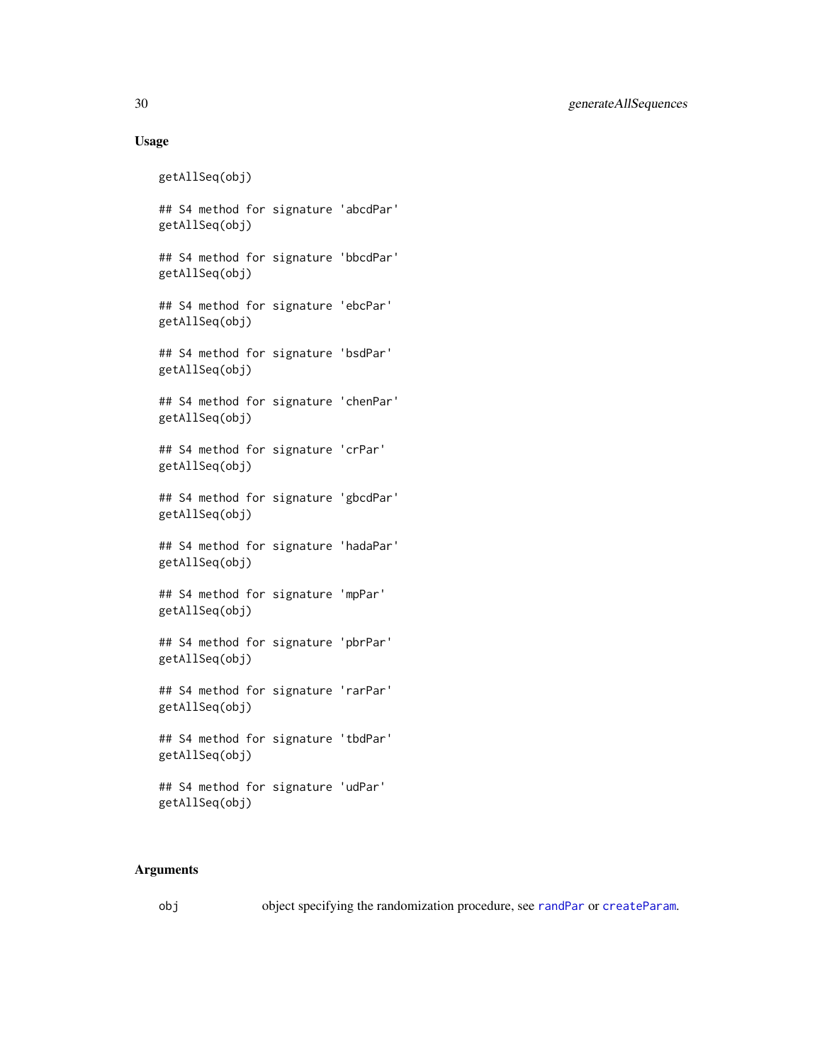## Usage

```
getAllSeq(obj)

## S4 method for signature 'abcdPar'
getAllSeq(obj)

## S4 method for signature 'bbcdPar'
getAllSeq(obj)

## S4 method for signature 'ebcPar'
getAllSeq(obj)

## S4 method for signature 'bsdPar'
getAllSeq(obj)

## S4 method for signature 'chenPar'
getAllSeq(obj)

## S4 method for signature 'crPar'
getAllSeq(obj)

## S4 method for signature 'gbcdPar'
getAllSeq(obj)

## S4 method for signature 'hadaPar'
getAllSeq(obj)

## S4 method for signature 'mpPar'
getAllSeq(obj)

## S4 method for signature 'pbrPar'
getAllSeq(obj)

## S4 method for signature 'rarPar'
getAllSeq(obj)

## S4 method for signature 'tbdPar'
getAllSeq(obj)

## S4 method for signature 'udPar'
getAllSeq(obj)
```

## Arguments

| | |
|---|---|
| `obj` | object specifying the randomization procedure, see `randPar` or `createParam`. |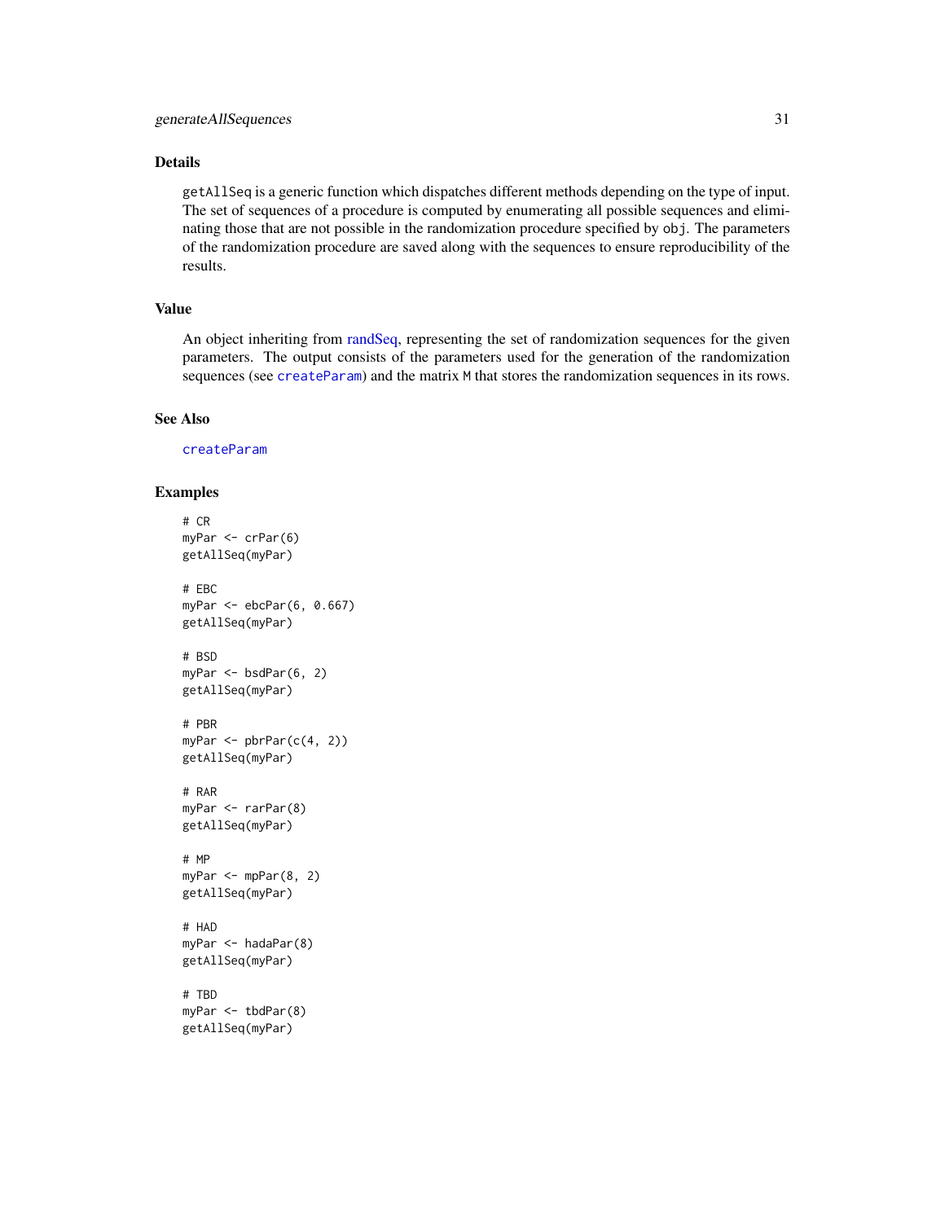## Details

`getAllSeq` is a generic function which dispatches different methods depending on the type of input. The set of sequences of a procedure is computed by enumerating all possible sequences and eliminating those that are not possible in the randomization procedure specified by `obj`. The parameters of the randomization procedure are saved along with the sequences to ensure reproducibility of the results.

## Value

An object inheriting from randSeq, representing the set of randomization sequences for the given parameters. The output consists of the parameters used for the generation of the randomization sequences (see `createParam`) and the matrix `M` that stores the randomization sequences in its rows.

## See Also

`createParam`

## Examples

```
# CR
myPar <- crPar(6)
getAllSeq(myPar)

# EBC
myPar <- ebcPar(6, 0.667)
getAllSeq(myPar)

# BSD
myPar <- bsdPar(6, 2)
getAllSeq(myPar)

# PBR
myPar <- pbrPar(c(4, 2))
getAllSeq(myPar)

# RAR
myPar <- rarPar(8)
getAllSeq(myPar)

# MP
myPar <- mpPar(8, 2)
getAllSeq(myPar)

# HAD
myPar <- hadaPar(8)
getAllSeq(myPar)

# TBD
myPar <- tbdPar(8)
getAllSeq(myPar)
```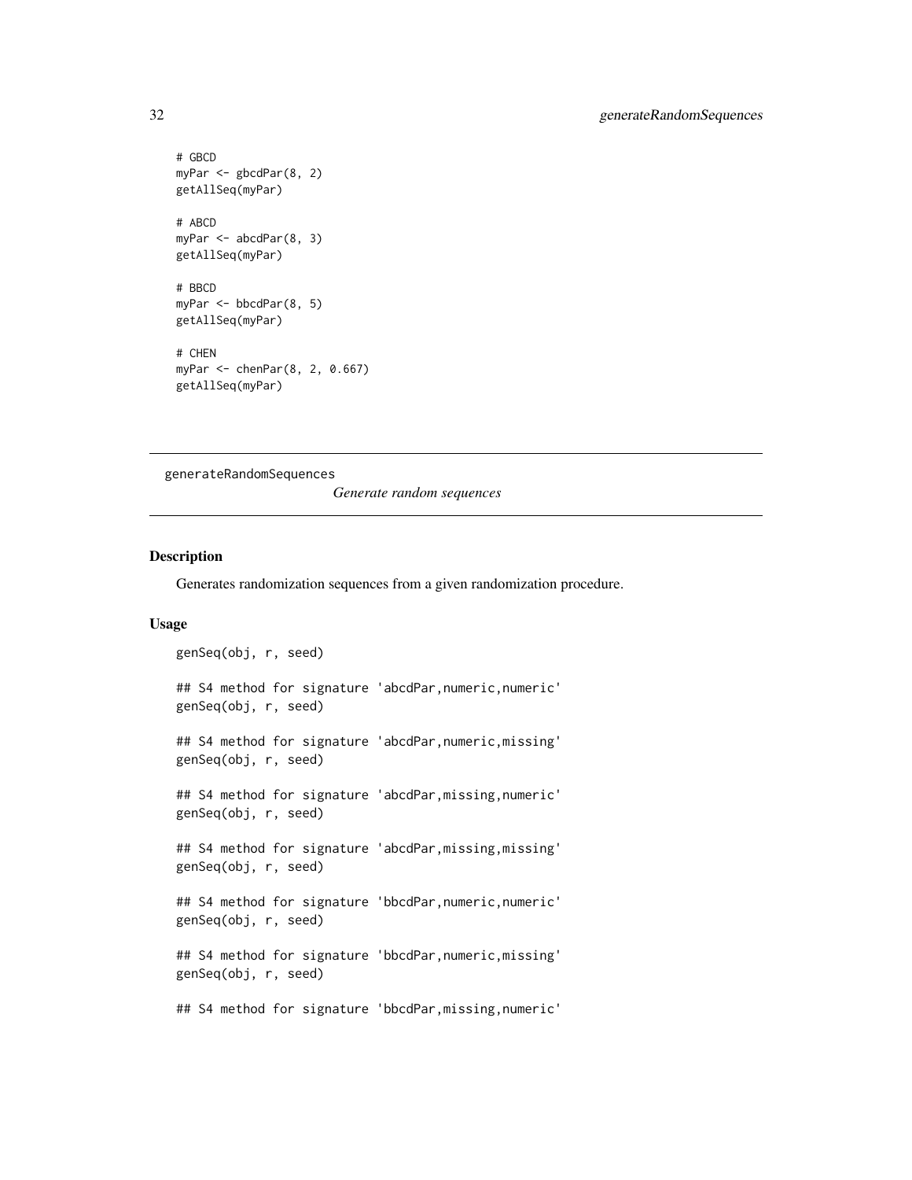```
# GBCD
myPar <- gbcdPar(8, 2)
getAllSeq(myPar)

# ABCD
myPar <- abcdPar(8, 3)
getAllSeq(myPar)

# BBCD
myPar <- bbcdPar(8, 5)
getAllSeq(myPar)

# CHEN
myPar <- chenPar(8, 2, 0.667)
getAllSeq(myPar)
```

## generateRandomSequences — *Generate random sequences*

### Description

Generates randomization sequences from a given randomization procedure.

### Usage

```
genSeq(obj, r, seed)

## S4 method for signature 'abcdPar,numeric,numeric'
genSeq(obj, r, seed)

## S4 method for signature 'abcdPar,numeric,missing'
genSeq(obj, r, seed)

## S4 method for signature 'abcdPar,missing,numeric'
genSeq(obj, r, seed)

## S4 method for signature 'abcdPar,missing,missing'
genSeq(obj, r, seed)

## S4 method for signature 'bbcdPar,numeric,numeric'
genSeq(obj, r, seed)

## S4 method for signature 'bbcdPar,numeric,missing'
genSeq(obj, r, seed)

## S4 method for signature 'bbcdPar,missing,numeric'
```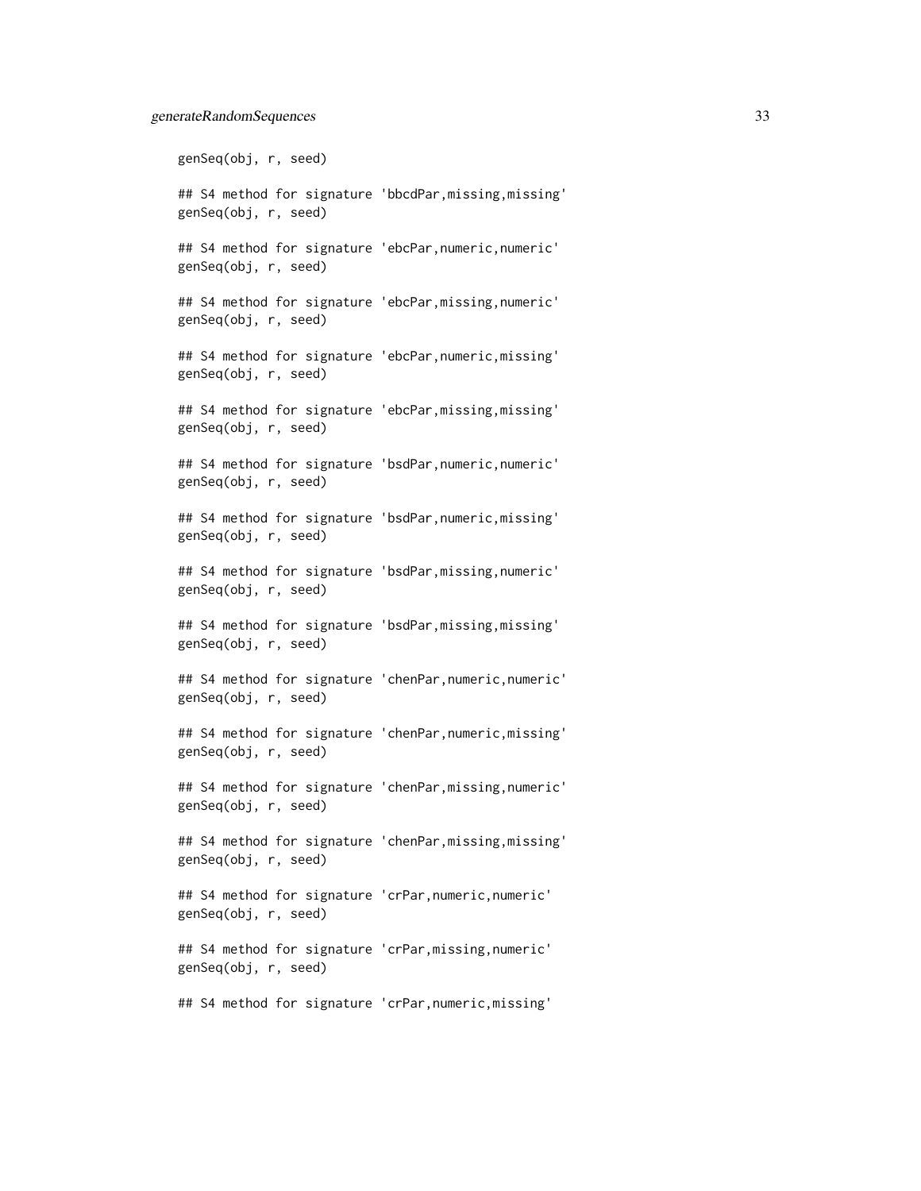```
genSeq(obj, r, seed)

## S4 method for signature 'bbcdPar,missing,missing'
genSeq(obj, r, seed)

## S4 method for signature 'ebcPar,numeric,numeric'
genSeq(obj, r, seed)

## S4 method for signature 'ebcPar,missing,numeric'
genSeq(obj, r, seed)

## S4 method for signature 'ebcPar,numeric,missing'
genSeq(obj, r, seed)

## S4 method for signature 'ebcPar,missing,missing'
genSeq(obj, r, seed)

## S4 method for signature 'bsdPar,numeric,numeric'
genSeq(obj, r, seed)

## S4 method for signature 'bsdPar,numeric,missing'
genSeq(obj, r, seed)

## S4 method for signature 'bsdPar,missing,numeric'
genSeq(obj, r, seed)

## S4 method for signature 'bsdPar,missing,missing'
genSeq(obj, r, seed)

## S4 method for signature 'chenPar,numeric,numeric'
genSeq(obj, r, seed)

## S4 method for signature 'chenPar,numeric,missing'
genSeq(obj, r, seed)

## S4 method for signature 'chenPar,missing,numeric'
genSeq(obj, r, seed)

## S4 method for signature 'chenPar,missing,missing'
genSeq(obj, r, seed)

## S4 method for signature 'crPar,numeric,numeric'
genSeq(obj, r, seed)

## S4 method for signature 'crPar,missing,numeric'
genSeq(obj, r, seed)

## S4 method for signature 'crPar,numeric,missing'
```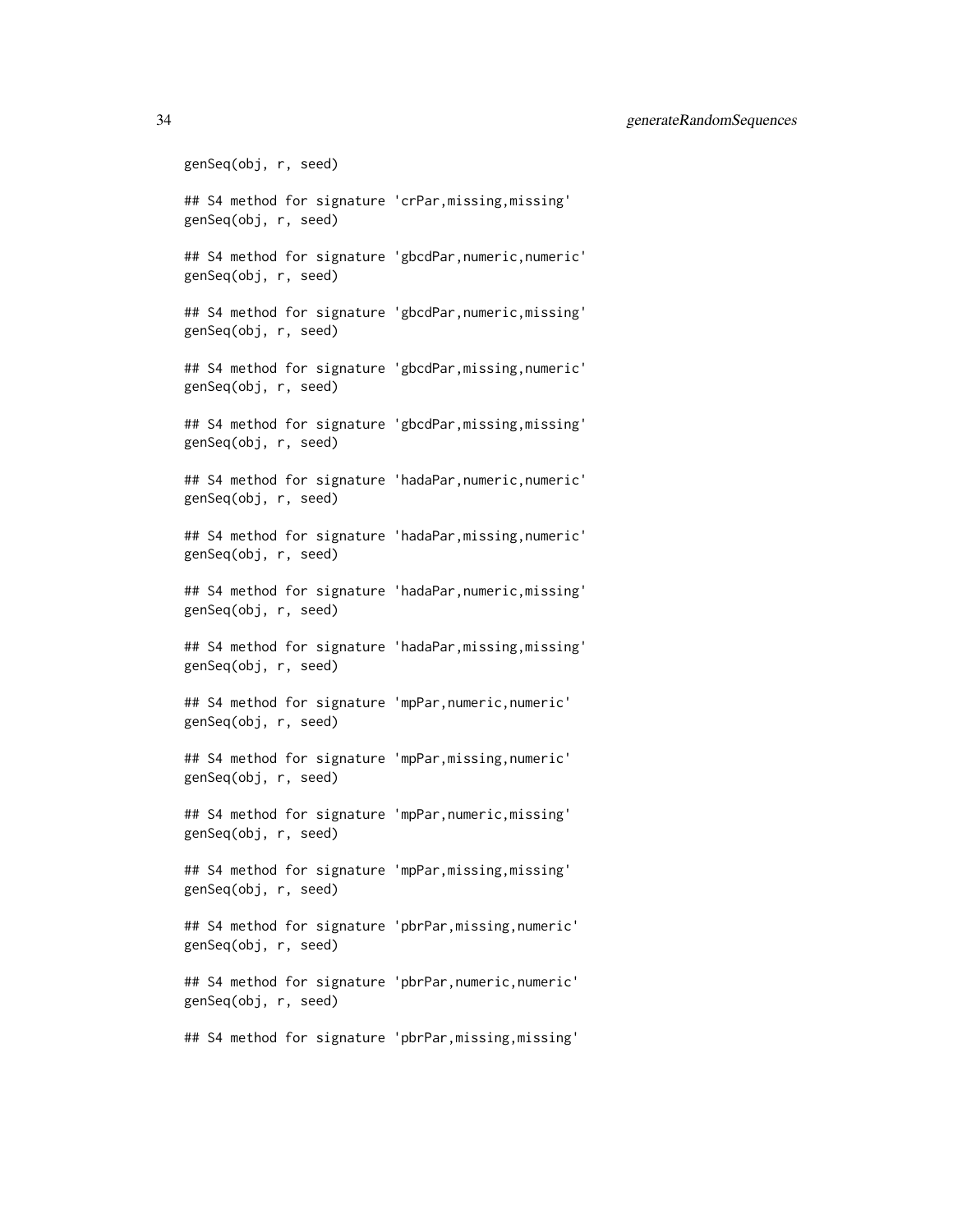```
genSeq(obj, r, seed)

## S4 method for signature 'crPar,missing,missing'
genSeq(obj, r, seed)

## S4 method for signature 'gbcdPar,numeric,numeric'
genSeq(obj, r, seed)

## S4 method for signature 'gbcdPar,numeric,missing'
genSeq(obj, r, seed)

## S4 method for signature 'gbcdPar,missing,numeric'
genSeq(obj, r, seed)

## S4 method for signature 'gbcdPar,missing,missing'
genSeq(obj, r, seed)

## S4 method for signature 'hadaPar,numeric,numeric'
genSeq(obj, r, seed)

## S4 method for signature 'hadaPar,missing,numeric'
genSeq(obj, r, seed)

## S4 method for signature 'hadaPar,numeric,missing'
genSeq(obj, r, seed)

## S4 method for signature 'hadaPar,missing,missing'
genSeq(obj, r, seed)

## S4 method for signature 'mpPar,numeric,numeric'
genSeq(obj, r, seed)

## S4 method for signature 'mpPar,missing,numeric'
genSeq(obj, r, seed)

## S4 method for signature 'mpPar,numeric,missing'
genSeq(obj, r, seed)

## S4 method for signature 'mpPar,missing,missing'
genSeq(obj, r, seed)

## S4 method for signature 'pbrPar,missing,numeric'
genSeq(obj, r, seed)

## S4 method for signature 'pbrPar,numeric,numeric'
genSeq(obj, r, seed)

## S4 method for signature 'pbrPar,missing,missing'
```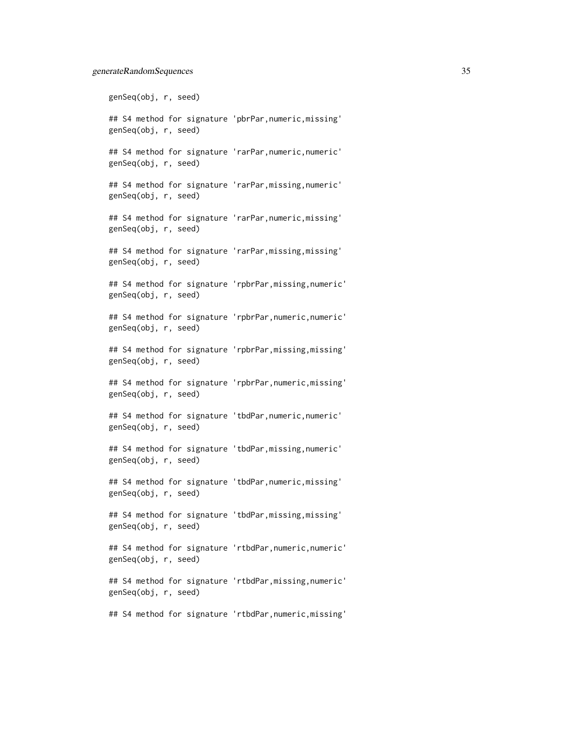```
genSeq(obj, r, seed)

## S4 method for signature 'pbrPar,numeric,missing'
genSeq(obj, r, seed)

## S4 method for signature 'rarPar,numeric,numeric'
genSeq(obj, r, seed)

## S4 method for signature 'rarPar,missing,numeric'
genSeq(obj, r, seed)

## S4 method for signature 'rarPar,numeric,missing'
genSeq(obj, r, seed)

## S4 method for signature 'rarPar,missing,missing'
genSeq(obj, r, seed)

## S4 method for signature 'rpbrPar,missing,numeric'
genSeq(obj, r, seed)

## S4 method for signature 'rpbrPar,numeric,numeric'
genSeq(obj, r, seed)

## S4 method for signature 'rpbrPar,missing,missing'
genSeq(obj, r, seed)

## S4 method for signature 'rpbrPar,numeric,missing'
genSeq(obj, r, seed)

## S4 method for signature 'tbdPar,numeric,numeric'
genSeq(obj, r, seed)

## S4 method for signature 'tbdPar,missing,numeric'
genSeq(obj, r, seed)

## S4 method for signature 'tbdPar,numeric,missing'
genSeq(obj, r, seed)

## S4 method for signature 'tbdPar,missing,missing'
genSeq(obj, r, seed)

## S4 method for signature 'rtbdPar,numeric,numeric'
genSeq(obj, r, seed)

## S4 method for signature 'rtbdPar,missing,numeric'
genSeq(obj, r, seed)

## S4 method for signature 'rtbdPar,numeric,missing'
```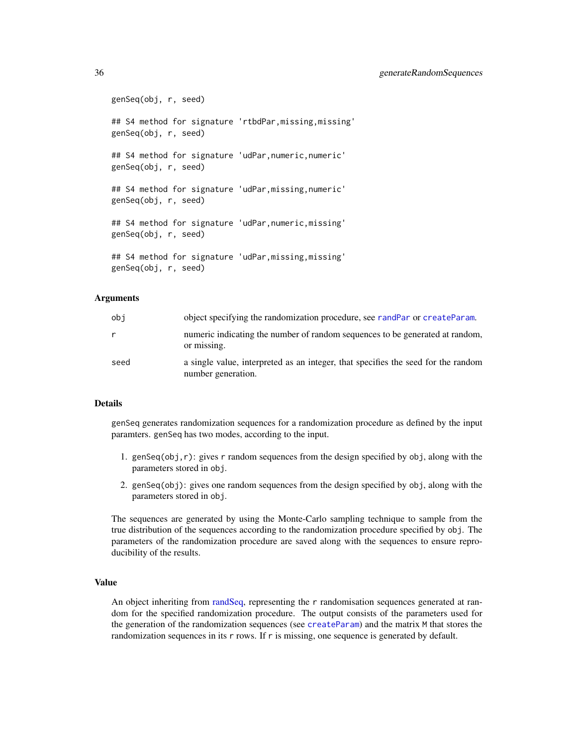```
genSeq(obj, r, seed)

## S4 method for signature 'rtbdPar,missing,missing'
genSeq(obj, r, seed)

## S4 method for signature 'udPar,numeric,numeric'
genSeq(obj, r, seed)

## S4 method for signature 'udPar,missing,numeric'
genSeq(obj, r, seed)

## S4 method for signature 'udPar,numeric,missing'
genSeq(obj, r, seed)

## S4 method for signature 'udPar,missing,missing'
genSeq(obj, r, seed)
```

### Arguments

| | |
|---|---|
| obj | object specifying the randomization procedure, see `randPar` or `createParam`. |
| r | numeric indicating the number of random sequences to be generated at random, or missing. |
| seed | a single value, interpreted as an integer, that specifies the seed for the random number generation. |

### Details

`genSeq` generates randomization sequences for a randomization procedure as defined by the input paramters. `genSeq` has two modes, according to the input.

1. `genSeq(obj,r)`: gives `r` random sequences from the design specified by `obj`, along with the parameters stored in `obj`.
2. `genSeq(obj)`: gives one random sequences from the design specified by `obj`, along with the parameters stored in `obj`.

The sequences are generated by using the Monte-Carlo sampling technique to sample from the true distribution of the sequences according to the randomization procedure specified by `obj`. The parameters of the randomization procedure are saved along with the sequences to ensure reproducibility of the results.

### Value

An object inheriting from randSeq, representing the `r` randomisation sequences generated at random for the specified randomization procedure. The output consists of the parameters used for the generation of the randomization sequences (see `createParam`) and the matrix `M` that stores the randomization sequences in its `r` rows. If `r` is missing, one sequence is generated by default.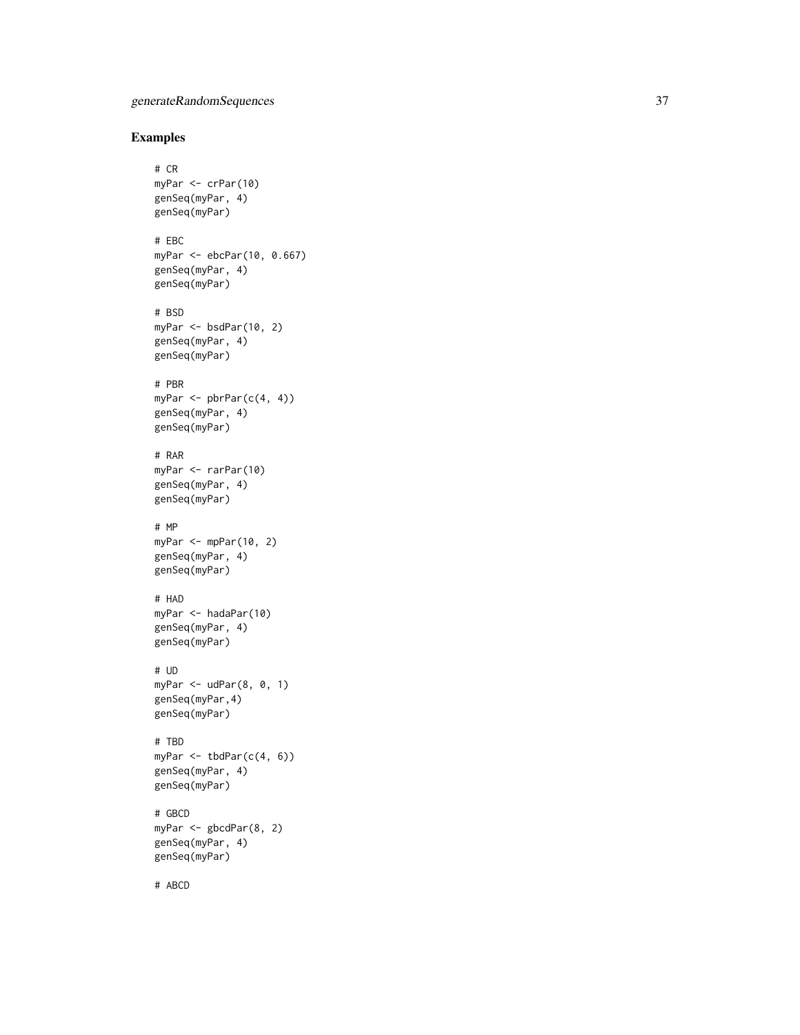## Examples

```
# CR
myPar <- crPar(10)
genSeq(myPar, 4)
genSeq(myPar)

# EBC
myPar <- ebcPar(10, 0.667)
genSeq(myPar, 4)
genSeq(myPar)

# BSD
myPar <- bsdPar(10, 2)
genSeq(myPar, 4)
genSeq(myPar)

# PBR
myPar <- pbrPar(c(4, 4))
genSeq(myPar, 4)
genSeq(myPar)

# RAR
myPar <- rarPar(10)
genSeq(myPar, 4)
genSeq(myPar)

# MP
myPar <- mpPar(10, 2)
genSeq(myPar, 4)
genSeq(myPar)

# HAD
myPar <- hadaPar(10)
genSeq(myPar, 4)
genSeq(myPar)

# UD
myPar <- udPar(8, 0, 1)
genSeq(myPar,4)
genSeq(myPar)

# TBD
myPar <- tbdPar(c(4, 6))
genSeq(myPar, 4)
genSeq(myPar)

# GBCD
myPar <- gbcdPar(8, 2)
genSeq(myPar, 4)
genSeq(myPar)

# ABCD
```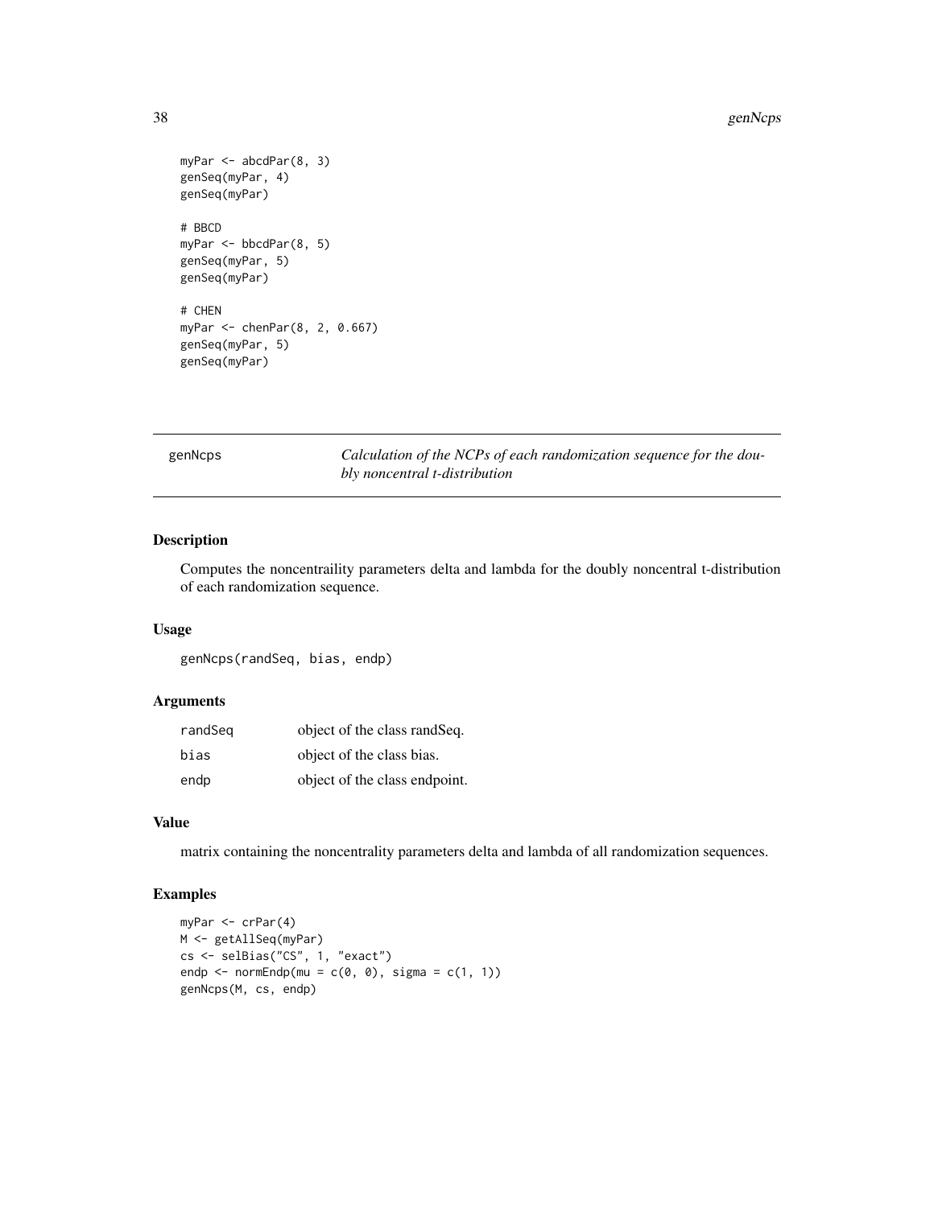```
myPar <- abcdPar(8, 3)
genSeq(myPar, 4)
genSeq(myPar)

# BBCD
myPar <- bbcdPar(8, 5)
genSeq(myPar, 5)
genSeq(myPar)

# CHEN
myPar <- chenPar(8, 2, 0.667)
genSeq(myPar, 5)
genSeq(myPar)
```

## genNcps — *Calculation of the NCPs of each randomization sequence for the doubly noncentral t-distribution*

### Description

Computes the noncentraility parameters delta and lambda for the doubly noncentral t-distribution of each randomization sequence.

### Usage

```
genNcps(randSeq, bias, endp)
```

### Arguments

| | |
|---|---|
| randSeq | object of the class randSeq. |
| bias | object of the class bias. |
| endp | object of the class endpoint. |

### Value

matrix containing the noncentrality parameters delta and lambda of all randomization sequences.

### Examples

```
myPar <- crPar(4)
M <- getAllSeq(myPar)
cs <- selBias("CS", 1, "exact")
endp <- normEndp(mu = c(0, 0), sigma = c(1, 1))
genNcps(M, cs, endp)
```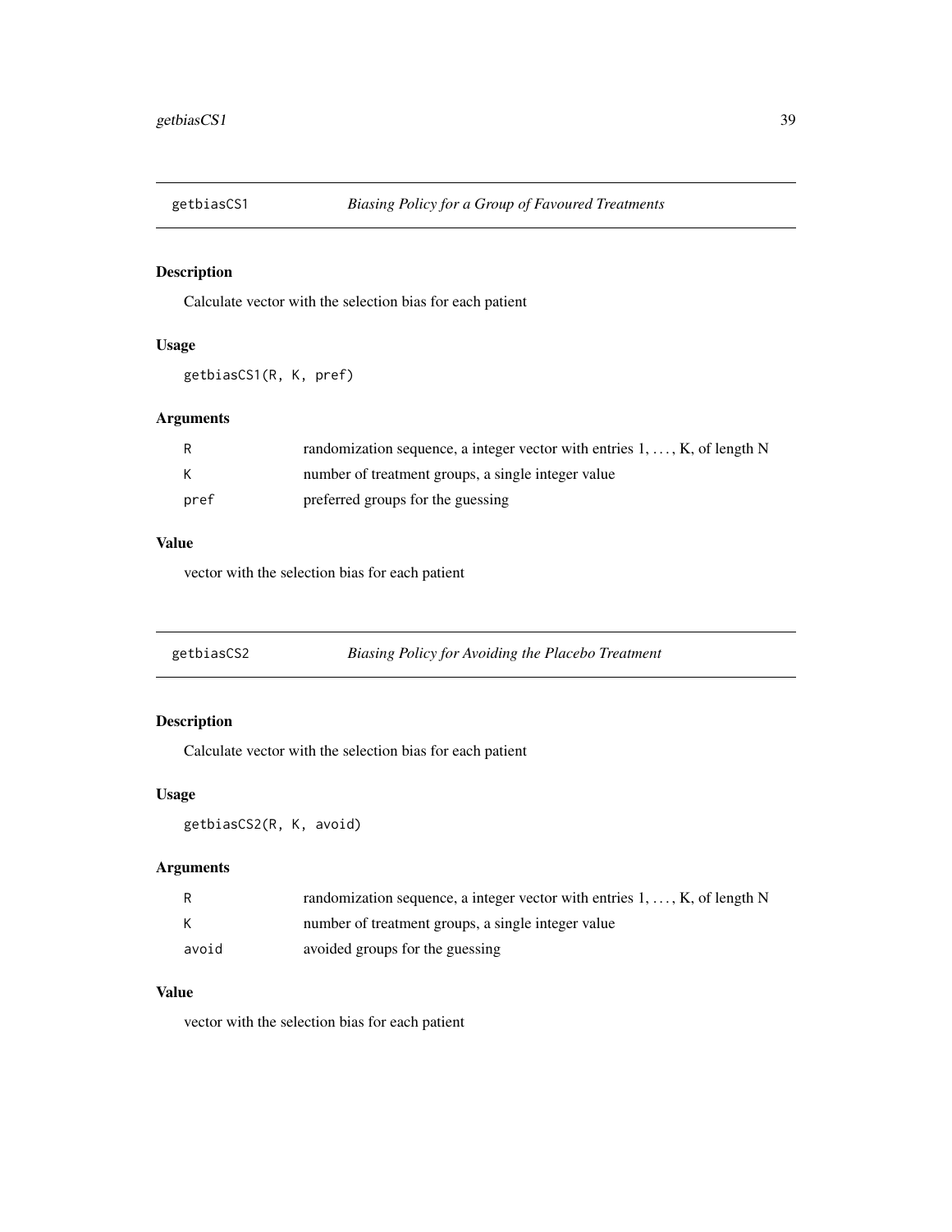## getbiasCS1 — *Biasing Policy for a Group of Favoured Treatments*

### Description

Calculate vector with the selection bias for each patient

### Usage

```
getbiasCS1(R, K, pref)
```

### Arguments

| | |
|---|---|
| R | randomization sequence, a integer vector with entries 1, ..., K, of length N |
| K | number of treatment groups, a single integer value |
| pref | preferred groups for the guessing |

### Value

vector with the selection bias for each patient

## getbiasCS2 — *Biasing Policy for Avoiding the Placebo Treatment*

### Description

Calculate vector with the selection bias for each patient

### Usage

```
getbiasCS2(R, K, avoid)
```

### Arguments

| | |
|---|---|
| R | randomization sequence, a integer vector with entries 1, ..., K, of length N |
| K | number of treatment groups, a single integer value |
| avoid | avoided groups for the guessing |

### Value

vector with the selection bias for each patient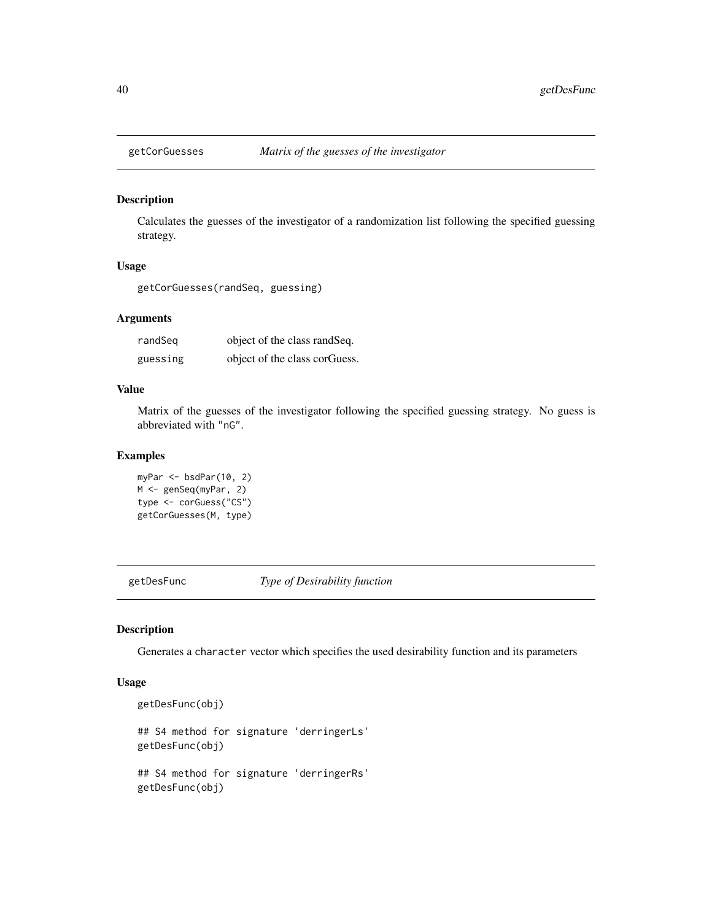## getCorGuesses *Matrix of the guesses of the investigator*

### Description

Calculates the guesses of the investigator of a randomization list following the specified guessing strategy.

### Usage

```
getCorGuesses(randSeq, guessing)
```

### Arguments

| | |
|---|---|
| randSeq | object of the class randSeq. |
| guessing | object of the class corGuess. |

### Value

Matrix of the guesses of the investigator following the specified guessing strategy. No guess is abbreviated with "nG".

### Examples

```
myPar <- bsdPar(10, 2)
M <- genSeq(myPar, 2)
type <- corGuess("CS")
getCorGuesses(M, type)
```

## getDesFunc *Type of Desirability function*

### Description

Generates a `character` vector which specifies the used desirability function and its parameters

### Usage

```
getDesFunc(obj)

## S4 method for signature 'derringerLs'
getDesFunc(obj)

## S4 method for signature 'derringerRs'
getDesFunc(obj)
```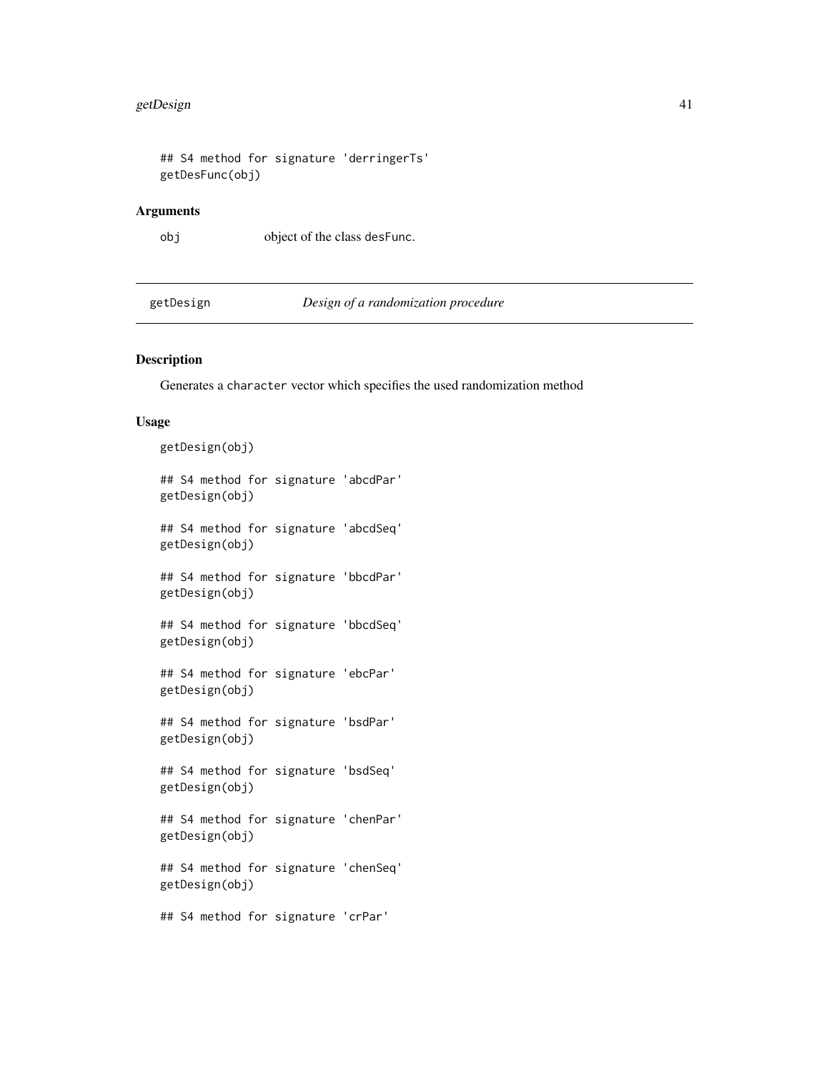```
## S4 method for signature 'derringerTs'
getDesFunc(obj)
```

### Arguments

| | |
|---|---|
| obj | object of the class desFunc. |

---

## getDesign — *Design of a randomization procedure*

### Description

Generates a character vector which specifies the used randomization method

### Usage

```
getDesign(obj)

## S4 method for signature 'abcdPar'
getDesign(obj)

## S4 method for signature 'abcdSeq'
getDesign(obj)

## S4 method for signature 'bbcdPar'
getDesign(obj)

## S4 method for signature 'bbcdSeq'
getDesign(obj)

## S4 method for signature 'ebcPar'
getDesign(obj)

## S4 method for signature 'bsdPar'
getDesign(obj)

## S4 method for signature 'bsdSeq'
getDesign(obj)

## S4 method for signature 'chenPar'
getDesign(obj)

## S4 method for signature 'chenSeq'
getDesign(obj)

## S4 method for signature 'crPar'
```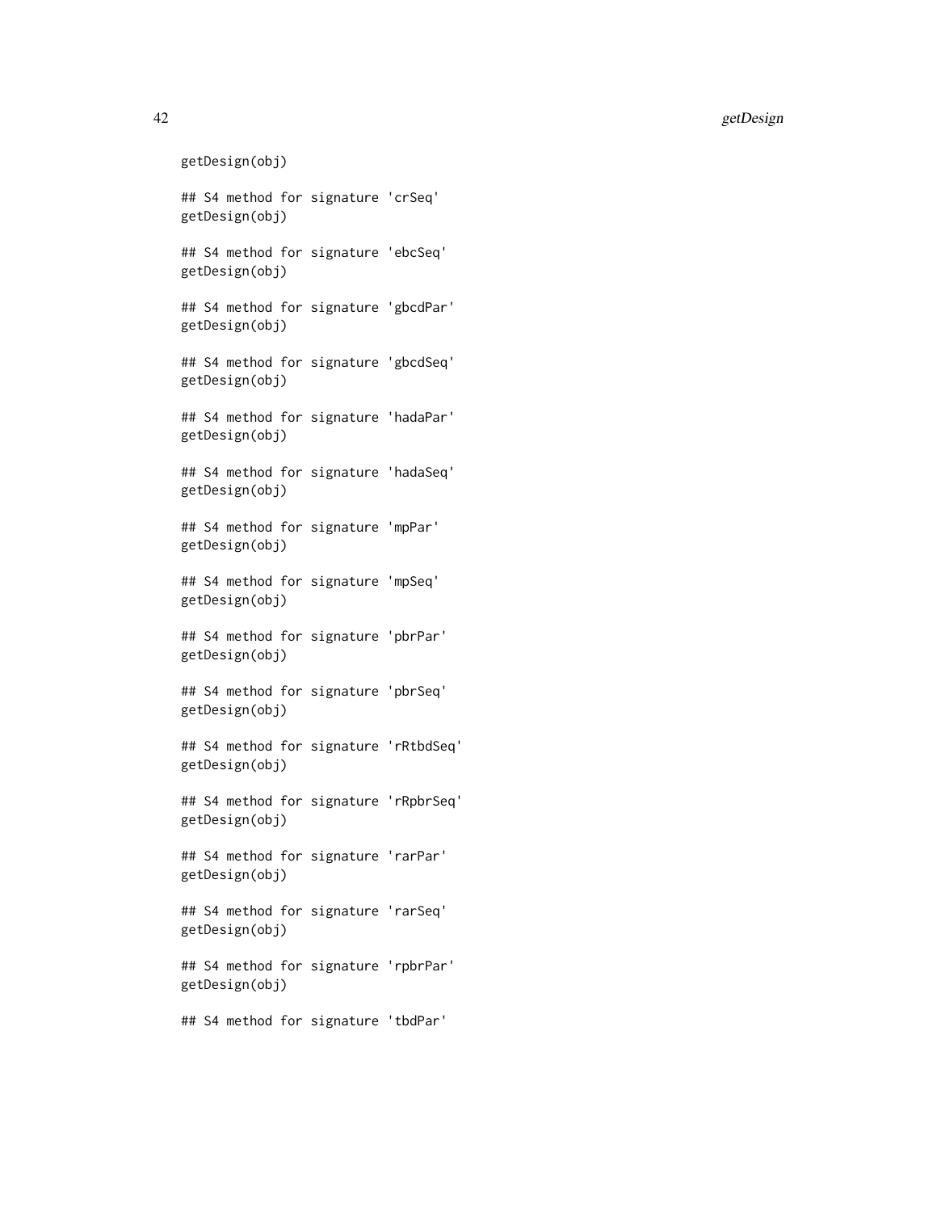```
getDesign(obj)

## S4 method for signature 'crSeq'
getDesign(obj)

## S4 method for signature 'ebcSeq'
getDesign(obj)

## S4 method for signature 'gbcdPar'
getDesign(obj)

## S4 method for signature 'gbcdSeq'
getDesign(obj)

## S4 method for signature 'hadaPar'
getDesign(obj)

## S4 method for signature 'hadaSeq'
getDesign(obj)

## S4 method for signature 'mpPar'
getDesign(obj)

## S4 method for signature 'mpSeq'
getDesign(obj)

## S4 method for signature 'pbrPar'
getDesign(obj)

## S4 method for signature 'pbrSeq'
getDesign(obj)

## S4 method for signature 'rRtbdSeq'
getDesign(obj)

## S4 method for signature 'rRpbrSeq'
getDesign(obj)

## S4 method for signature 'rarPar'
getDesign(obj)

## S4 method for signature 'rarSeq'
getDesign(obj)

## S4 method for signature 'rpbrPar'
getDesign(obj)

## S4 method for signature 'tbdPar'
```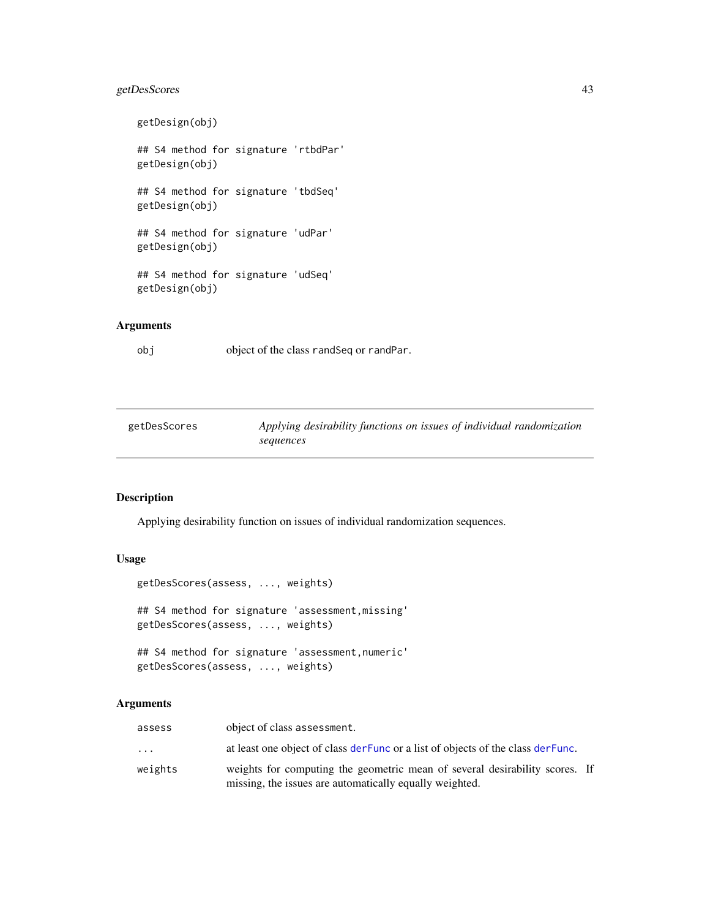```
getDesign(obj)

## S4 method for signature 'rtbdPar'
getDesign(obj)

## S4 method for signature 'tbdSeq'
getDesign(obj)

## S4 method for signature 'udPar'
getDesign(obj)

## S4 method for signature 'udSeq'
getDesign(obj)
```

### Arguments

| | |
|---|---|
| obj | object of the class randSeq or randPar. |

---

## getDesScores — *Applying desirability functions on issues of individual randomization sequences*

---

### Description

Applying desirability function on issues of individual randomization sequences.

### Usage

```
getDesScores(assess, ..., weights)

## S4 method for signature 'assessment,missing'
getDesScores(assess, ..., weights)

## S4 method for signature 'assessment,numeric'
getDesScores(assess, ..., weights)
```

### Arguments

| | |
|---|---|
| assess | object of class assessment. |
| ... | at least one object of class derFunc or a list of objects of the class derFunc. |
| weights | weights for computing the geometric mean of several desirability scores. If missing, the issues are automatically equally weighted. |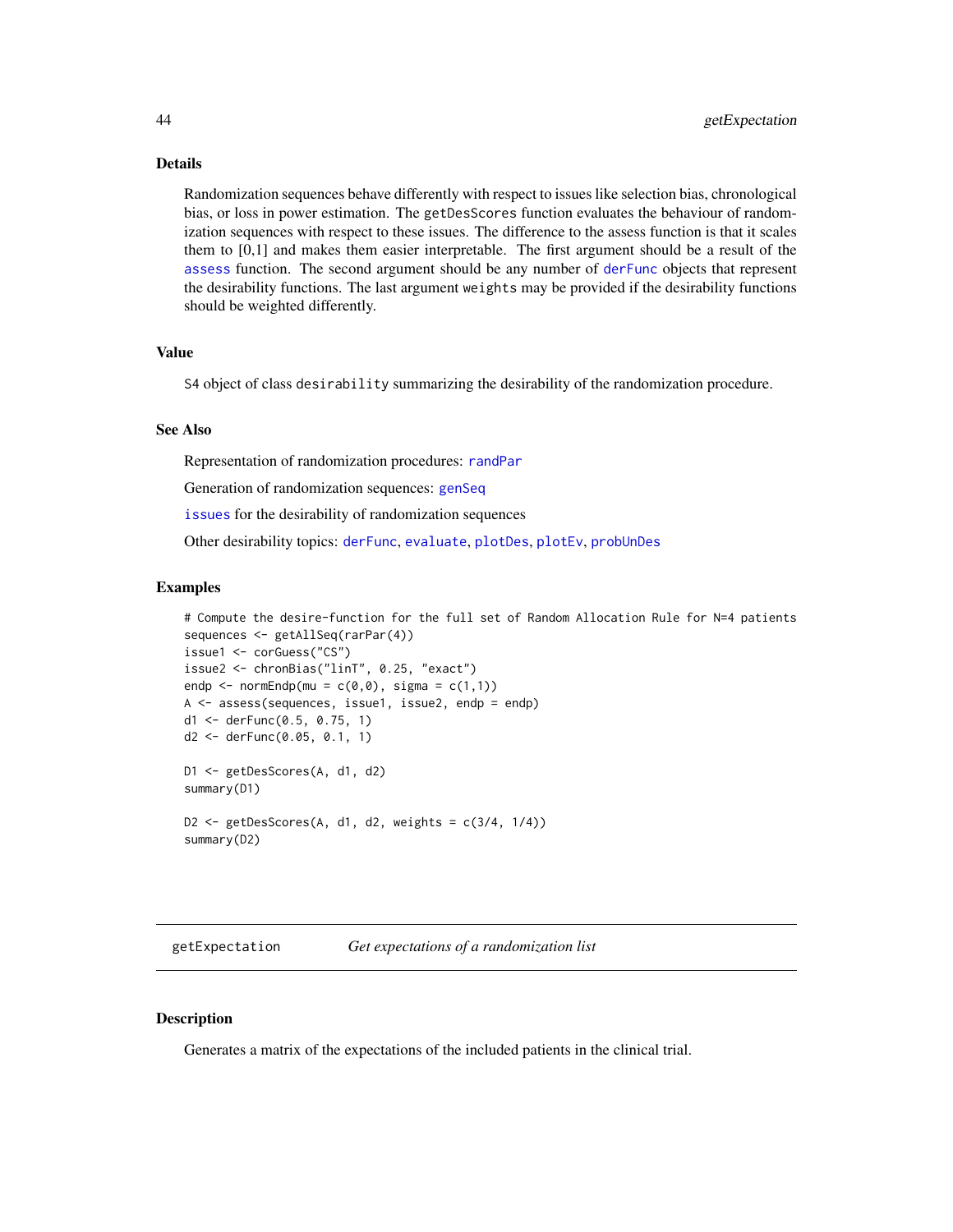## Details

Randomization sequences behave differently with respect to issues like selection bias, chronological bias, or loss in power estimation. The `getDesScores` function evaluates the behaviour of randomization sequences with respect to these issues. The difference to the assess function is that it scales them to [0,1] and makes them easier interpretable. The first argument should be a result of the `assess` function. The second argument should be any number of `derFunc` objects that represent the desirability functions. The last argument `weights` may be provided if the desirability functions should be weighted differently.

## Value

S4 object of class `desirability` summarizing the desirability of the randomization procedure.

## See Also

Representation of randomization procedures: `randPar`

Generation of randomization sequences: `genSeq`

`issues` for the desirability of randomization sequences

Other desirability topics: `derFunc`, `evaluate`, `plotDes`, `plotEv`, `probUnDes`

## Examples

```
# Compute the desire-function for the full set of Random Allocation Rule for N=4 patients
sequences <- getAllSeq(rarPar(4))
issue1 <- corGuess("CS")
issue2 <- chronBias("linT", 0.25, "exact")
endp <- normEndp(mu = c(0,0), sigma = c(1,1))
A <- assess(sequences, issue1, issue2, endp = endp)
d1 <- derFunc(0.5, 0.75, 1)
d2 <- derFunc(0.05, 0.1, 1)

D1 <- getDesScores(A, d1, d2)
summary(D1)

D2 <- getDesScores(A, d1, d2, weights = c(3/4, 1/4))
summary(D2)
```

---

# getExpectation — *Get expectations of a randomization list*

## Description

Generates a matrix of the expectations of the included patients in the clinical trial.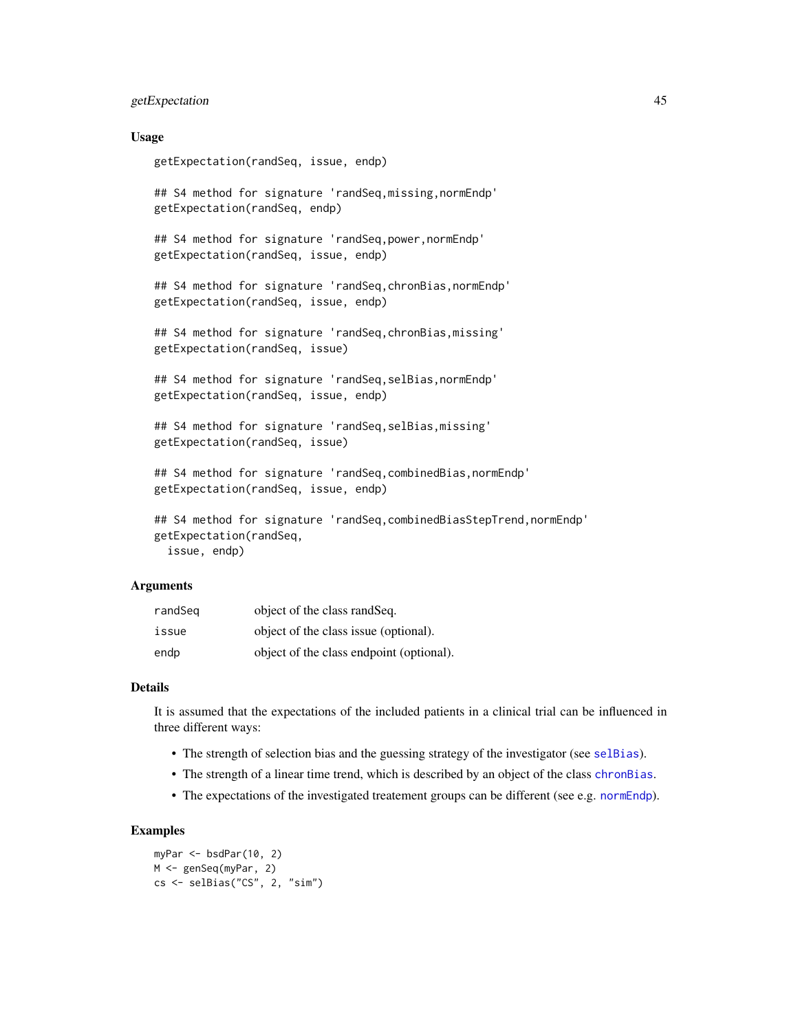### Usage

```
getExpectation(randSeq, issue, endp)

## S4 method for signature 'randSeq,missing,normEndp'
getExpectation(randSeq, endp)

## S4 method for signature 'randSeq,power,normEndp'
getExpectation(randSeq, issue, endp)

## S4 method for signature 'randSeq,chronBias,normEndp'
getExpectation(randSeq, issue, endp)

## S4 method for signature 'randSeq,chronBias,missing'
getExpectation(randSeq, issue)

## S4 method for signature 'randSeq,selBias,normEndp'
getExpectation(randSeq, issue, endp)

## S4 method for signature 'randSeq,selBias,missing'
getExpectation(randSeq, issue)

## S4 method for signature 'randSeq,combinedBias,normEndp'
getExpectation(randSeq, issue, endp)

## S4 method for signature 'randSeq,combinedBiasStepTrend,normEndp'
getExpectation(randSeq,
  issue, endp)
```

### Arguments

| | |
|---|---|
| randSeq | object of the class randSeq. |
| issue | object of the class issue (optional). |
| endp | object of the class endpoint (optional). |

### Details

It is assumed that the expectations of the included patients in a clinical trial can be influenced in three different ways:

- The strength of selection bias and the guessing strategy of the investigator (see selBias).
- The strength of a linear time trend, which is described by an object of the class chronBias.
- The expectations of the investigated treatement groups can be different (see e.g. normEndp).

### Examples

```
myPar <- bsdPar(10, 2)
M <- genSeq(myPar, 2)
cs <- selBias("CS", 2, "sim")
```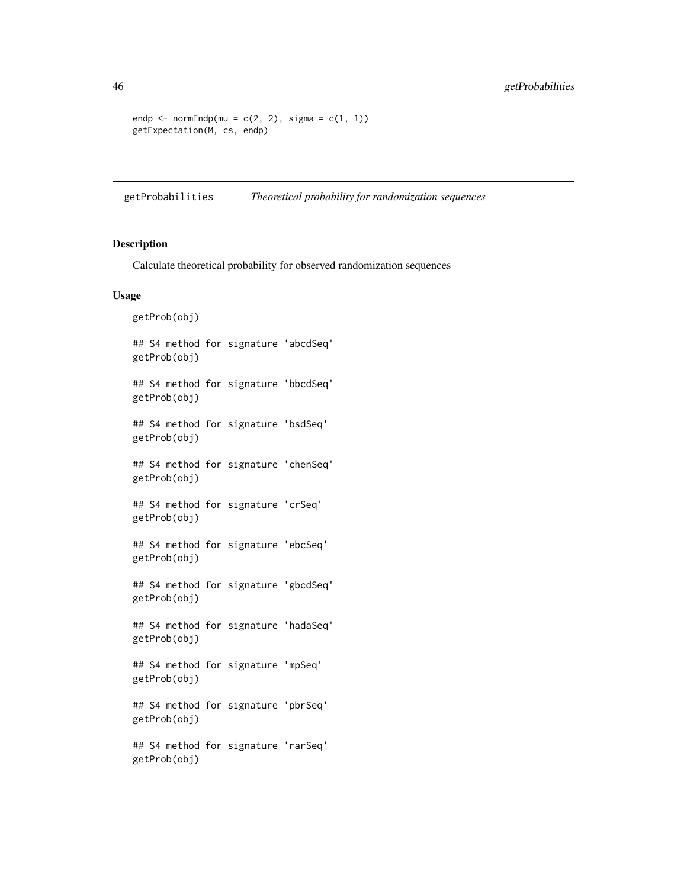```
endp <- normEndp(mu = c(2, 2), sigma = c(1, 1))
getExpectation(M, cs, endp)
```

## getProbabilities — *Theoretical probability for randomization sequences*

### Description

Calculate theoretical probability for observed randomization sequences

### Usage

```
getProb(obj)

## S4 method for signature 'abcdSeq'
getProb(obj)

## S4 method for signature 'bbcdSeq'
getProb(obj)

## S4 method for signature 'bsdSeq'
getProb(obj)

## S4 method for signature 'chenSeq'
getProb(obj)

## S4 method for signature 'crSeq'
getProb(obj)

## S4 method for signature 'ebcSeq'
getProb(obj)

## S4 method for signature 'gbcdSeq'
getProb(obj)

## S4 method for signature 'hadaSeq'
getProb(obj)

## S4 method for signature 'mpSeq'
getProb(obj)

## S4 method for signature 'pbrSeq'
getProb(obj)

## S4 method for signature 'rarSeq'
getProb(obj)
```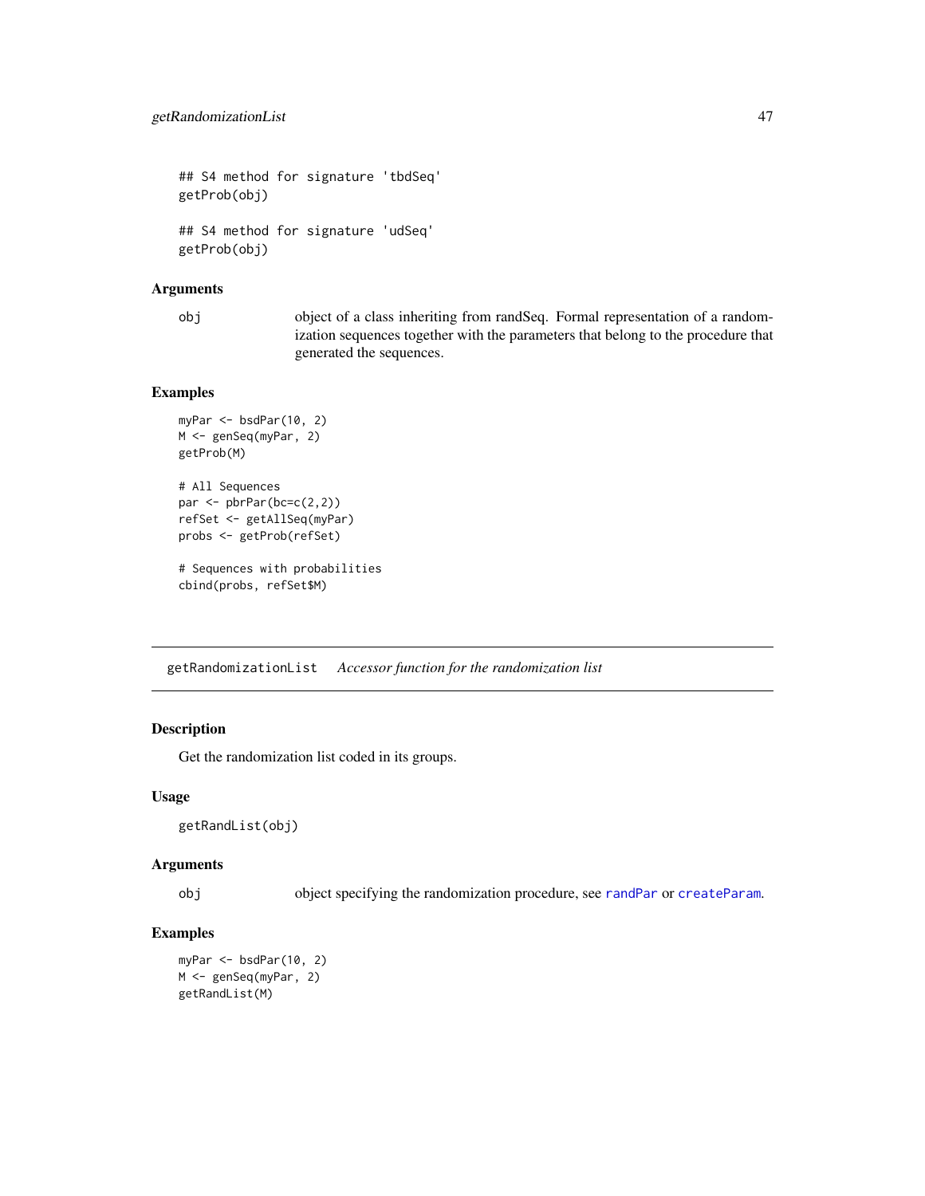```
## S4 method for signature 'tbdSeq'
getProb(obj)

## S4 method for signature 'udSeq'
getProb(obj)
```

### Arguments

obj object of a class inheriting from randSeq. Formal representation of a randomization sequences together with the parameters that belong to the procedure that generated the sequences.

### Examples

```
myPar <- bsdPar(10, 2)
M <- genSeq(myPar, 2)
getProb(M)

# All Sequences
par <- pbrPar(bc=c(2,2))
refSet <- getAllSeq(myPar)
probs <- getProb(refSet)

# Sequences with probabilities
cbind(probs, refSet$M)
```

---

## getRandomizationList *Accessor function for the randomization list*

### Description

Get the randomization list coded in its groups.

### Usage

```
getRandList(obj)
```

### Arguments

obj object specifying the randomization procedure, see `randPar` or `createParam`.

### Examples

```
myPar <- bsdPar(10, 2)
M <- genSeq(myPar, 2)
getRandList(M)
```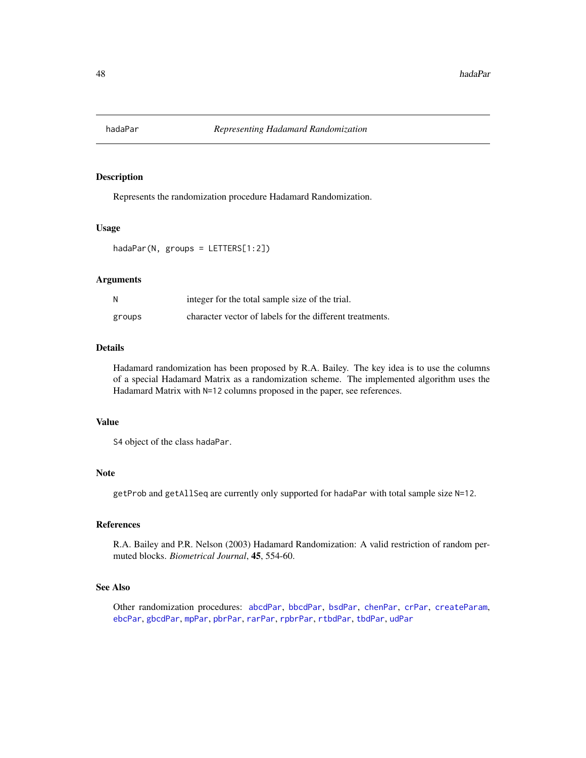# hadaPar *Representing Hadamard Randomization*

## Description

Represents the randomization procedure Hadamard Randomization.

## Usage

```
hadaPar(N, groups = LETTERS[1:2])
```

## Arguments

| | |
|---|---|
| N | integer for the total sample size of the trial. |
| groups | character vector of labels for the different treatments. |

## Details

Hadamard randomization has been proposed by R.A. Bailey. The key idea is to use the columns of a special Hadamard Matrix as a randomization scheme. The implemented algorithm uses the Hadamard Matrix with `N=12` columns proposed in the paper, see references.

## Value

`S4` object of the class `hadaPar`.

## Note

`getProb` and `getAllSeq` are currently only supported for `hadaPar` with total sample size `N=12`.

## References

R.A. Bailey and P.R. Nelson (2003) Hadamard Randomization: A valid restriction of random permuted blocks. *Biometrical Journal*, **45**, 554-60.

## See Also

Other randomization procedures: `abcdPar`, `bbcdPar`, `bsdPar`, `chenPar`, `crPar`, `createParam`, `ebcPar`, `gbcdPar`, `mpPar`, `pbrPar`, `rarPar`, `rpbrPar`, `rtbdPar`, `tbdPar`, `udPar`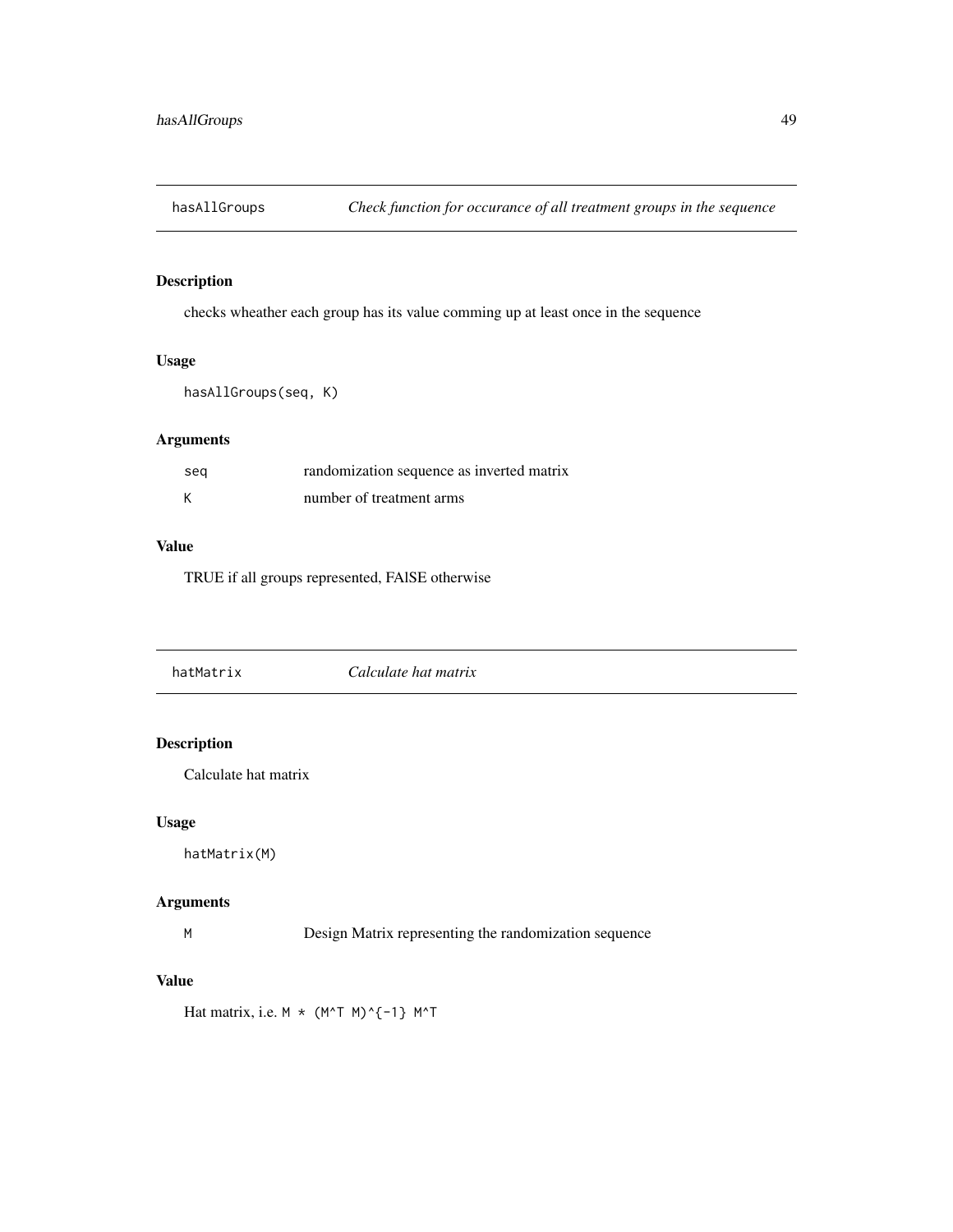## hasAllGroups *Check function for occurance of all treatment groups in the sequence*

### Description

checks wheather each group has its value comming up at least once in the sequence

### Usage

```
hasAllGroups(seq, K)
```

### Arguments

| | |
|---|---|
| seq | randomization sequence as inverted matrix |
| K | number of treatment arms |

### Value

TRUE if all groups represented, FAlSE otherwise

## hatMatrix *Calculate hat matrix*

### Description

Calculate hat matrix

### Usage

```
hatMatrix(M)
```

### Arguments

| | |
|---|---|
| M | Design Matrix representing the randomization sequence |

### Value

Hat matrix, i.e. `M * (M^T M)^{-1} M^T`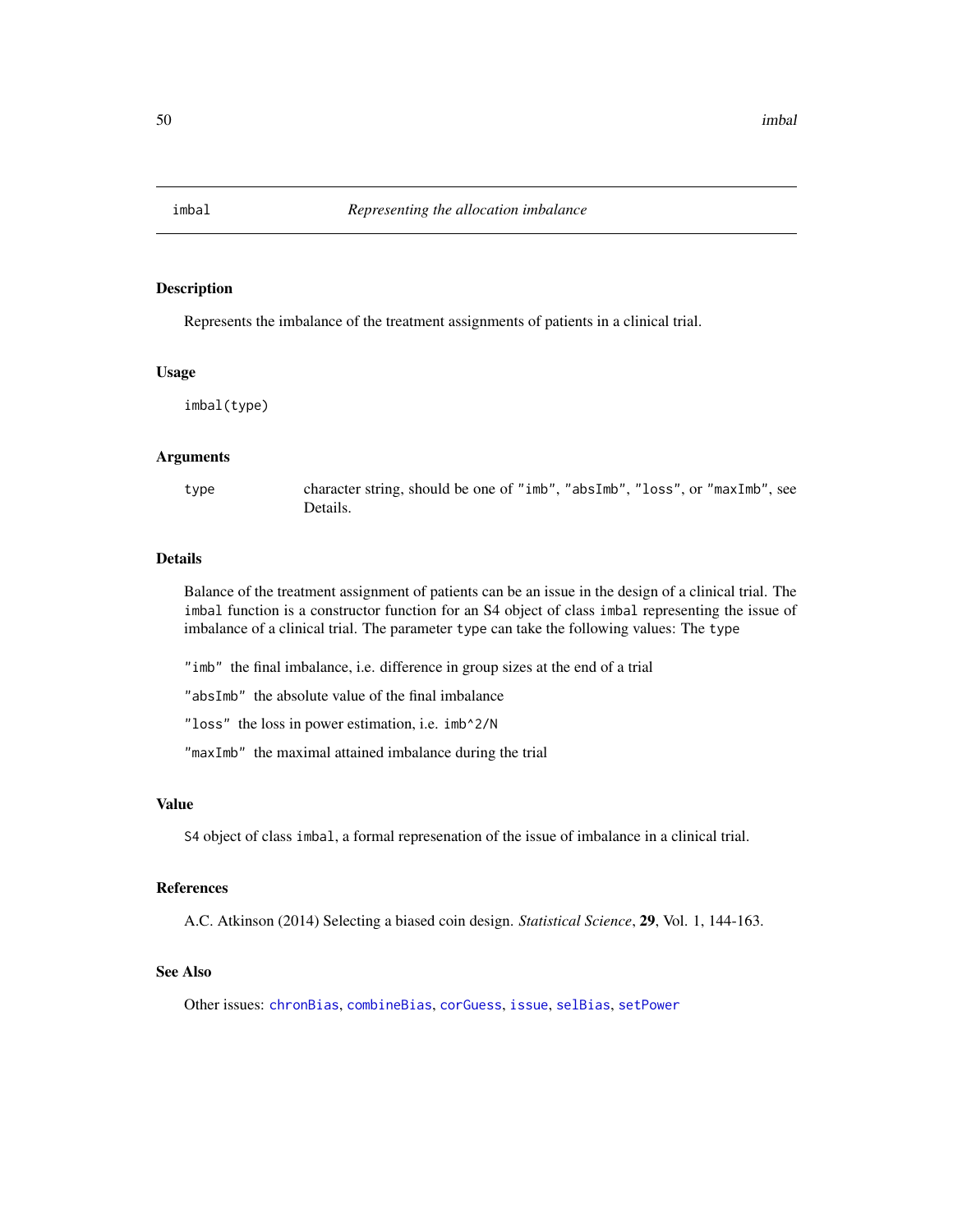imbal *Representing the allocation imbalance*

## Description

Represents the imbalance of the treatment assignments of patients in a clinical trial.

## Usage

```
imbal(type)
```

## Arguments

| | |
|---|---|
| type | character string, should be one of "imb", "absImb", "loss", or "maxImb", see Details. |

## Details

Balance of the treatment assignment of patients can be an issue in the design of a clinical trial. The imbal function is a constructor function for an S4 object of class imbal representing the issue of imbalance of a clinical trial. The parameter type can take the following values: The type

"imb" the final imbalance, i.e. difference in group sizes at the end of a trial

"absImb" the absolute value of the final imbalance

"loss" the loss in power estimation, i.e. imb^2/N

"maxImb" the maximal attained imbalance during the trial

## Value

S4 object of class imbal, a formal represenation of the issue of imbalance in a clinical trial.

## References

A.C. Atkinson (2014) Selecting a biased coin design. *Statistical Science*, **29**, Vol. 1, 144-163.

## See Also

Other issues: chronBias, combineBias, corGuess, issue, selBias, setPower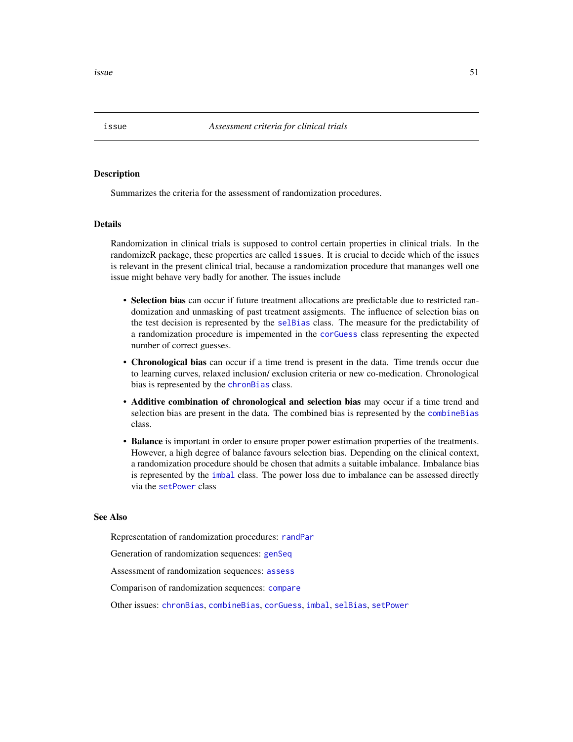## issue — *Assessment criteria for clinical trials*

### Description

Summarizes the criteria for the assessment of randomization procedures.

### Details

Randomization in clinical trials is supposed to control certain properties in clinical trials. In the randomizeR package, these properties are called `issues`. It is crucial to decide which of the issues is relevant in the present clinical trial, because a randomization procedure that mananges well one issue might behave very badly for another. The issues include

- **Selection bias** can occur if future treatment allocations are predictable due to restricted randomization and unmasking of past treatment assigments. The influence of selection bias on the test decision is represented by the `selBias` class. The measure for the predictability of a randomization procedure is impemented in the `corGuess` class representing the expected number of correct guesses.
- **Chronological bias** can occur if a time trend is present in the data. Time trends occur due to learning curves, relaxed inclusion/ exclusion criteria or new co-medication. Chronological bias is represented by the `chronBias` class.
- **Additive combination of chronological and selection bias** may occur if a time trend and selection bias are present in the data. The combined bias is represented by the `combineBias` class.
- **Balance** is important in order to ensure proper power estimation properties of the treatments. However, a high degree of balance favours selection bias. Depending on the clinical context, a randomization procedure should be chosen that admits a suitable imbalance. Imbalance bias is represented by the `imbal` class. The power loss due to imbalance can be assessed directly via the `setPower` class

### See Also

Representation of randomization procedures: `randPar`

Generation of randomization sequences: `genSeq`

Assessment of randomization sequences: `assess`

Comparison of randomization sequences: `compare`

Other issues: `chronBias`, `combineBias`, `corGuess`, `imbal`, `selBias`, `setPower`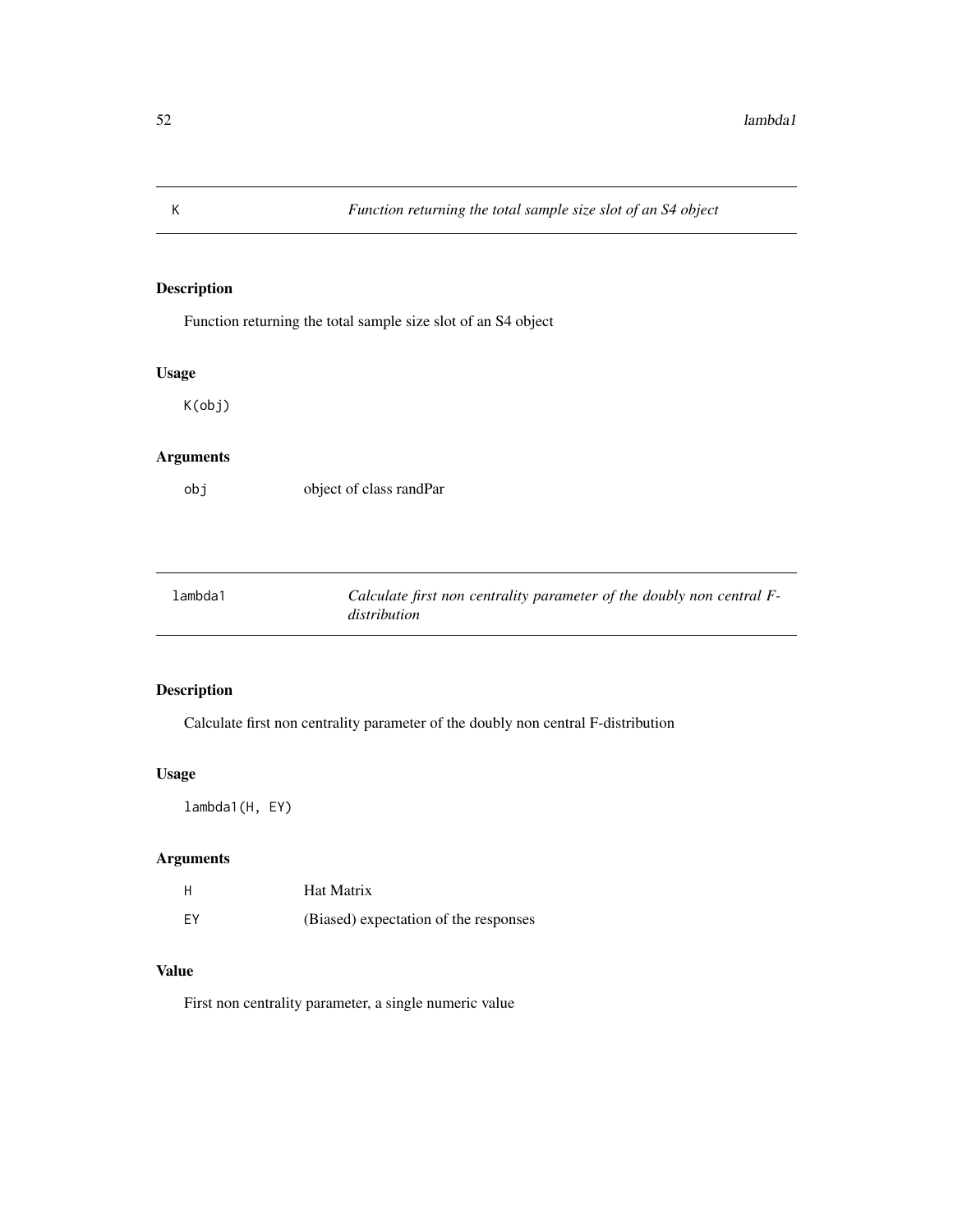## K — *Function returning the total sample size slot of an S4 object*

### Description

Function returning the total sample size slot of an S4 object

### Usage

```
K(obj)
```

### Arguments

| | |
|---|---|
| `obj` | object of class randPar |

## lambda1 — *Calculate first non centrality parameter of the doubly non central F-distribution*

### Description

Calculate first non centrality parameter of the doubly non central F-distribution

### Usage

```
lambda1(H, EY)
```

### Arguments

| | |
|---|---|
| `H` | Hat Matrix |
| `EY` | (Biased) expectation of the responses |

### Value

First non centrality parameter, a single numeric value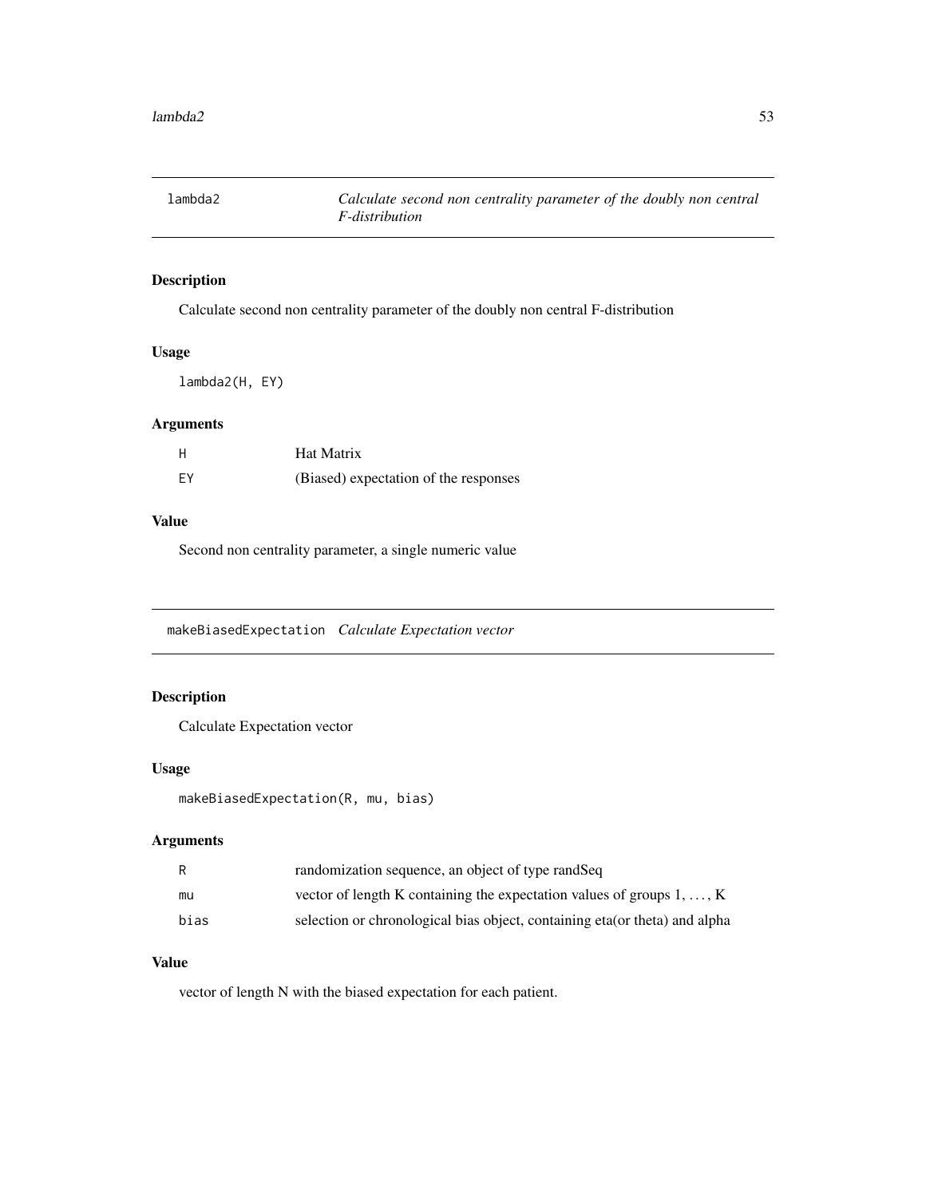## lambda2 — *Calculate second non centrality parameter of the doubly non central F-distribution*

### Description

Calculate second non centrality parameter of the doubly non central F-distribution

### Usage

```
lambda2(H, EY)
```

### Arguments

| | |
|---|---|
| H | Hat Matrix |
| EY | (Biased) expectation of the responses |

### Value

Second non centrality parameter, a single numeric value

## makeBiasedExpectation — *Calculate Expectation vector*

### Description

Calculate Expectation vector

### Usage

```
makeBiasedExpectation(R, mu, bias)
```

### Arguments

| | |
|---|---|
| R | randomization sequence, an object of type randSeq |
| mu | vector of length K containing the expectation values of groups $1, \ldots, K$ |
| bias | selection or chronological bias object, containing eta(or theta) and alpha |

### Value

vector of length N with the biased expectation for each patient.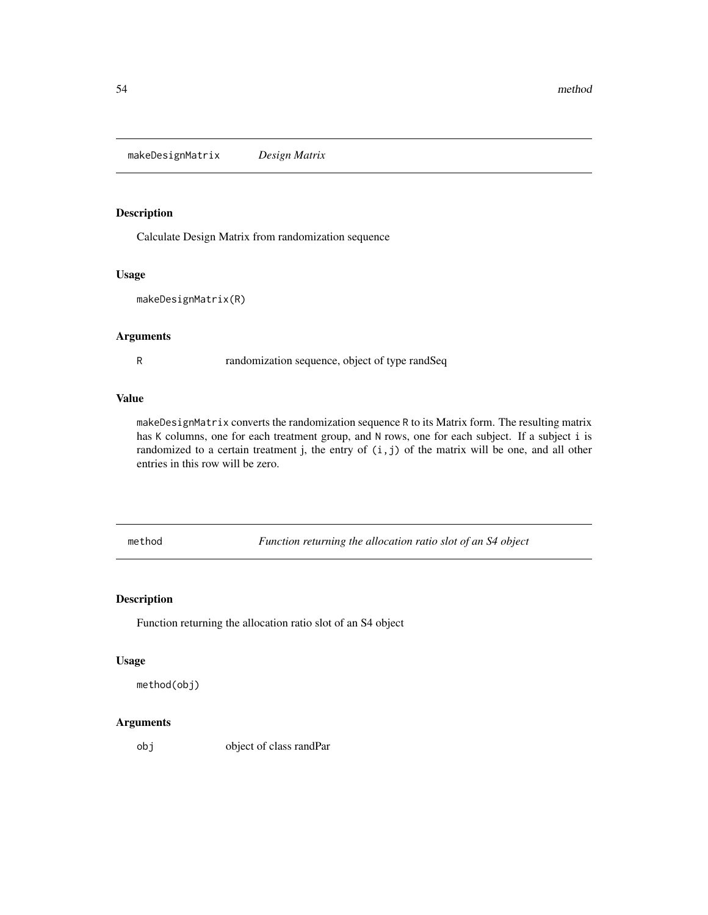## makeDesignMatrix *Design Matrix*

### Description

Calculate Design Matrix from randomization sequence

### Usage

```
makeDesignMatrix(R)
```

### Arguments

| | |
|---|---|
| R | randomization sequence, object of type randSeq |

### Value

`makeDesignMatrix` converts the randomization sequence `R` to its Matrix form. The resulting matrix has `K` columns, one for each treatment group, and `N` rows, one for each subject. If a subject `i` is randomized to a certain treatment j, the entry of `(i,j)` of the matrix will be one, and all other entries in this row will be zero.

## method *Function returning the allocation ratio slot of an S4 object*

### Description

Function returning the allocation ratio slot of an S4 object

### Usage

```
method(obj)
```

### Arguments

| | |
|---|---|
| obj | object of class randPar |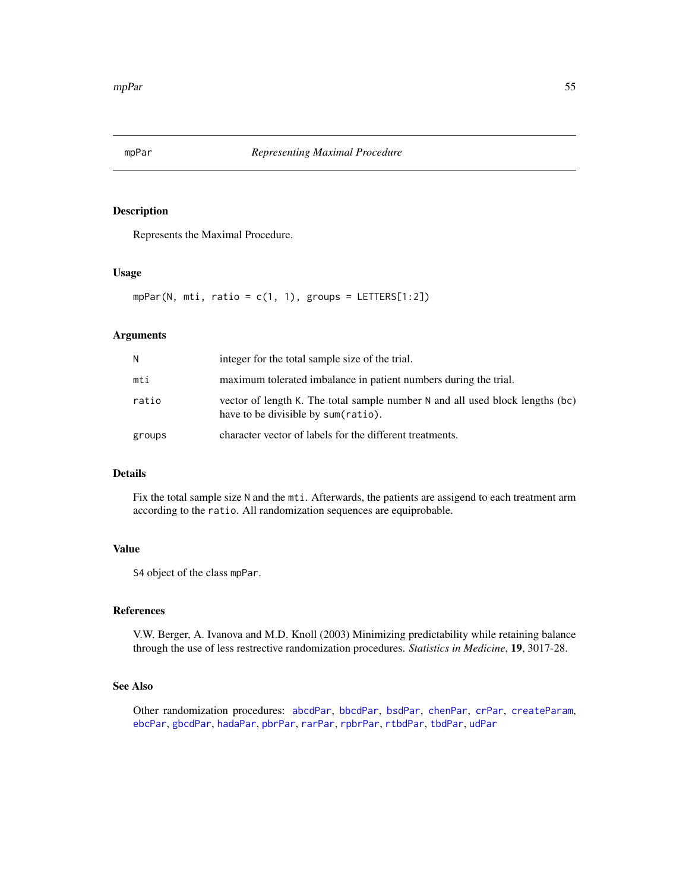# mpPar *Representing Maximal Procedure*

## Description

Represents the Maximal Procedure.

## Usage

```
mpPar(N, mti, ratio = c(1, 1), groups = LETTERS[1:2])
```

## Arguments

| | |
|---|---|
| `N` | integer for the total sample size of the trial. |
| `mti` | maximum tolerated imbalance in patient numbers during the trial. |
| `ratio` | vector of length `K`. The total sample number `N` and all used block lengths (`bc`) have to be divisible by `sum(ratio)`. |
| `groups` | character vector of labels for the different treatments. |

## Details

Fix the total sample size `N` and the `mti`. Afterwards, the patients are assigend to each treatment arm according to the `ratio`. All randomization sequences are equiprobable.

## Value

`S4` object of the class `mpPar`.

## References

V.W. Berger, A. Ivanova and M.D. Knoll (2003) Minimizing predictability while retaining balance through the use of less restrictive randomization procedures. *Statistics in Medicine*, **19**, 3017-28.

## See Also

Other randomization procedures: `abcdPar`, `bbcdPar`, `bsdPar`, `chenPar`, `crPar`, `createParam`, `ebcPar`, `gbcdPar`, `hadaPar`, `pbrPar`, `rarPar`, `rpbrPar`, `rtbdPar`, `tbdPar`, `udPar`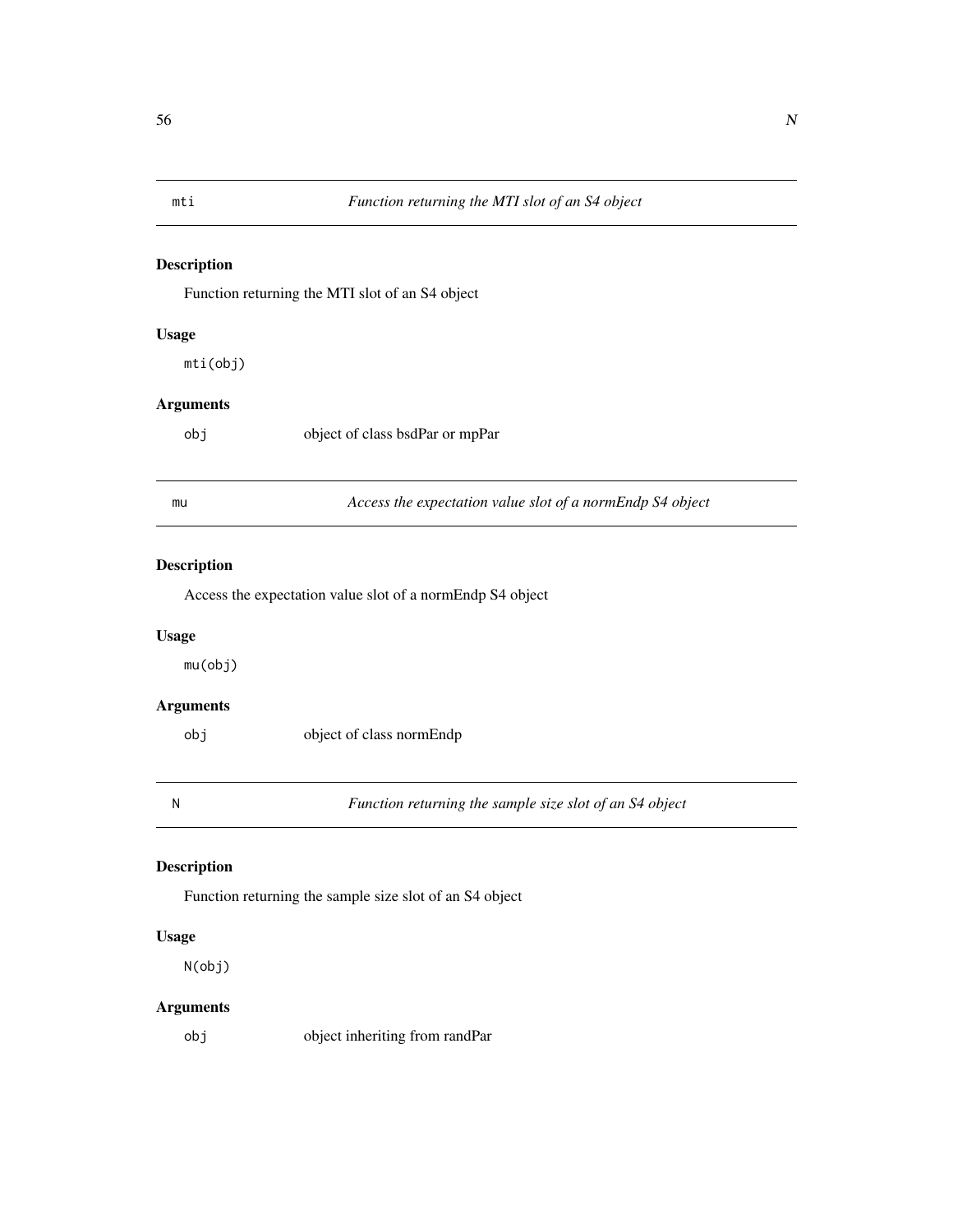## mti — *Function returning the MTI slot of an S4 object*

### Description

Function returning the MTI slot of an S4 object

### Usage

```
mti(obj)
```

### Arguments

| | |
|---|---|
| obj | object of class bsdPar or mpPar |

## mu — *Access the expectation value slot of a normEndp S4 object*

### Description

Access the expectation value slot of a normEndp S4 object

### Usage

```
mu(obj)
```

### Arguments

| | |
|---|---|
| obj | object of class normEndp |

## N — *Function returning the sample size slot of an S4 object*

### Description

Function returning the sample size slot of an S4 object

### Usage

```
N(obj)
```

### Arguments

| | |
|---|---|
| obj | object inheriting from randPar |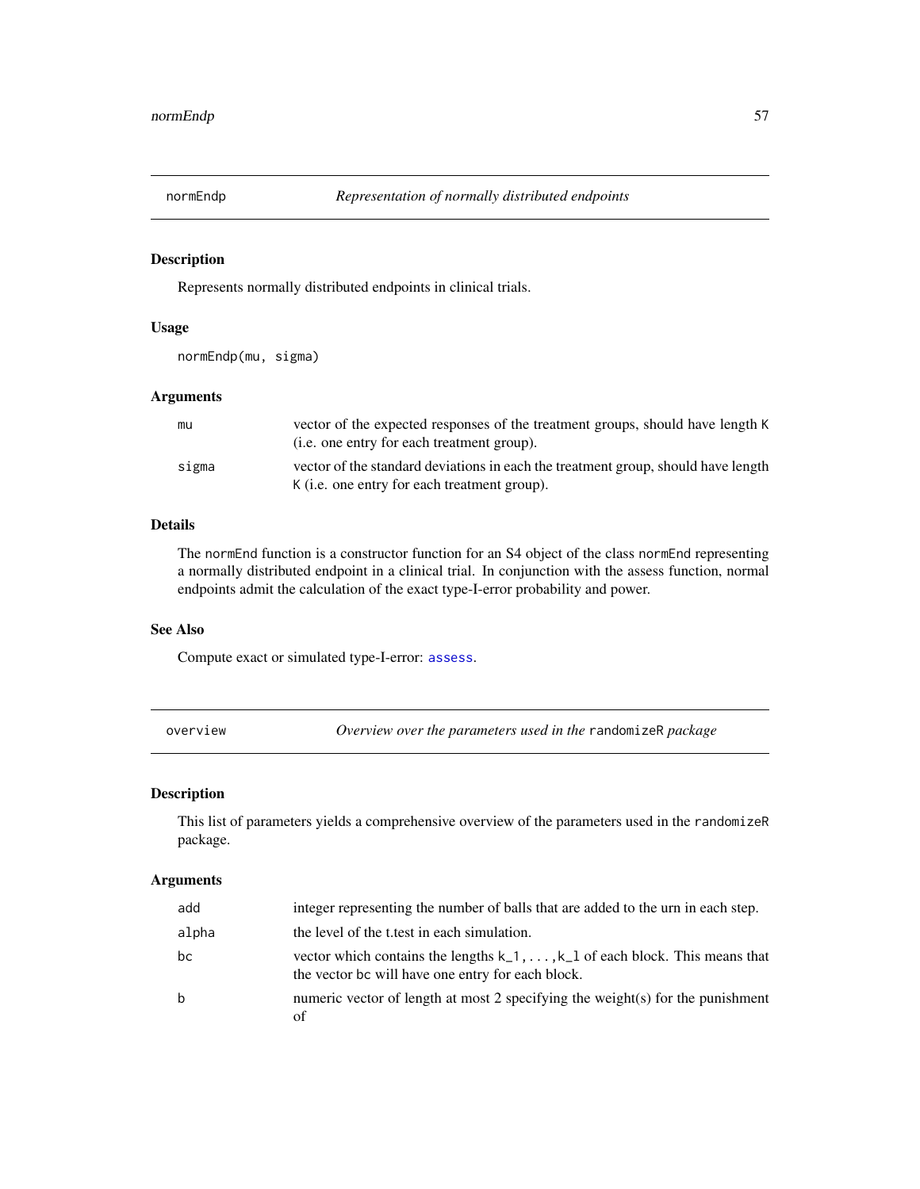## normEndp — *Representation of normally distributed endpoints*

### Description

Represents normally distributed endpoints in clinical trials.

### Usage

```
normEndp(mu, sigma)
```

### Arguments

| | |
|---|---|
| `mu` | vector of the expected responses of the treatment groups, should have length `K` (i.e. one entry for each treatment group). |
| `sigma` | vector of the standard deviations in each the treatment group, should have length `K` (i.e. one entry for each treatment group). |

### Details

The `normEnd` function is a constructor function for an S4 object of the class `normEnd` representing a normally distributed endpoint in a clinical trial. In conjunction with the assess function, normal endpoints admit the calculation of the exact type-I-error probability and power.

### See Also

Compute exact or simulated type-I-error: `assess`.

## overview — *Overview over the parameters used in the `randomizeR` package*

### Description

This list of parameters yields a comprehensive overview of the parameters used in the `randomizeR` package.

### Arguments

| | |
|---|---|
| `add` | integer representing the number of balls that are added to the urn in each step. |
| `alpha` | the level of the t.test in each simulation. |
| `bc` | vector which contains the lengths `k_1,...,k_l` of each block. This means that the vector `bc` will have one entry for each block. |
| `b` | numeric vector of length at most 2 specifying the weight(s) for the punishment of |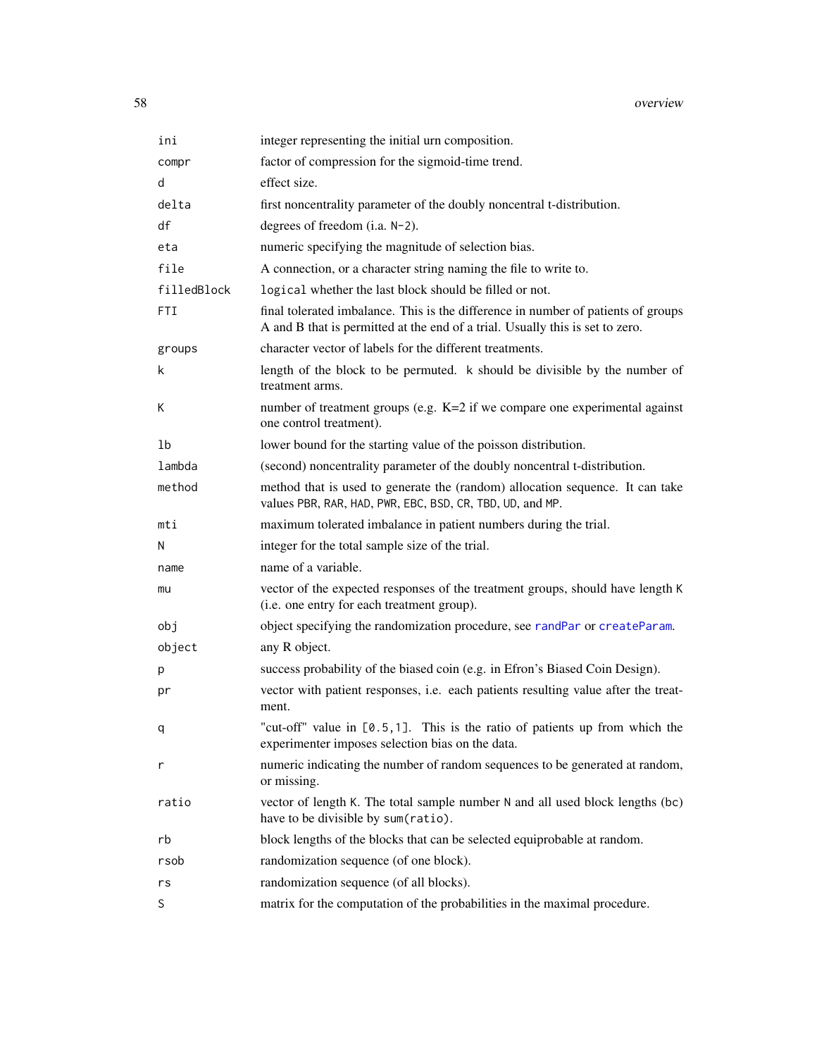| | |
|---|---|
| `ini` | integer representing the initial urn composition. |
| `compr` | factor of compression for the sigmoid-time trend. |
| `d` | effect size. |
| `delta` | first noncentrality parameter of the doubly noncentral t-distribution. |
| `df` | degrees of freedom (i.a. `N-2`). |
| `eta` | numeric specifying the magnitude of selection bias. |
| `file` | A connection, or a character string naming the file to write to. |
| `filledBlock` | `logical` whether the last block should be filled or not. |
| `FTI` | final tolerated imbalance. This is the difference in number of patients of groups A and B that is permitted at the end of a trial. Usually this is set to zero. |
| `groups` | character vector of labels for the different treatments. |
| `k` | length of the block to be permuted. `k` should be divisible by the number of treatment arms. |
| `K` | number of treatment groups (e.g. K=2 if we compare one experimental against one control treatment). |
| `lb` | lower bound for the starting value of the poisson distribution. |
| `lambda` | (second) noncentrality parameter of the doubly noncentral t-distribution. |
| `method` | method that is used to generate the (random) allocation sequence. It can take values `PBR`, `RAR`, `HAD`, `PWR`, `EBC`, `BSD`, `CR`, `TBD`, `UD`, and `MP`. |
| `mti` | maximum tolerated imbalance in patient numbers during the trial. |
| `N` | integer for the total sample size of the trial. |
| `name` | name of a variable. |
| `mu` | vector of the expected responses of the treatment groups, should have length `K` (i.e. one entry for each treatment group). |
| `obj` | object specifying the randomization procedure, see `randPar` or `createParam`. |
| `object` | any R object. |
| `p` | success probability of the biased coin (e.g. in Efron's Biased Coin Design). |
| `pr` | vector with patient responses, i.e. each patients resulting value after the treatment. |
| `q` | "cut-off" value in `[0.5,1]`. This is the ratio of patients up from which the experimenter imposes selection bias on the data. |
| `r` | numeric indicating the number of random sequences to be generated at random, or missing. |
| `ratio` | vector of length `K`. The total sample number `N` and all used block lengths (`bc`) have to be divisible by `sum(ratio)`. |
| `rb` | block lengths of the blocks that can be selected equiprobable at random. |
| `rsob` | randomization sequence (of one block). |
| `rs` | randomization sequence (of all blocks). |
| `S` | matrix for the computation of the probabilities in the maximal procedure. |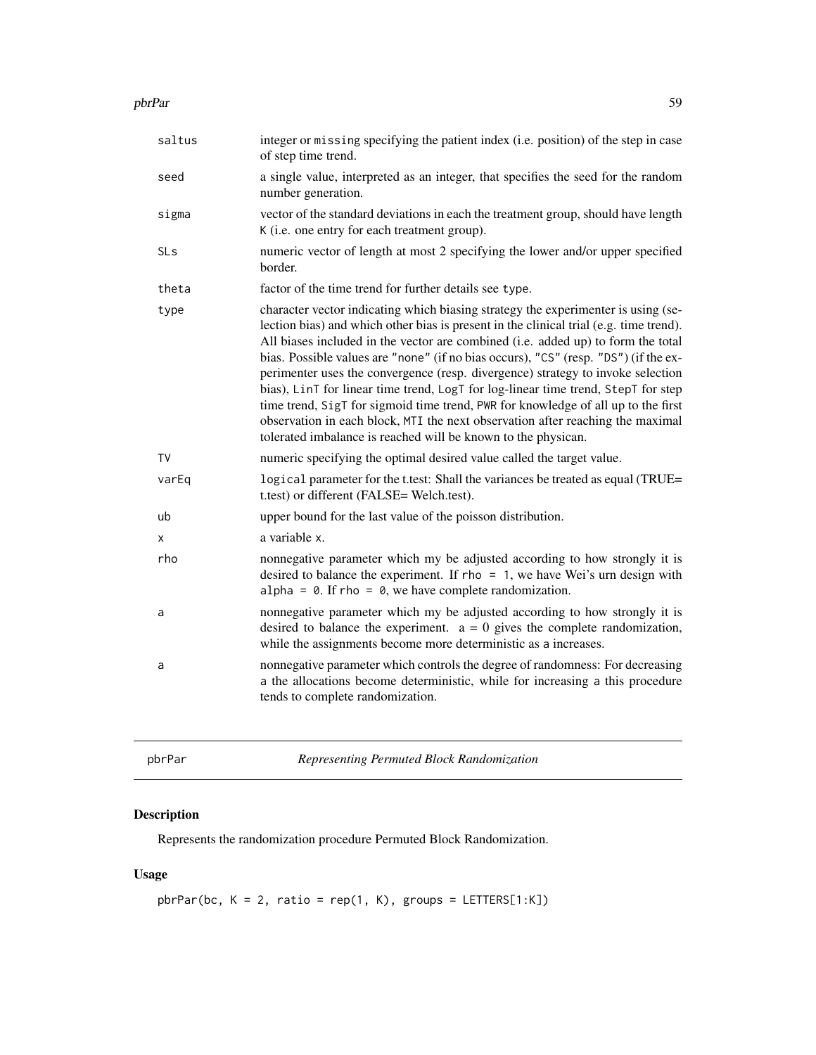| | |
|---|---|
| saltus | integer or missing specifying the patient index (i.e. position) of the step in case of step time trend. |
| seed | a single value, interpreted as an integer, that specifies the seed for the random number generation. |
| sigma | vector of the standard deviations in each the treatment group, should have length K (i.e. one entry for each treatment group). |
| SLs | numeric vector of length at most 2 specifying the lower and/or upper specified border. |
| theta | factor of the time trend for further details see type. |
| type | character vector indicating which biasing strategy the experimenter is using (selection bias) and which other bias is present in the clinical trial (e.g. time trend). All biases included in the vector are combined (i.e. added up) to form the total bias. Possible values are "none" (if no bias occurs), "CS" (resp. "DS") (if the experimenter uses the convergence (resp. divergence) strategy to invoke selection bias), LinT for linear time trend, LogT for log-linear time trend, StepT for step time trend, SigT for sigmoid time trend, PWR for knowledge of all up to the first observation in each block, MTI the next observation after reaching the maximal tolerated imbalance is reached will be known to the physican. |
| TV | numeric specifying the optimal desired value called the target value. |
| varEq | logical parameter for the t.test: Shall the variances be treated as equal (TRUE= t.test) or different (FALSE= Welch.test). |
| ub | upper bound for the last value of the poisson distribution. |
| x | a variable x. |
| rho | nonnegative parameter which my be adjusted according to how strongly it is desired to balance the experiment. If rho = 1, we have Wei's urn design with alpha = 0. If rho = 0, we have complete randomization. |
| a | nonnegative parameter which my be adjusted according to how strongly it is desired to balance the experiment. a = 0 gives the complete randomization, while the assignments become more deterministic as a increases. |
| a | nonnegative parameter which controls the degree of randomness: For decreasing a the allocations become deterministic, while for increasing a this procedure tends to complete randomization. |

# pbrPar — *Representing Permuted Block Randomization*

## Description

Represents the randomization procedure Permuted Block Randomization.

## Usage

```
pbrPar(bc, K = 2, ratio = rep(1, K), groups = LETTERS[1:K])
```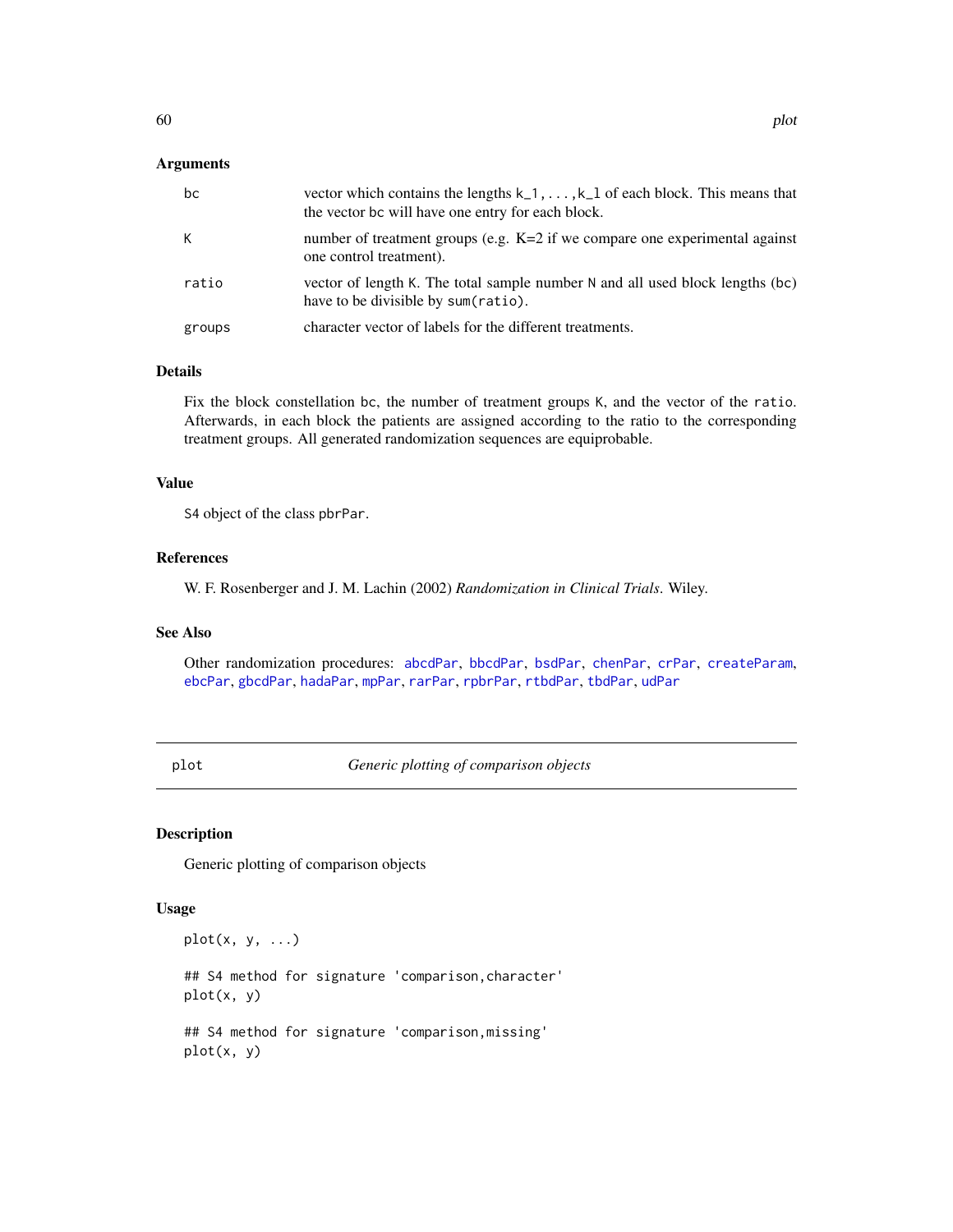## Arguments

| | |
|---|---|
| bc | vector which contains the lengths k_1,...,k_l of each block. This means that the vector bc will have one entry for each block. |
| K | number of treatment groups (e.g. K=2 if we compare one experimental against one control treatment). |
| ratio | vector of length K. The total sample number N and all used block lengths (bc) have to be divisible by sum(ratio). |
| groups | character vector of labels for the different treatments. |

## Details

Fix the block constellation bc, the number of treatment groups K, and the vector of the ratio. Afterwards, in each block the patients are assigned according to the ratio to the corresponding treatment groups. All generated randomization sequences are equiprobable.

## Value

S4 object of the class pbrPar.

## References

W. F. Rosenberger and J. M. Lachin (2002) *Randomization in Clinical Trials*. Wiley.

## See Also

Other randomization procedures: abcdPar, bbcdPar, bsdPar, chenPar, crPar, createParam, ebcPar, gbcdPar, hadaPar, mpPar, rarPar, rpbrPar, rtbdPar, tbdPar, udPar

---

# plot — *Generic plotting of comparison objects*

## Description

Generic plotting of comparison objects

## Usage

```
plot(x, y, ...)

## S4 method for signature 'comparison,character'
plot(x, y)

## S4 method for signature 'comparison,missing'
plot(x, y)
```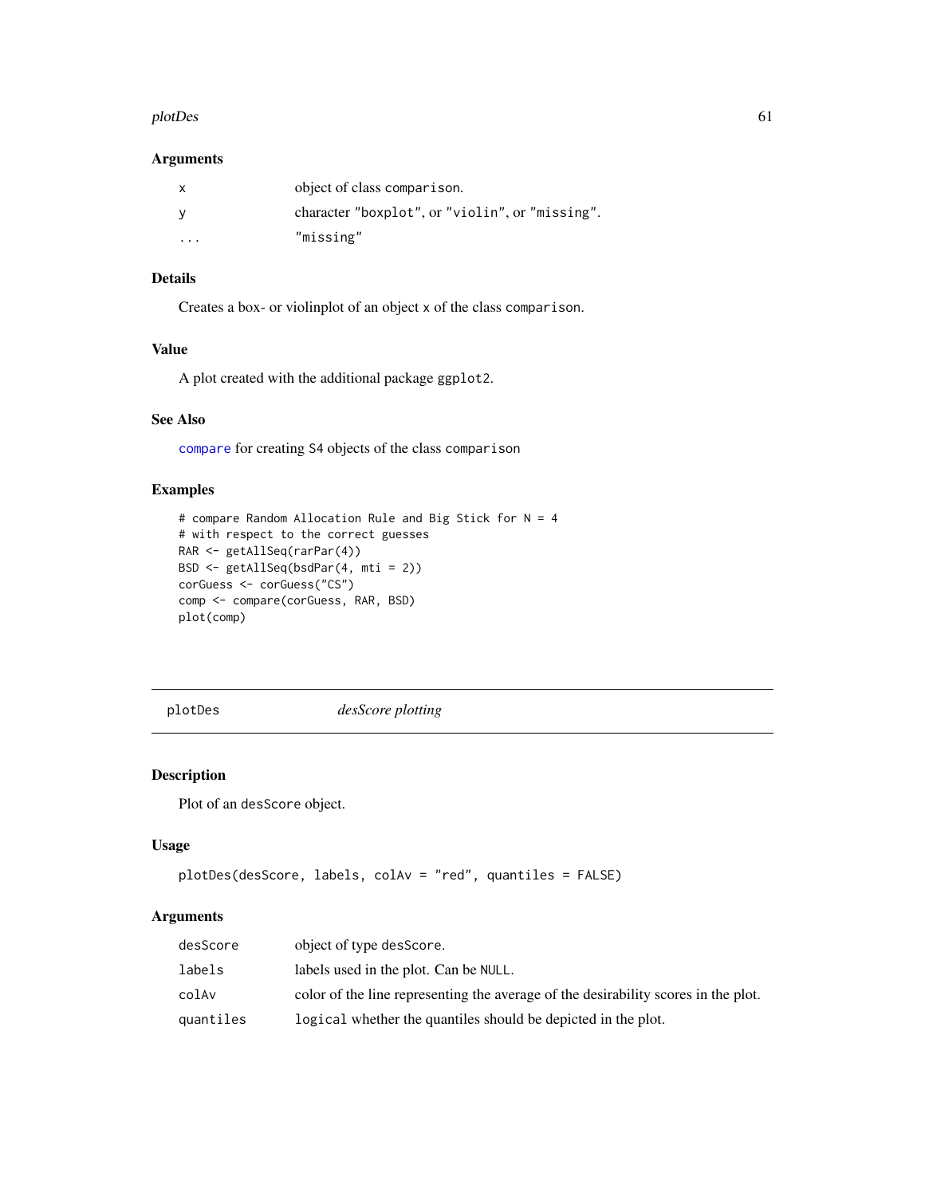### Arguments

| | |
|---|---|
| x | object of class comparison. |
| y | character "boxplot", or "violin", or "missing". |
| ... | "missing" |

### Details

Creates a box- or violinplot of an object x of the class comparison.

### Value

A plot created with the additional package ggplot2.

### See Also

compare for creating S4 objects of the class comparison

### Examples

```
# compare Random Allocation Rule and Big Stick for N = 4
# with respect to the correct guesses
RAR <- getAllSeq(rarPar(4))
BSD <- getAllSeq(bsdPar(4, mti = 2))
corGuess <- corGuess("CS")
comp <- compare(corGuess, RAR, BSD)
plot(comp)
```

---

## plotDes *desScore plotting*

### Description

Plot of an desScore object.

### Usage

```
plotDes(desScore, labels, colAv = "red", quantiles = FALSE)
```

### Arguments

| | |
|---|---|
| desScore | object of type desScore. |
| labels | labels used in the plot. Can be NULL. |
| colAv | color of the line representing the average of the desirability scores in the plot. |
| quantiles | logical whether the quantiles should be depicted in the plot. |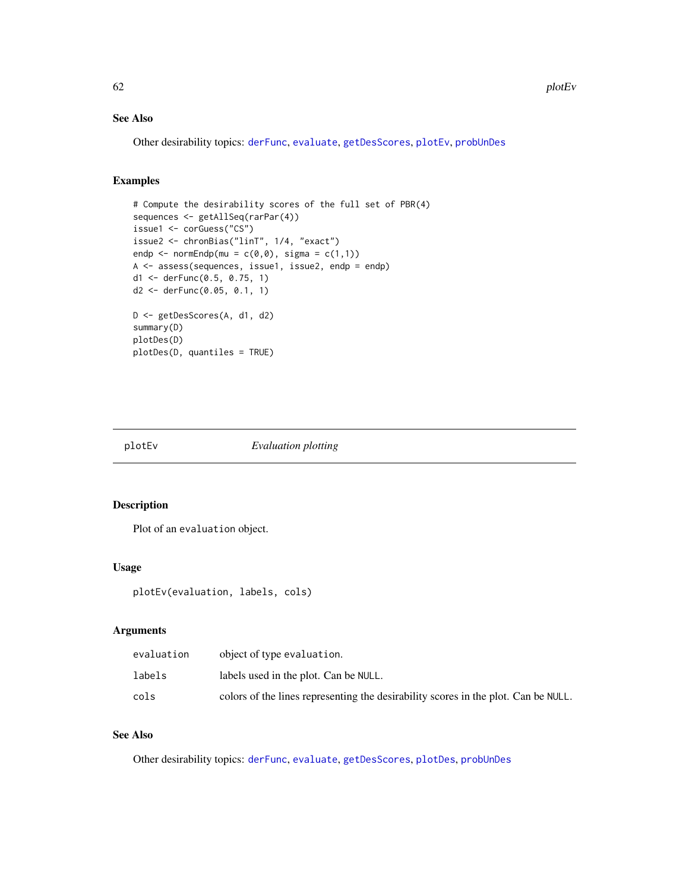### See Also

Other desirability topics: derFunc, evaluate, getDesScores, plotEv, probUnDes

### Examples

```
# Compute the desirability scores of the full set of PBR(4)
sequences <- getAllSeq(rarPar(4))
issue1 <- corGuess("CS")
issue2 <- chronBias("linT", 1/4, "exact")
endp <- normEndp(mu = c(0,0), sigma = c(1,1))
A <- assess(sequences, issue1, issue2, endp = endp)
d1 <- derFunc(0.5, 0.75, 1)
d2 <- derFunc(0.05, 0.1, 1)

D <- getDesScores(A, d1, d2)
summary(D)
plotDes(D)
plotDes(D, quantiles = TRUE)
```

---

## plotEv — *Evaluation plotting*

### Description

Plot of an `evaluation` object.

### Usage

```
plotEv(evaluation, labels, cols)
```

### Arguments

| | |
|---|---|
| `evaluation` | object of type `evaluation`. |
| `labels` | labels used in the plot. Can be `NULL`. |
| `cols` | colors of the lines representing the desirability scores in the plot. Can be `NULL`. |

### See Also

Other desirability topics: derFunc, evaluate, getDesScores, plotDes, probUnDes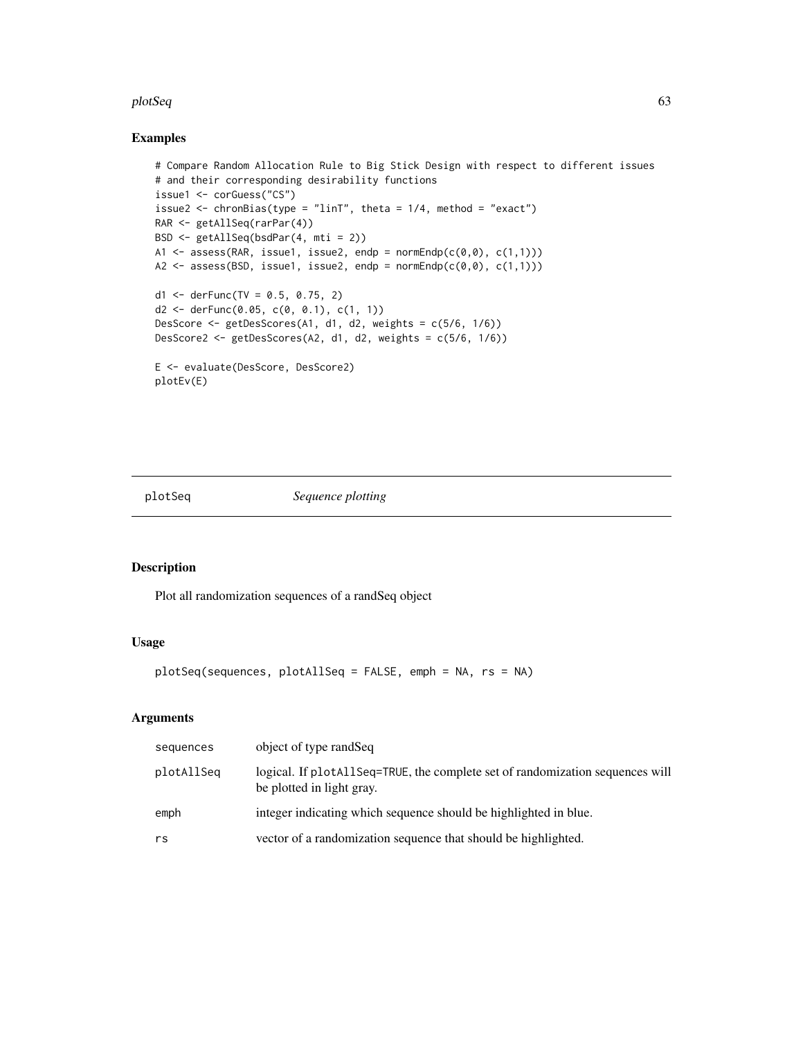## Examples

```
# Compare Random Allocation Rule to Big Stick Design with respect to different issues
# and their corresponding desirability functions
issue1 <- corGuess("CS")
issue2 <- chronBias(type = "linT", theta = 1/4, method = "exact")
RAR <- getAllSeq(rarPar(4))
BSD <- getAllSeq(bsdPar(4, mti = 2))
A1 <- assess(RAR, issue1, issue2, endp = normEndp(c(0,0), c(1,1)))
A2 <- assess(BSD, issue1, issue2, endp = normEndp(c(0,0), c(1,1)))

d1 <- derFunc(TV = 0.5, 0.75, 2)
d2 <- derFunc(0.05, c(0, 0.1), c(1, 1))
DesScore <- getDesScores(A1, d1, d2, weights = c(5/6, 1/6))
DesScore2 <- getDesScores(A2, d1, d2, weights = c(5/6, 1/6))

E <- evaluate(DesScore, DesScore2)
plotEv(E)
```

# plotSeq — *Sequence plotting*

## Description

Plot all randomization sequences of a randSeq object

## Usage

```
plotSeq(sequences, plotAllSeq = FALSE, emph = NA, rs = NA)
```

## Arguments

| Argument | Description |
|---|---|
| sequences | object of type randSeq |
| plotAllSeq | logical. If plotAllSeq=TRUE, the complete set of randomization sequences will be plotted in light gray. |
| emph | integer indicating which sequence should be highlighted in blue. |
| rs | vector of a randomization sequence that should be highlighted. |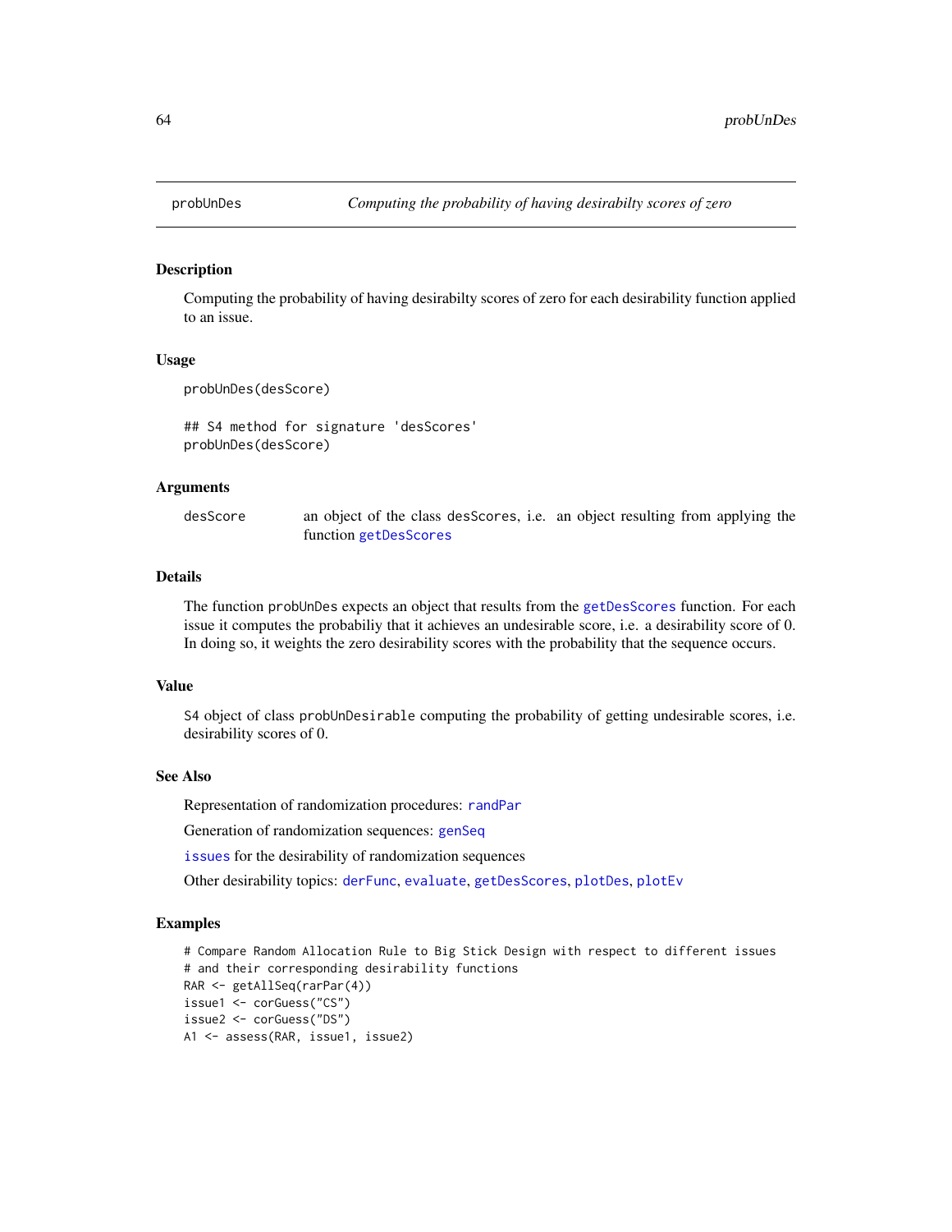## probUnDes — *Computing the probability of having desirabilty scores of zero*

### Description

Computing the probability of having desirabilty scores of zero for each desirability function applied to an issue.

### Usage

```
probUnDes(desScore)

## S4 method for signature 'desScores'
probUnDes(desScore)
```

### Arguments

| | |
|---|---|
| desScore | an object of the class desScores, i.e. an object resulting from applying the function getDesScores |

### Details

The function probUnDes expects an object that results from the getDesScores function. For each issue it computes the probabiliy that it achieves an undesirable score, i.e. a desirability score of 0. In doing so, it weights the zero desirability scores with the probability that the sequence occurs.

### Value

S4 object of class probUnDesirable computing the probability of getting undesirable scores, i.e. desirability scores of 0.

### See Also

Representation of randomization procedures: randPar

Generation of randomization sequences: genSeq

issues for the desirability of randomization sequences

Other desirability topics: derFunc, evaluate, getDesScores, plotDes, plotEv

### Examples

```
# Compare Random Allocation Rule to Big Stick Design with respect to different issues
# and their corresponding desirability functions
RAR <- getAllSeq(rarPar(4))
issue1 <- corGuess("CS")
issue2 <- corGuess("DS")
A1 <- assess(RAR, issue1, issue2)
```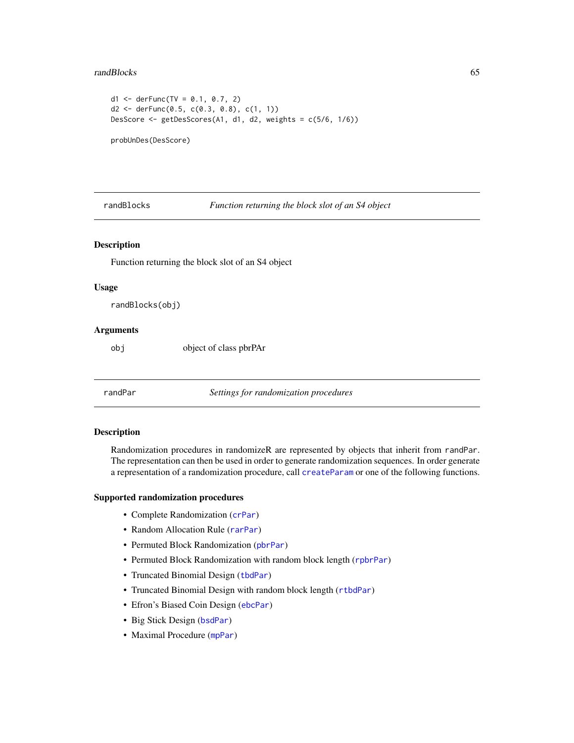```
d1 <- derFunc(TV = 0.1, 0.7, 2)
d2 <- derFunc(0.5, c(0.3, 0.8), c(1, 1))
DesScore <- getDesScores(A1, d1, d2, weights = c(5/6, 1/6))

probUnDes(DesScore)
```

## randBlocks — *Function returning the block slot of an S4 object*

### Description

Function returning the block slot of an S4 object

### Usage

```
randBlocks(obj)
```

### Arguments

| | |
|---|---|
| obj | object of class pbrPAr |

## randPar — *Settings for randomization procedures*

### Description

Randomization procedures in randomizeR are represented by objects that inherit from `randPar`. The representation can then be used in order to generate randomization sequences. In order generate a representation of a randomization procedure, call `createParam` or one of the following functions.

### Supported randomization procedures

- Complete Randomization (`crPar`)
- Random Allocation Rule (`rarPar`)
- Permuted Block Randomization (`pbrPar`)
- Permuted Block Randomization with random block length (`rpbrPar`)
- Truncated Binomial Design (`tbdPar`)
- Truncated Binomial Design with random block length (`rtbdPar`)
- Efron's Biased Coin Design (`ebcPar`)
- Big Stick Design (`bsdPar`)
- Maximal Procedure (`mpPar`)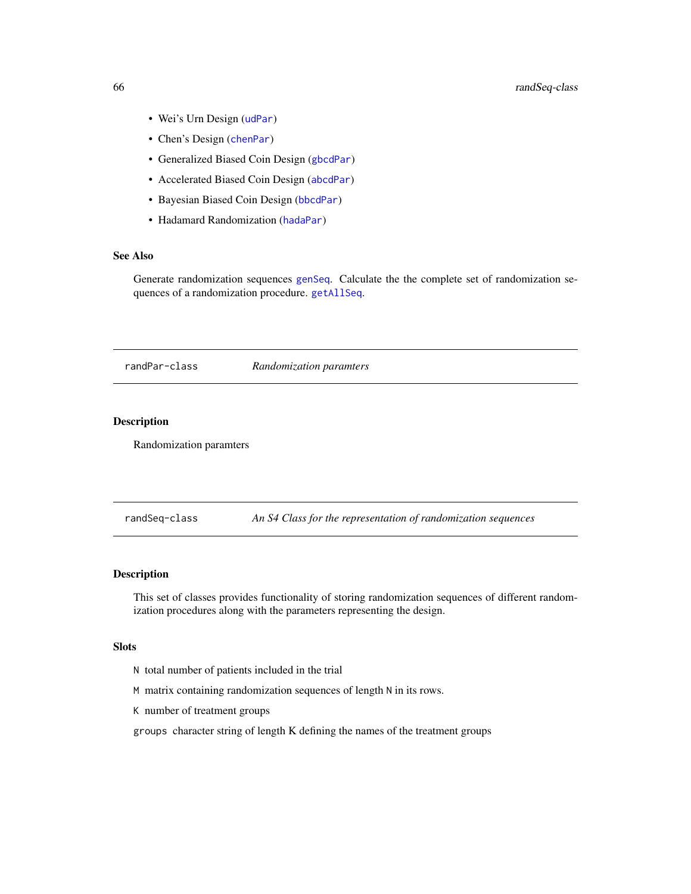- Wei's Urn Design (`udPar`)
- Chen's Design (`chenPar`)
- Generalized Biased Coin Design (`gbcdPar`)
- Accelerated Biased Coin Design (`abcdPar`)
- Bayesian Biased Coin Design (`bbcdPar`)
- Hadamard Randomization (`hadaPar`)

### See Also

Generate randomization sequences `genSeq`. Calculate the the complete set of randomization sequences of a randomization procedure. `getAllSeq`.

---

## randPar-class    *Randomization paramters*

### Description

Randomization paramters

---

## randSeq-class    *An S4 Class for the representation of randomization sequences*

### Description

This set of classes provides functionality of storing randomization sequences of different randomization procedures along with the parameters representing the design.

### Slots

`N` total number of patients included in the trial

`M` matrix containing randomization sequences of length `N` in its rows.

`K` number of treatment groups

`groups` character string of length K defining the names of the treatment groups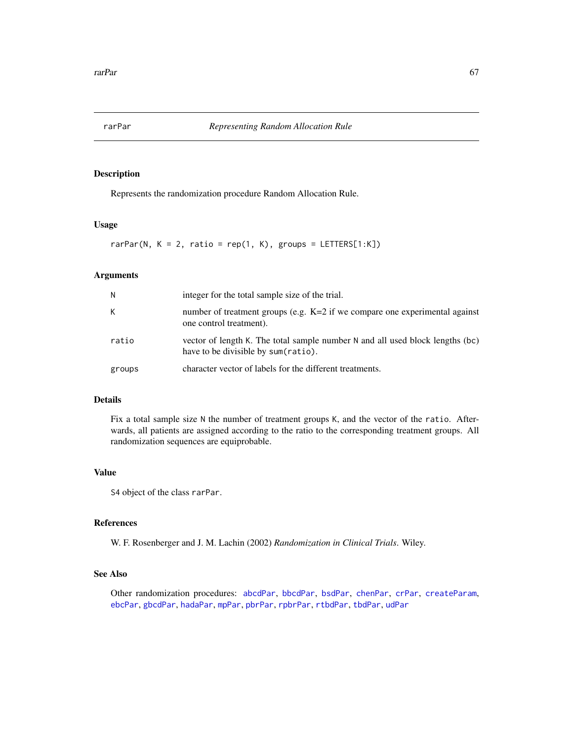# rarPar — *Representing Random Allocation Rule*

## Description

Represents the randomization procedure Random Allocation Rule.

## Usage

```
rarPar(N, K = 2, ratio = rep(1, K), groups = LETTERS[1:K])
```

## Arguments

| | |
|---|---|
| `N` | integer for the total sample size of the trial. |
| `K` | number of treatment groups (e.g. K=2 if we compare one experimental against one control treatment). |
| `ratio` | vector of length `K`. The total sample number `N` and all used block lengths (`bc`) have to be divisible by `sum(ratio)`. |
| `groups` | character vector of labels for the different treatments. |

## Details

Fix a total sample size `N` the number of treatment groups `K`, and the vector of the `ratio`. Afterwards, all patients are assigned according to the ratio to the corresponding treatment groups. All randomization sequences are equiprobable.

## Value

`S4` object of the class `rarPar`.

## References

W. F. Rosenberger and J. M. Lachin (2002) *Randomization in Clinical Trials*. Wiley.

## See Also

Other randomization procedures: `abcdPar`, `bbcdPar`, `bsdPar`, `chenPar`, `crPar`, `createParam`, `ebcPar`, `gbcdPar`, `hadaPar`, `mpPar`, `pbrPar`, `rpbrPar`, `rtbdPar`, `tbdPar`, `udPar`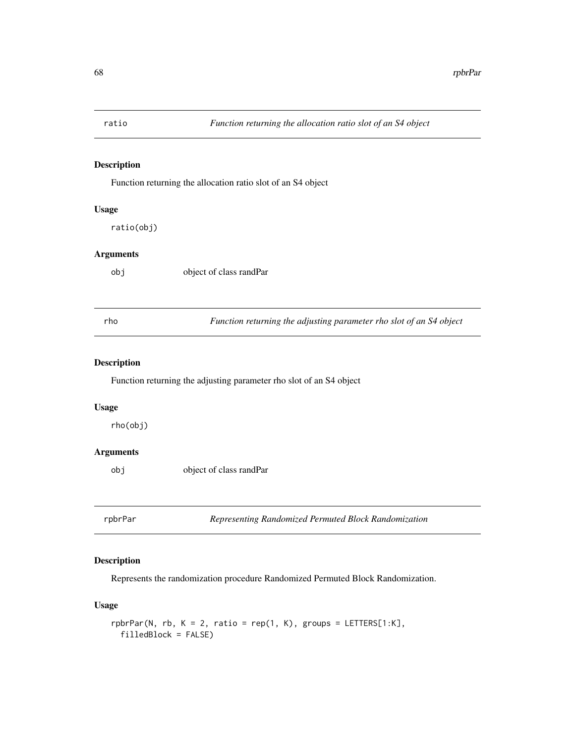## ratio — *Function returning the allocation ratio slot of an S4 object*

### Description

Function returning the allocation ratio slot of an S4 object

### Usage

```
ratio(obj)
```

### Arguments

| | |
|---|---|
| obj | object of class randPar |

## rho — *Function returning the adjusting parameter rho slot of an S4 object*

### Description

Function returning the adjusting parameter rho slot of an S4 object

### Usage

```
rho(obj)
```

### Arguments

| | |
|---|---|
| obj | object of class randPar |

## rpbrPar — *Representing Randomized Permuted Block Randomization*

### Description

Represents the randomization procedure Randomized Permuted Block Randomization.

### Usage

```
rpbrPar(N, rb, K = 2, ratio = rep(1, K), groups = LETTERS[1:K],
  filledBlock = FALSE)
```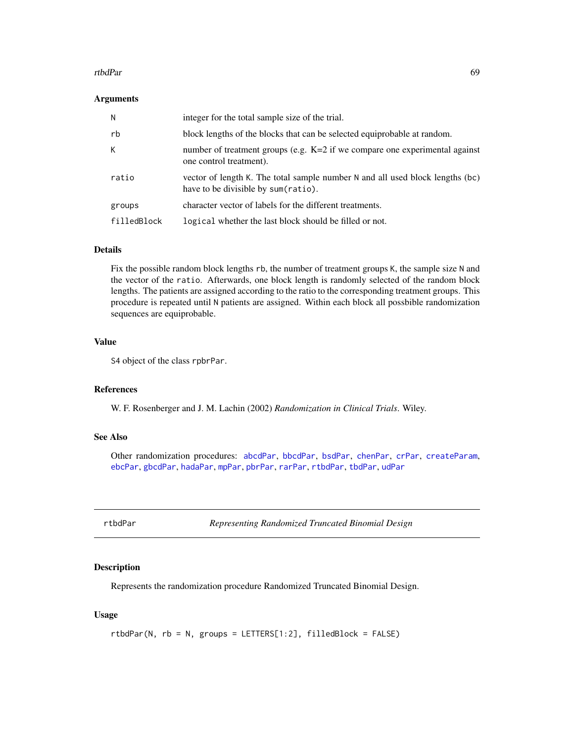### Arguments

| | |
|---|---|
| N | integer for the total sample size of the trial. |
| rb | block lengths of the blocks that can be selected equiprobable at random. |
| K | number of treatment groups (e.g. K=2 if we compare one experimental against one control treatment). |
| ratio | vector of length K. The total sample number N and all used block lengths (bc) have to be divisible by sum(ratio). |
| groups | character vector of labels for the different treatments. |
| filledBlock | logical whether the last block should be filled or not. |

### Details

Fix the possible random block lengths rb, the number of treatment groups K, the sample size N and the vector of the ratio. Afterwards, one block length is randomly selected of the random block lengths. The patients are assigned according to the ratio to the corresponding treatment groups. This procedure is repeated until N patients are assigned. Within each block all possbible randomization sequences are equiprobable.

### Value

S4 object of the class rpbrPar.

### References

W. F. Rosenberger and J. M. Lachin (2002) *Randomization in Clinical Trials*. Wiley.

### See Also

Other randomization procedures: abcdPar, bbcdPar, bsdPar, chenPar, crPar, createParam, ebcPar, gbcdPar, hadaPar, mpPar, pbrPar, rarPar, rtbdPar, tbdPar, udPar

---

## rtbdPar — *Representing Randomized Truncated Binomial Design*

### Description

Represents the randomization procedure Randomized Truncated Binomial Design.

### Usage

```
rtbdPar(N, rb = N, groups = LETTERS[1:2], filledBlock = FALSE)
```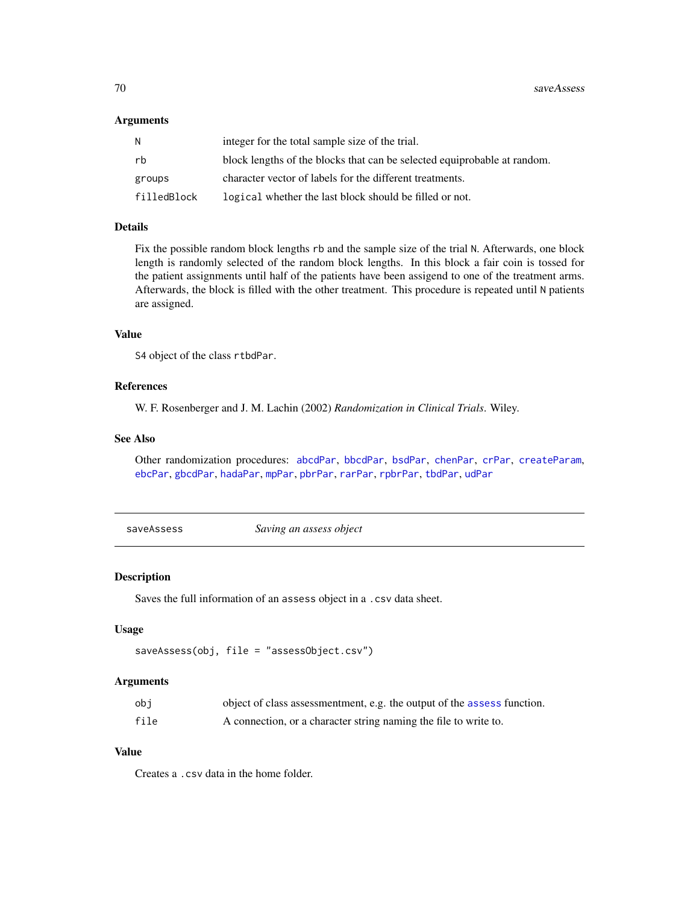### Arguments

| | |
|---|---|
| N | integer for the total sample size of the trial. |
| rb | block lengths of the blocks that can be selected equiprobable at random. |
| groups | character vector of labels for the different treatments. |
| filledBlock | `logical` whether the last block should be filled or not. |

### Details

Fix the possible random block lengths `rb` and the sample size of the trial `N`. Afterwards, one block length is randomly selected of the random block lengths. In this block a fair coin is tossed for the patient assignments until half of the patients have been assigend to one of the treatment arms. Afterwards, the block is filled with the other treatment. This procedure is repeated until `N` patients are assigned.

### Value

S4 object of the class `rtbdPar`.

### References

W. F. Rosenberger and J. M. Lachin (2002) *Randomization in Clinical Trials*. Wiley.

### See Also

Other randomization procedures: `abcdPar`, `bbcdPar`, `bsdPar`, `chenPar`, `crPar`, `createParam`, `ebcPar`, `gbcdPar`, `hadaPar`, `mpPar`, `pbrPar`, `rarPar`, `rpbrPar`, `tbdPar`, `udPar`

---

## saveAssess *Saving an assess object*

### Description

Saves the full information of an `assess` object in a `.csv` data sheet.

### Usage

```
saveAssess(obj, file = "assessObject.csv")
```

### Arguments

| | |
|---|---|
| obj | object of class assessmentment, e.g. the output of the `assess` function. |
| file | A connection, or a character string naming the file to write to. |

### Value

Creates a `.csv` data in the home folder.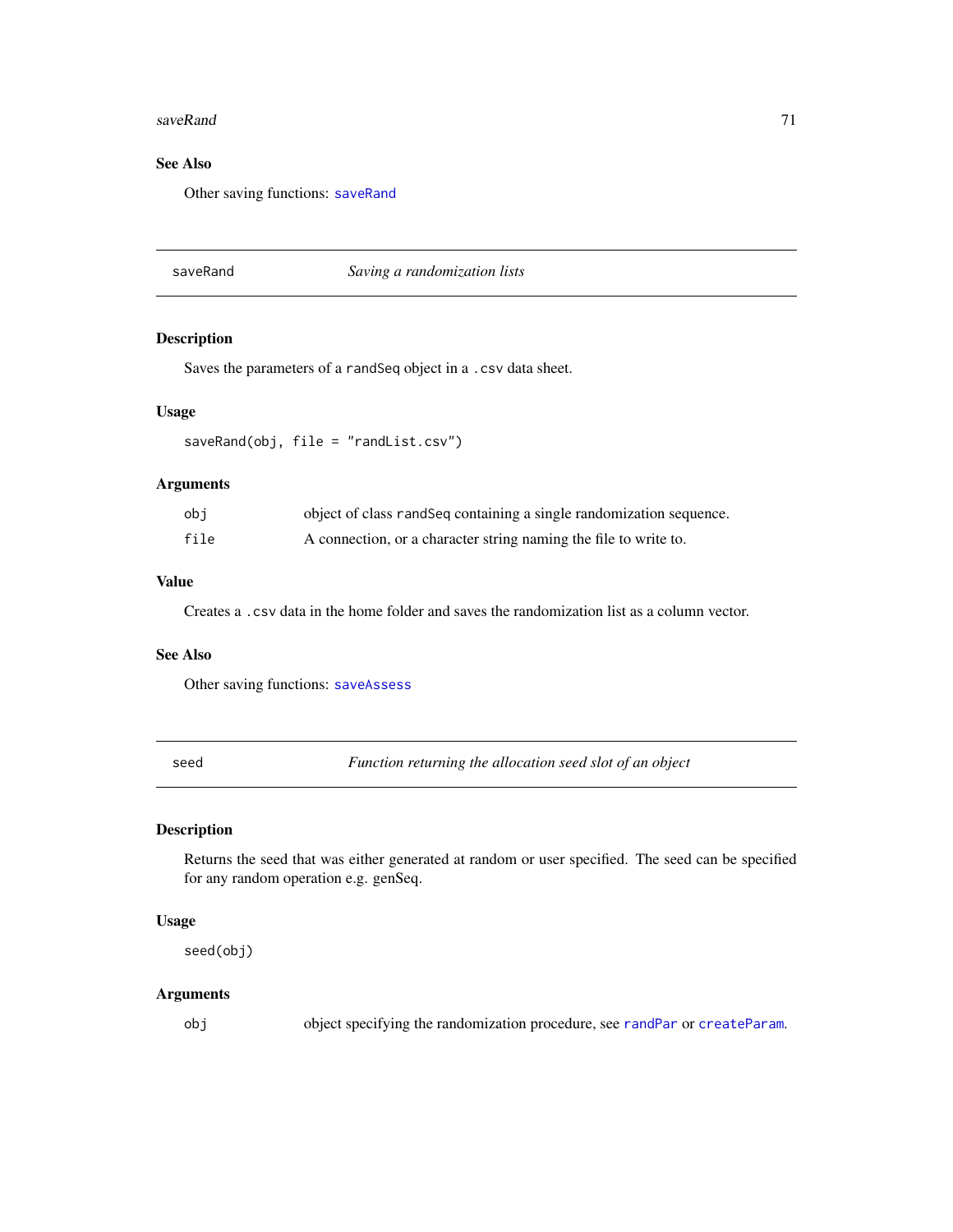## See Also

Other saving functions: saveRand

---

## saveRand — *Saving a randomization lists*

### Description

Saves the parameters of a randSeq object in a .csv data sheet.

### Usage

```
saveRand(obj, file = "randList.csv")
```

### Arguments

| | |
|---|---|
| obj | object of class randSeq containing a single randomization sequence. |
| file | A connection, or a character string naming the file to write to. |

### Value

Creates a .csv data in the home folder and saves the randomization list as a column vector.

### See Also

Other saving functions: saveAssess

---

## seed — *Function returning the allocation seed slot of an object*

### Description

Returns the seed that was either generated at random or user specified. The seed can be specified for any random operation e.g. genSeq.

### Usage

```
seed(obj)
```

### Arguments

| | |
|---|---|
| obj | object specifying the randomization procedure, see randPar or createParam. |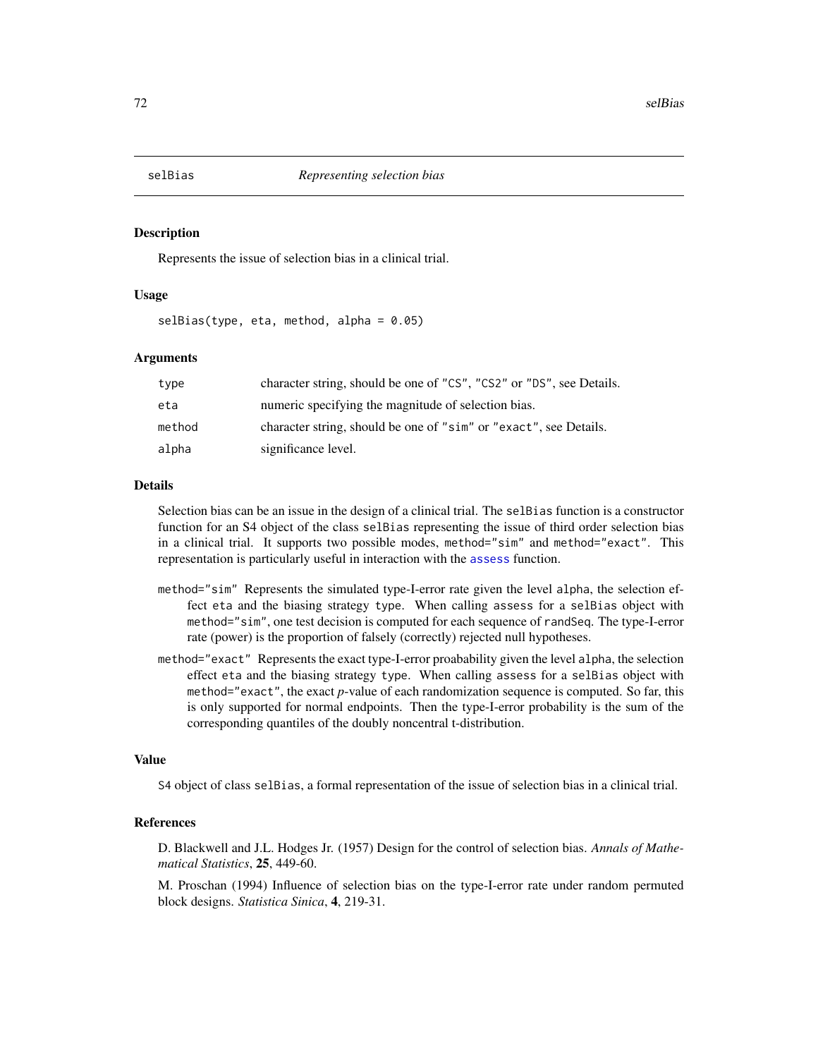## selBias *Representing selection bias*

### Description

Represents the issue of selection bias in a clinical trial.

### Usage

```
selBias(type, eta, method, alpha = 0.05)
```

### Arguments

| | |
|---|---|
| type | character string, should be one of "CS", "CS2" or "DS", see Details. |
| eta | numeric specifying the magnitude of selection bias. |
| method | character string, should be one of "sim" or "exact", see Details. |
| alpha | significance level. |

### Details

Selection bias can be an issue in the design of a clinical trial. The `selBias` function is a constructor function for an S4 object of the class `selBias` representing the issue of third order selection bias in a clinical trial. It supports two possible modes, `method="sim"` and `method="exact"`. This representation is particularly useful in interaction with the `assess` function.

- `method="sim"` Represents the simulated type-I-error rate given the level `alpha`, the selection effect `eta` and the biasing strategy `type`. When calling `assess` for a `selBias` object with `method="sim"`, one test decision is computed for each sequence of `randSeq`. The type-I-error rate (power) is the proportion of falsely (correctly) rejected null hypotheses.
- `method="exact"` Represents the exact type-I-error proabability given the level `alpha`, the selection effect `eta` and the biasing strategy `type`. When calling `assess` for a `selBias` object with `method="exact"`, the exact *p*-value of each randomization sequence is computed. So far, this is only supported for normal endpoints. Then the type-I-error probability is the sum of the corresponding quantiles of the doubly noncentral t-distribution.

### Value

S4 object of class `selBias`, a formal representation of the issue of selection bias in a clinical trial.

### References

D. Blackwell and J.L. Hodges Jr. (1957) Design for the control of selection bias. *Annals of Mathematical Statistics*, **25**, 449-60.

M. Proschan (1994) Influence of selection bias on the type-I-error rate under random permuted block designs. *Statistica Sinica*, **4**, 219-31.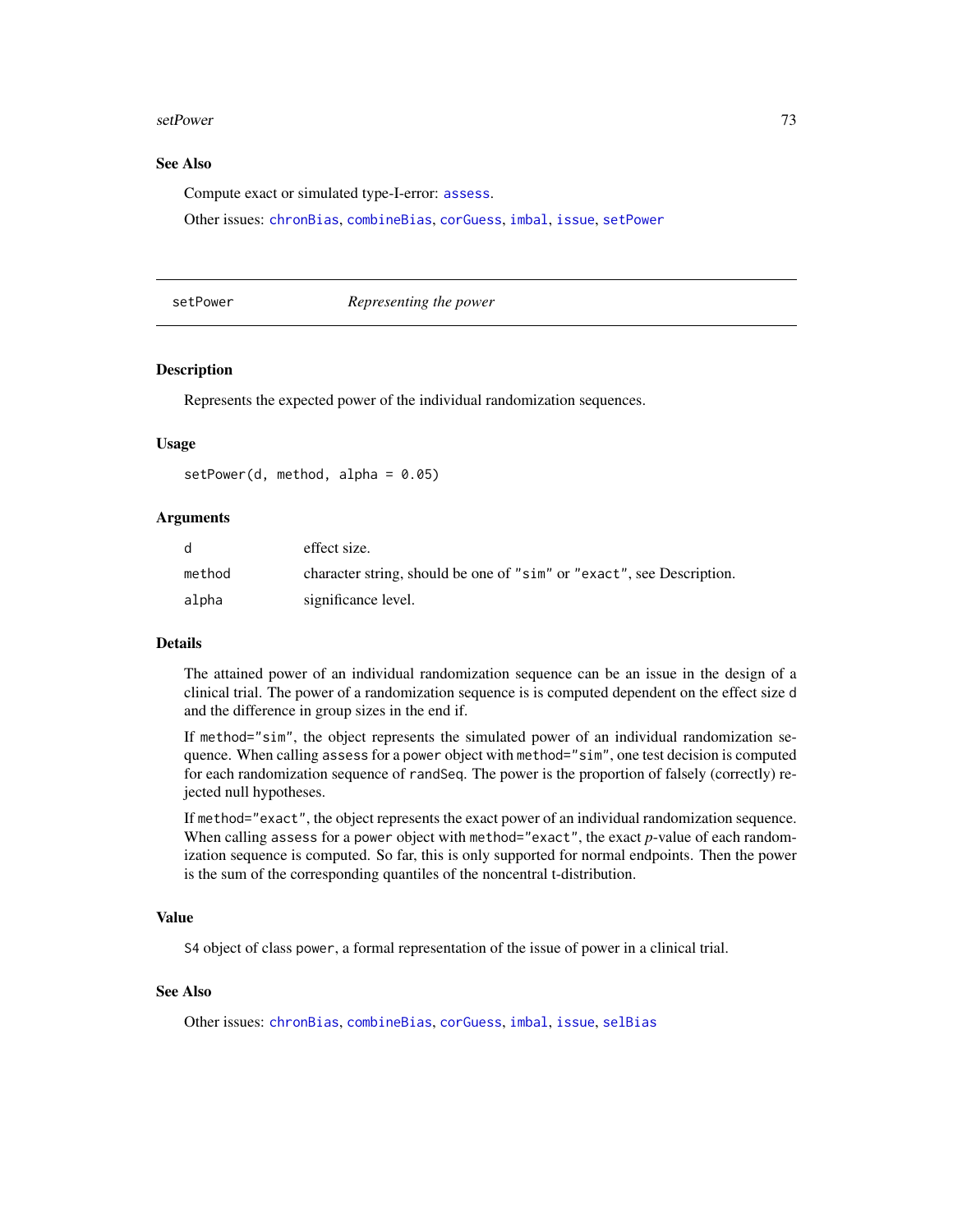### See Also

Compute exact or simulated type-I-error: `assess`.

Other issues: `chronBias`, `combineBias`, `corGuess`, `imbal`, `issue`, `setPower`

---

## setPower    *Representing the power*

### Description

Represents the expected power of the individual randomization sequences.

### Usage

```
setPower(d, method, alpha = 0.05)
```

### Arguments

| | |
|---|---|
| d | effect size. |
| method | character string, should be one of "sim" or "exact", see Description. |
| alpha | significance level. |

### Details

The attained power of an individual randomization sequence can be an issue in the design of a clinical trial. The power of a randomization sequence is is computed dependent on the effect size d and the difference in group sizes in the end if.

If method="sim", the object represents the simulated power of an individual randomization sequence. When calling assess for a power object with method="sim", one test decision is computed for each randomization sequence of randSeq. The power is the proportion of falsely (correctly) rejected null hypotheses.

If method="exact", the object represents the exact power of an individual randomization sequence. When calling assess for a power object with method="exact", the exact *p*-value of each randomization sequence is computed. So far, this is only supported for normal endpoints. Then the power is the sum of the corresponding quantiles of the noncentral t-distribution.

### Value

S4 object of class power, a formal representation of the issue of power in a clinical trial.

### See Also

Other issues: `chronBias`, `combineBias`, `corGuess`, `imbal`, `issue`, `selBias`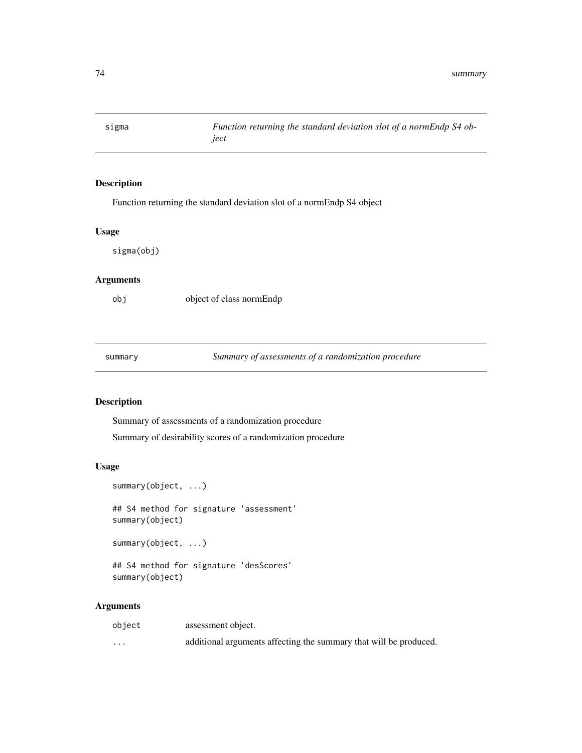## sigma — *Function returning the standard deviation slot of a normEndp S4 object*

### Description

Function returning the standard deviation slot of a normEndp S4 object

### Usage

```
sigma(obj)
```

### Arguments

| | |
|---|---|
| obj | object of class normEndp |

## summary — *Summary of assessments of a randomization procedure*

### Description

Summary of assessments of a randomization procedure

Summary of desirability scores of a randomization procedure

### Usage

```
summary(object, ...)

## S4 method for signature 'assessment'
summary(object)

summary(object, ...)

## S4 method for signature 'desScores'
summary(object)
```

### Arguments

| | |
|---|---|
| object | assessment object. |
| ... | additional arguments affecting the summary that will be produced. |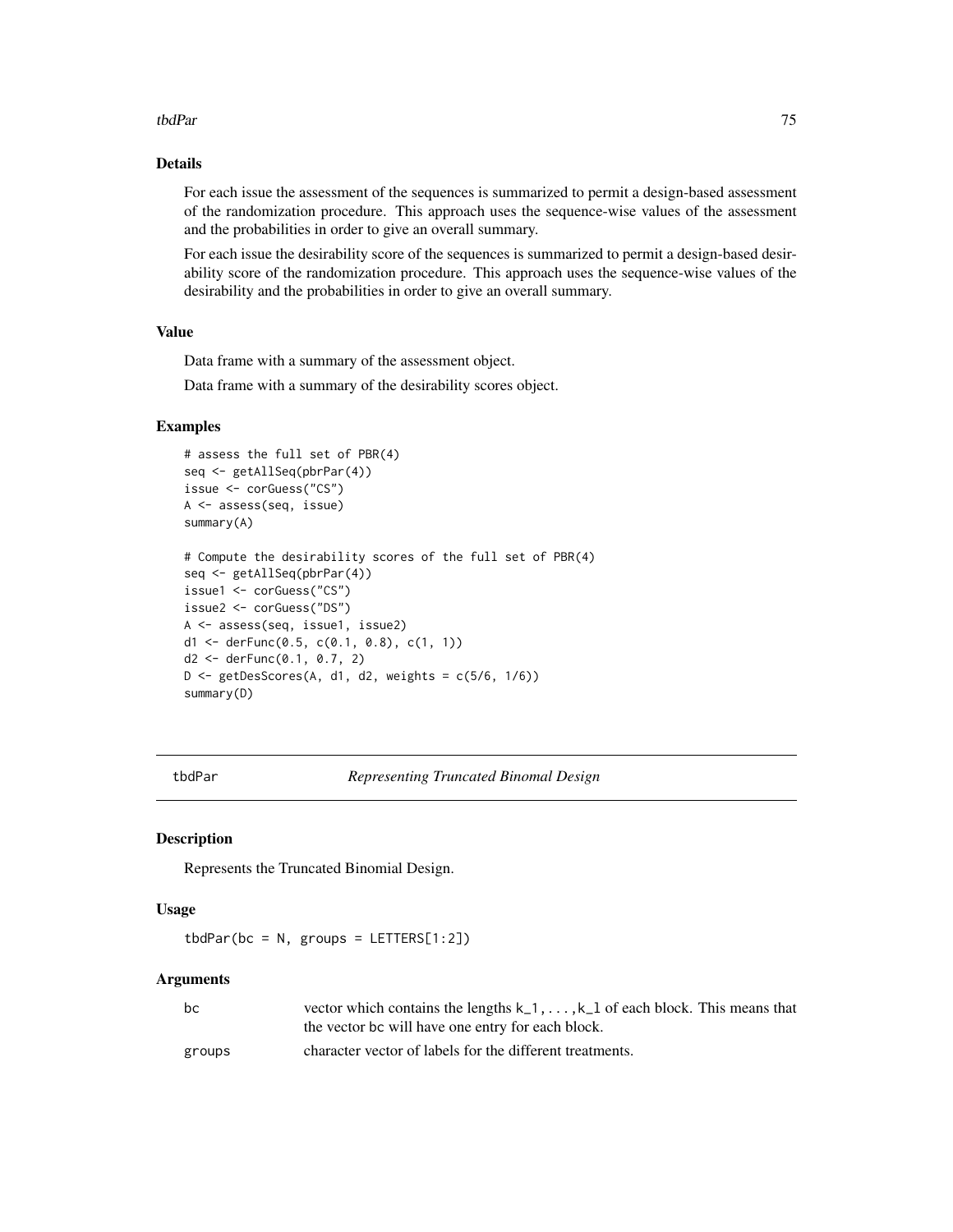### Details

For each issue the assessment of the sequences is summarized to permit a design-based assessment of the randomization procedure. This approach uses the sequence-wise values of the assessment and the probabilities in order to give an overall summary.

For each issue the desirability score of the sequences is summarized to permit a design-based desirability score of the randomization procedure. This approach uses the sequence-wise values of the desirability and the probabilities in order to give an overall summary.

### Value

Data frame with a summary of the assessment object.

Data frame with a summary of the desirability scores object.

### Examples

```
# assess the full set of PBR(4)
seq <- getAllSeq(pbrPar(4))
issue <- corGuess("CS")
A <- assess(seq, issue)
summary(A)

# Compute the desirability scores of the full set of PBR(4)
seq <- getAllSeq(pbrPar(4))
issue1 <- corGuess("CS")
issue2 <- corGuess("DS")
A <- assess(seq, issue1, issue2)
d1 <- derFunc(0.5, c(0.1, 0.8), c(1, 1))
d2 <- derFunc(0.1, 0.7, 2)
D <- getDesScores(A, d1, d2, weights = c(5/6, 1/6))
summary(D)
```

---

## tbdPar — *Representing Truncated Binomal Design*

### Description

Represents the Truncated Binomial Design.

### Usage

```
tbdPar(bc = N, groups = LETTERS[1:2])
```

### Arguments

| | |
|---|---|
| `bc` | vector which contains the lengths `k_1,...,k_l` of each block. This means that the vector bc will have one entry for each block. |
| `groups` | character vector of labels for the different treatments. |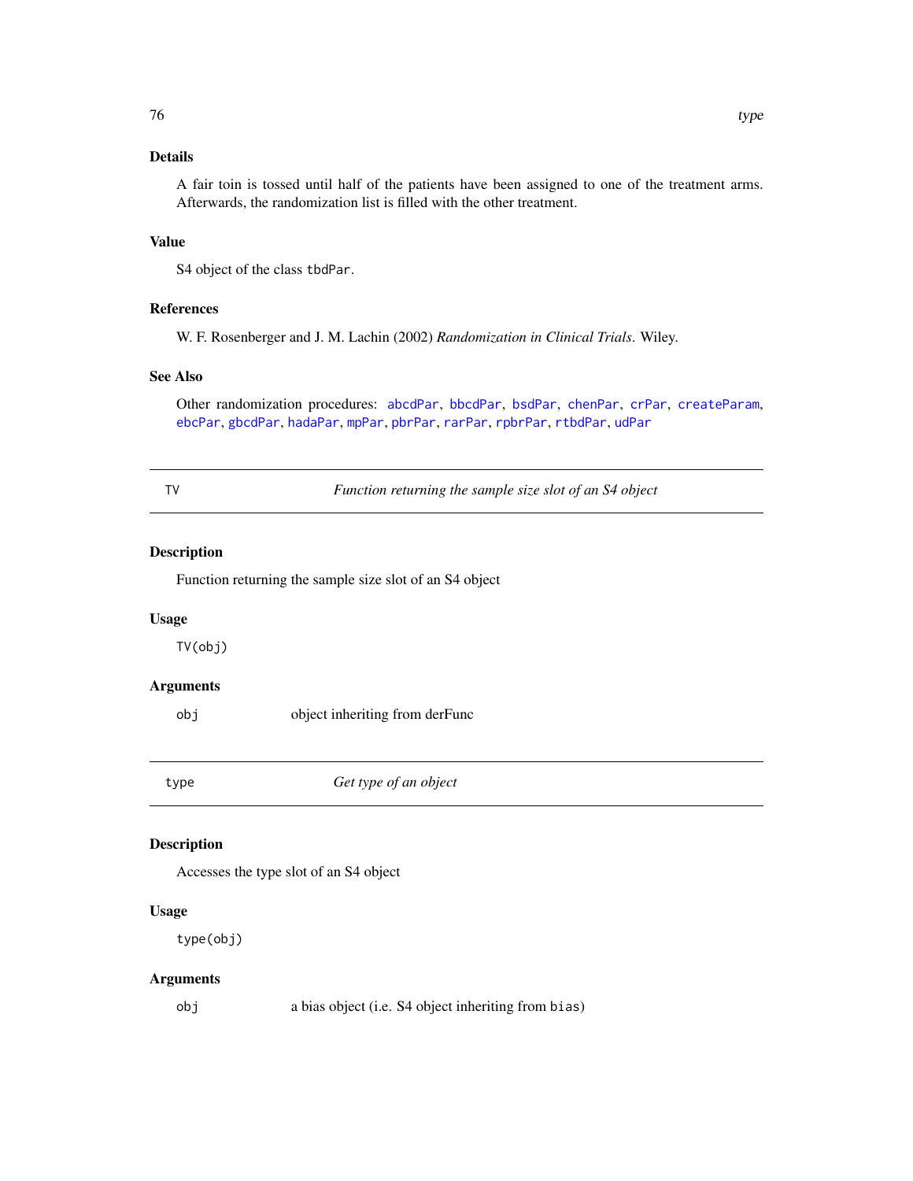### Details

A fair toin is tossed until half of the patients have been assigned to one of the treatment arms. Afterwards, the randomization list is filled with the other treatment.

### Value

S4 object of the class `tbdPar`.

### References

W. F. Rosenberger and J. M. Lachin (2002) *Randomization in Clinical Trials*. Wiley.

### See Also

Other randomization procedures: `abcdPar`, `bbcdPar`, `bsdPar`, `chenPar`, `crPar`, `createParam`, `ebcPar`, `gbcdPar`, `hadaPar`, `mpPar`, `pbrPar`, `rarPar`, `rpbrPar`, `rtbdPar`, `udPar`

---

## TV — *Function returning the sample size slot of an S4 object*

### Description

Function returning the sample size slot of an S4 object

### Usage

```
TV(obj)
```

### Arguments

| | |
|---|---|
| `obj` | object inheriting from derFunc |

---

## type — *Get type of an object*

### Description

Accesses the type slot of an S4 object

### Usage

```
type(obj)
```

### Arguments

| | |
|---|---|
| `obj` | a bias object (i.e. S4 object inheriting from `bias`) |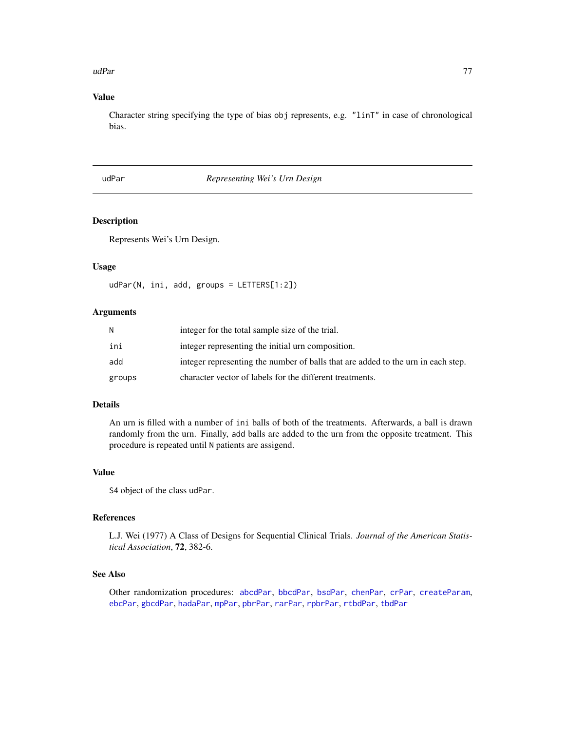## Value

Character string specifying the type of bias `obj` represents, e.g. `"linT"` in case of chronological bias.

---

# udPar — *Representing Wei's Urn Design*

---

## Description

Represents Wei's Urn Design.

## Usage

```
udPar(N, ini, add, groups = LETTERS[1:2])
```

## Arguments

| | |
|---|---|
| `N` | integer for the total sample size of the trial. |
| `ini` | integer representing the initial urn composition. |
| `add` | integer representing the number of balls that are added to the urn in each step. |
| `groups` | character vector of labels for the different treatments. |

## Details

An urn is filled with a number of `ini` balls of both of the treatments. Afterwards, a ball is drawn randomly from the urn. Finally, `add` balls are added to the urn from the opposite treatment. This procedure is repeated until `N` patients are assigend.

## Value

`S4` object of the class `udPar`.

## References

L.J. Wei (1977) A Class of Designs for Sequential Clinical Trials. *Journal of the American Statistical Association*, **72**, 382-6.

## See Also

Other randomization procedures: `abcdPar`, `bbcdPar`, `bsdPar`, `chenPar`, `crPar`, `createParam`, `ebcPar`, `gbcdPar`, `hadaPar`, `mpPar`, `pbrPar`, `rarPar`, `rpbrPar`, `rtbdPar`, `tbdPar`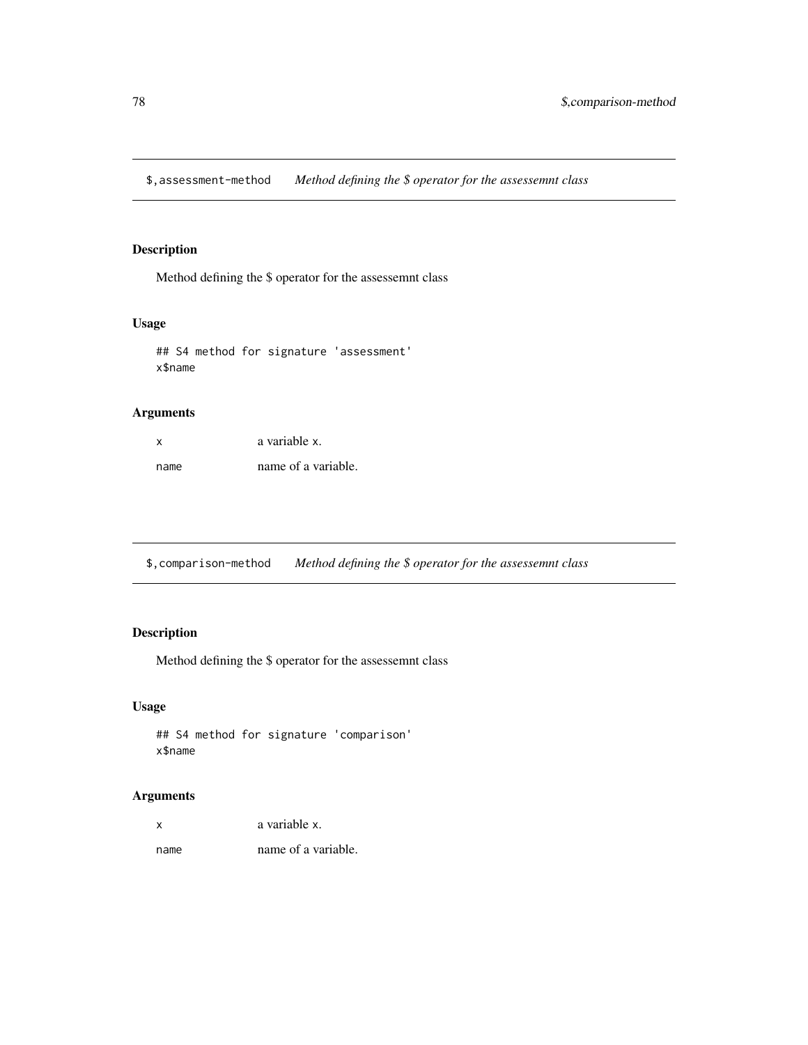## `$,assessment-method` *Method defining the $ operator for the assessemnt class*

### Description

Method defining the $ operator for the assessemnt class

### Usage

```
## S4 method for signature 'assessment'
x$name
```

### Arguments

| | |
|---|---|
| x | a variable x. |
| name | name of a variable. |

## `$,comparison-method` *Method defining the $ operator for the assessemnt class*

### Description

Method defining the $ operator for the assessemnt class

### Usage

```
## S4 method for signature 'comparison'
x$name
```

### Arguments

| | |
|---|---|
| x | a variable x. |
| name | name of a variable. |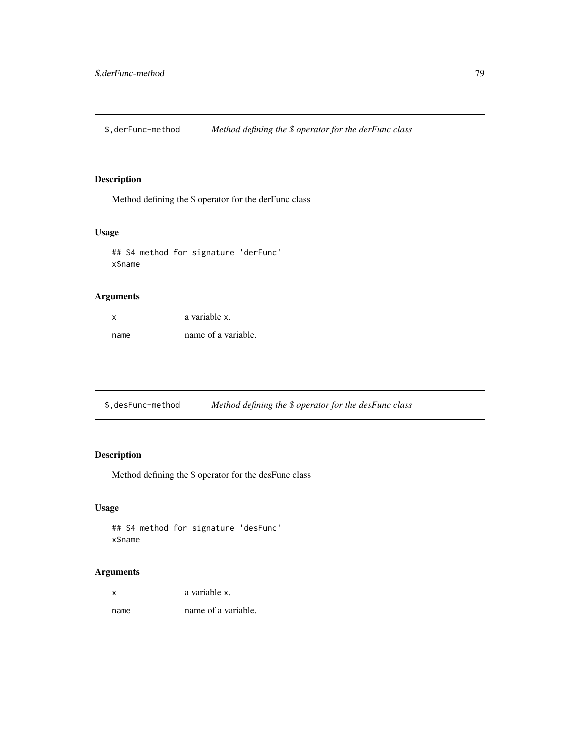## $,derFunc-method — *Method defining the $ operator for the derFunc class*

### Description

Method defining the $ operator for the derFunc class

### Usage

```
## S4 method for signature 'derFunc'
x$name
```

### Arguments

| | |
|---|---|
| x | a variable x. |
| name | name of a variable. |

## $,desFunc-method — *Method defining the $ operator for the desFunc class*

### Description

Method defining the $ operator for the desFunc class

### Usage

```
## S4 method for signature 'desFunc'
x$name
```

### Arguments

| | |
|---|---|
| x | a variable x. |
| name | name of a variable. |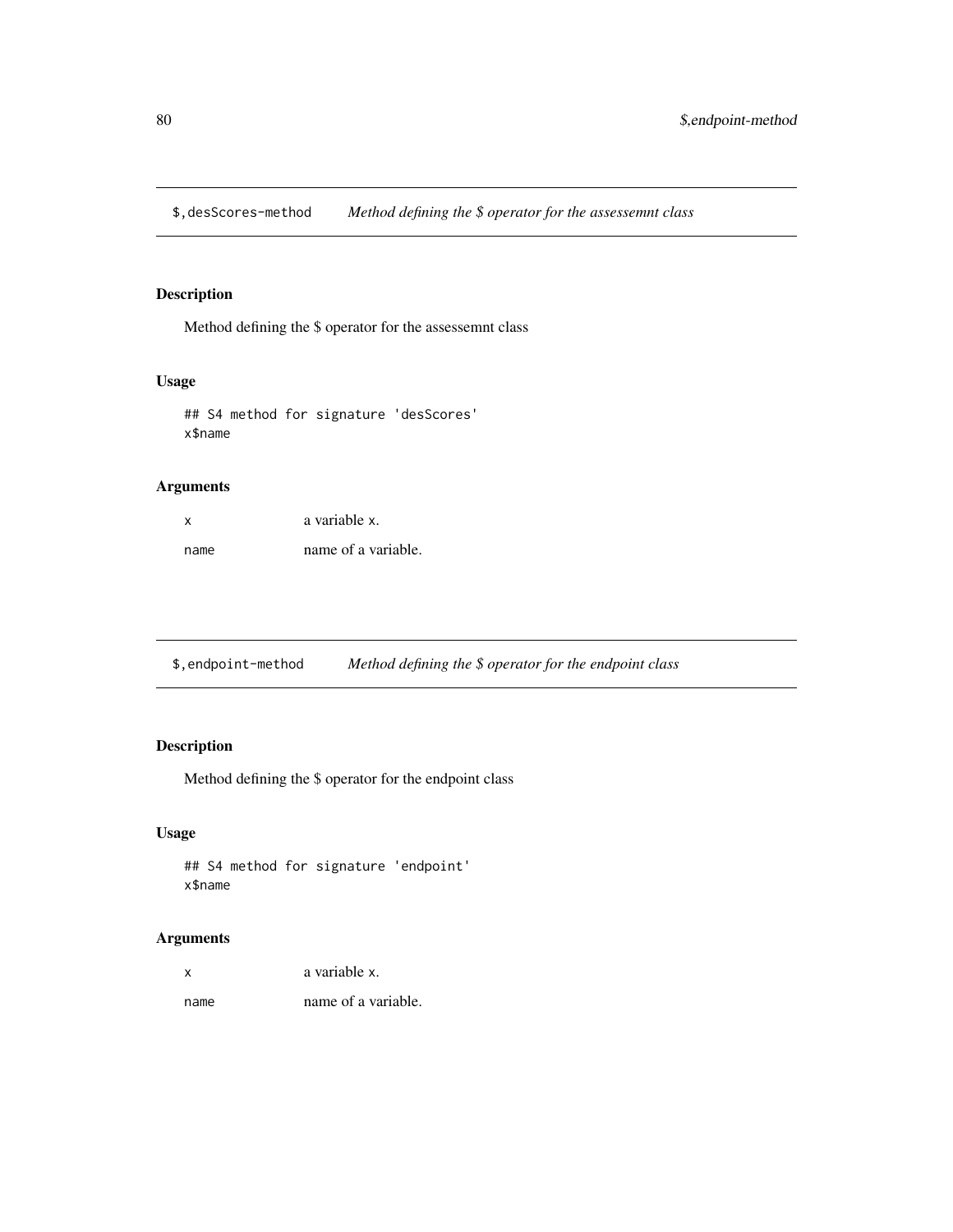## $,desScores-method *Method defining the $ operator for the assessemnt class*

### Description

Method defining the $ operator for the assessemnt class

### Usage

```
## S4 method for signature 'desScores'
x$name
```

### Arguments

| | |
|---|---|
| x | a variable x. |
| name | name of a variable. |

## $,endpoint-method *Method defining the $ operator for the endpoint class*

### Description

Method defining the $ operator for the endpoint class

### Usage

```
## S4 method for signature 'endpoint'
x$name
```

### Arguments

| | |
|---|---|
| x | a variable x. |
| name | name of a variable. |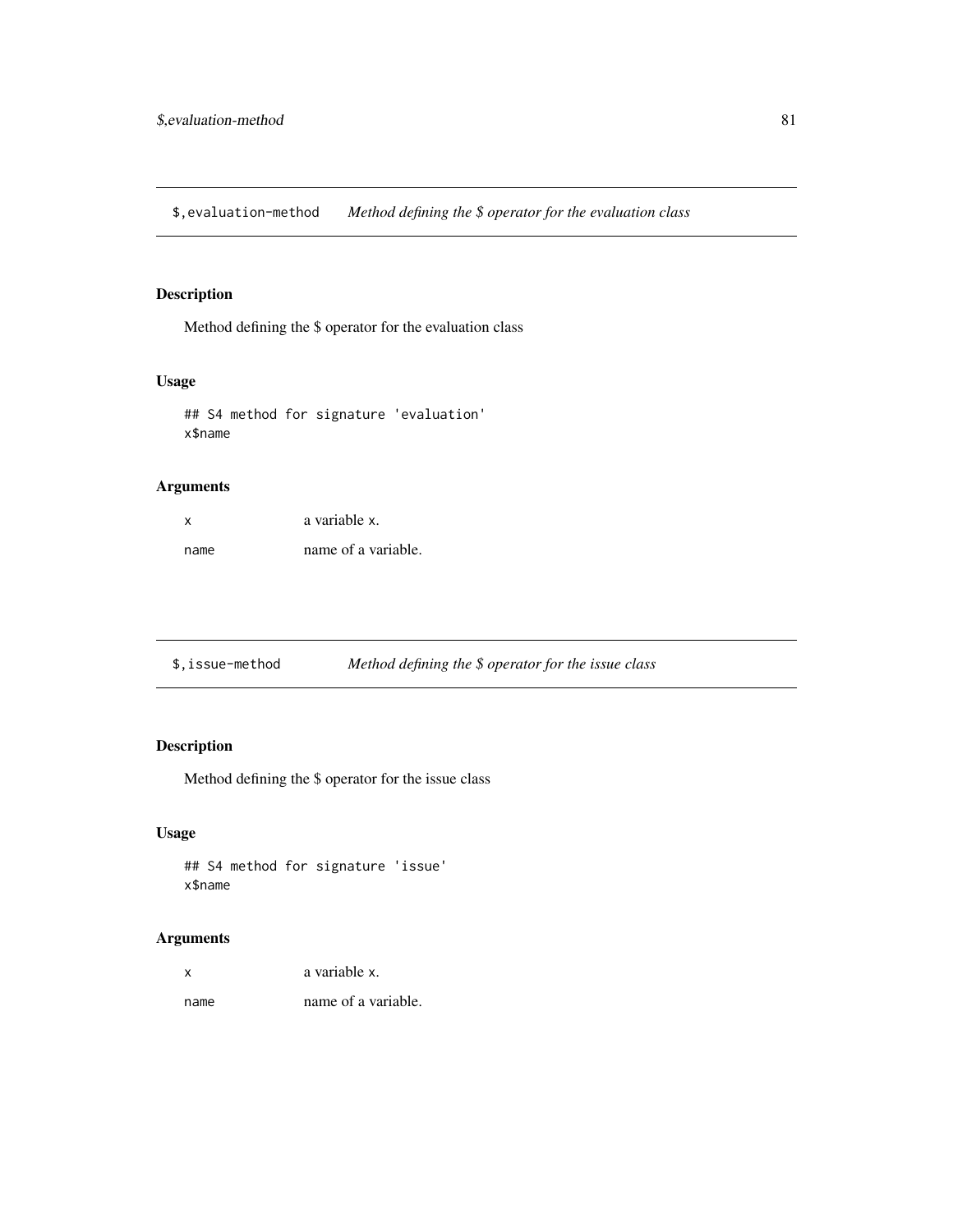## `$,evaluation-method` *Method defining the $ operator for the evaluation class*

### Description

Method defining the $ operator for the evaluation class

### Usage

```
## S4 method for signature 'evaluation'
x$name
```

### Arguments

| | |
|---|---|
| `x` | a variable `x`. |
| `name` | name of a variable. |

## `$,issue-method` *Method defining the $ operator for the issue class*

### Description

Method defining the $ operator for the issue class

### Usage

```
## S4 method for signature 'issue'
x$name
```

### Arguments

| | |
|---|---|
| `x` | a variable `x`. |
| `name` | name of a variable. |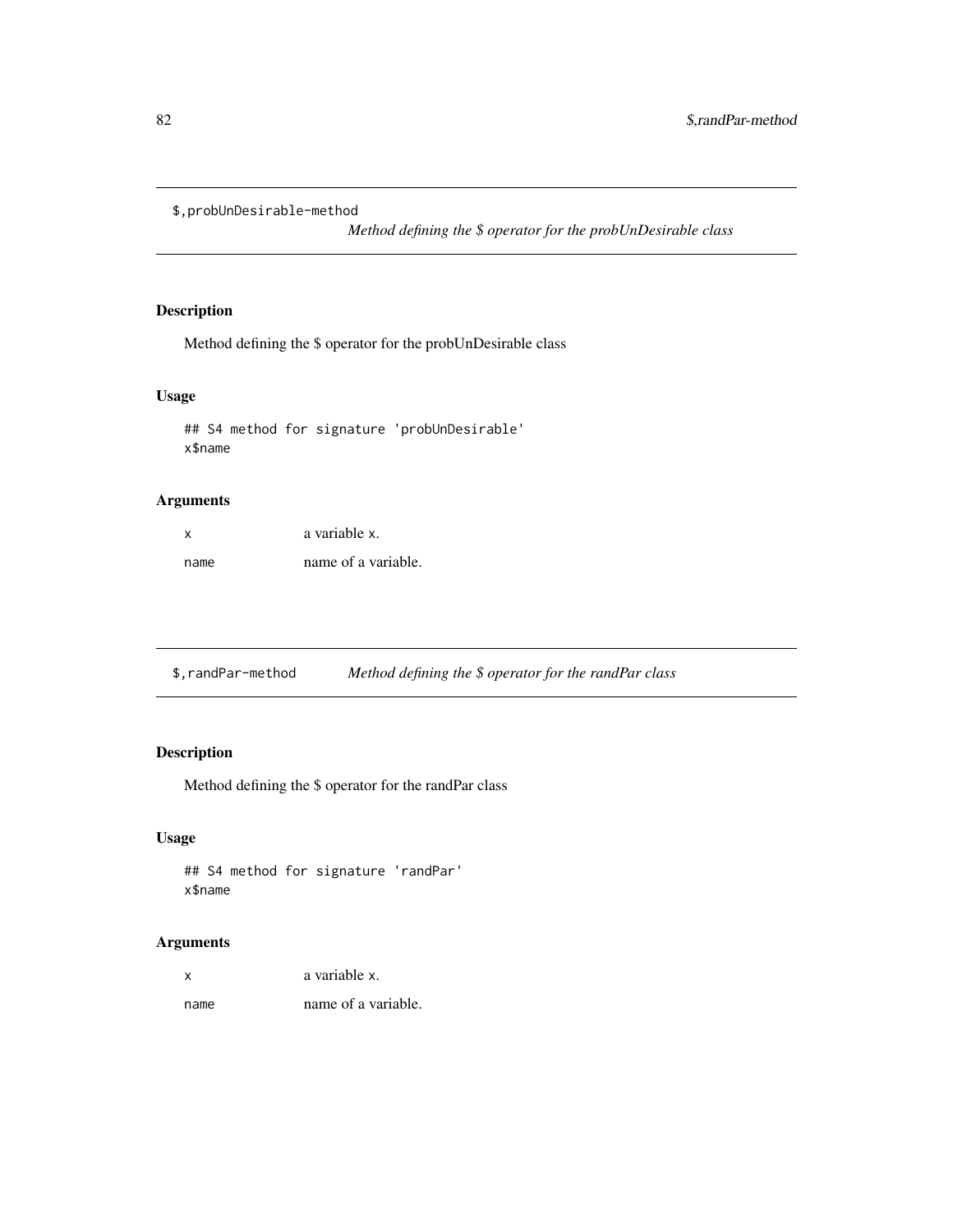## $,probUnDesirable-method

*Method defining the $ operator for the probUnDesirable class*

### Description

Method defining the $ operator for the probUnDesirable class

### Usage

```
## S4 method for signature 'probUnDesirable'
x$name
```

### Arguments

| | |
|---|---|
| x | a variable x. |
| name | name of a variable. |

## $,randPar-method

*Method defining the $ operator for the randPar class*

### Description

Method defining the $ operator for the randPar class

### Usage

```
## S4 method for signature 'randPar'
x$name
```

### Arguments

| | |
|---|---|
| x | a variable x. |
| name | name of a variable. |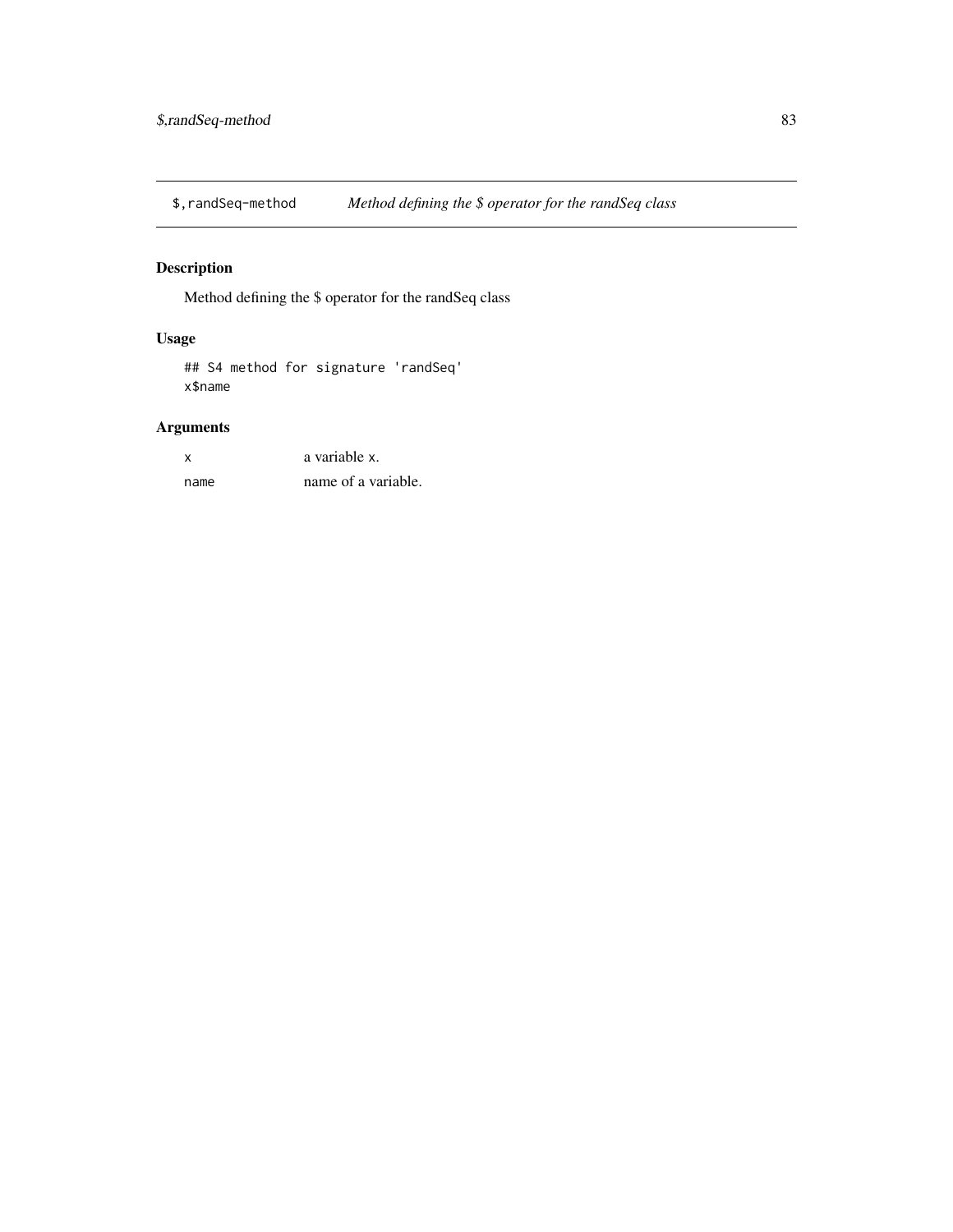# $,randSeq-method *Method defining the $ operator for the randSeq class*

## Description

Method defining the $ operator for the randSeq class

## Usage

```
## S4 method for signature 'randSeq'
x$name
```

## Arguments

| | |
|---|---|
| `x` | a variable `x`. |
| `name` | name of a variable. |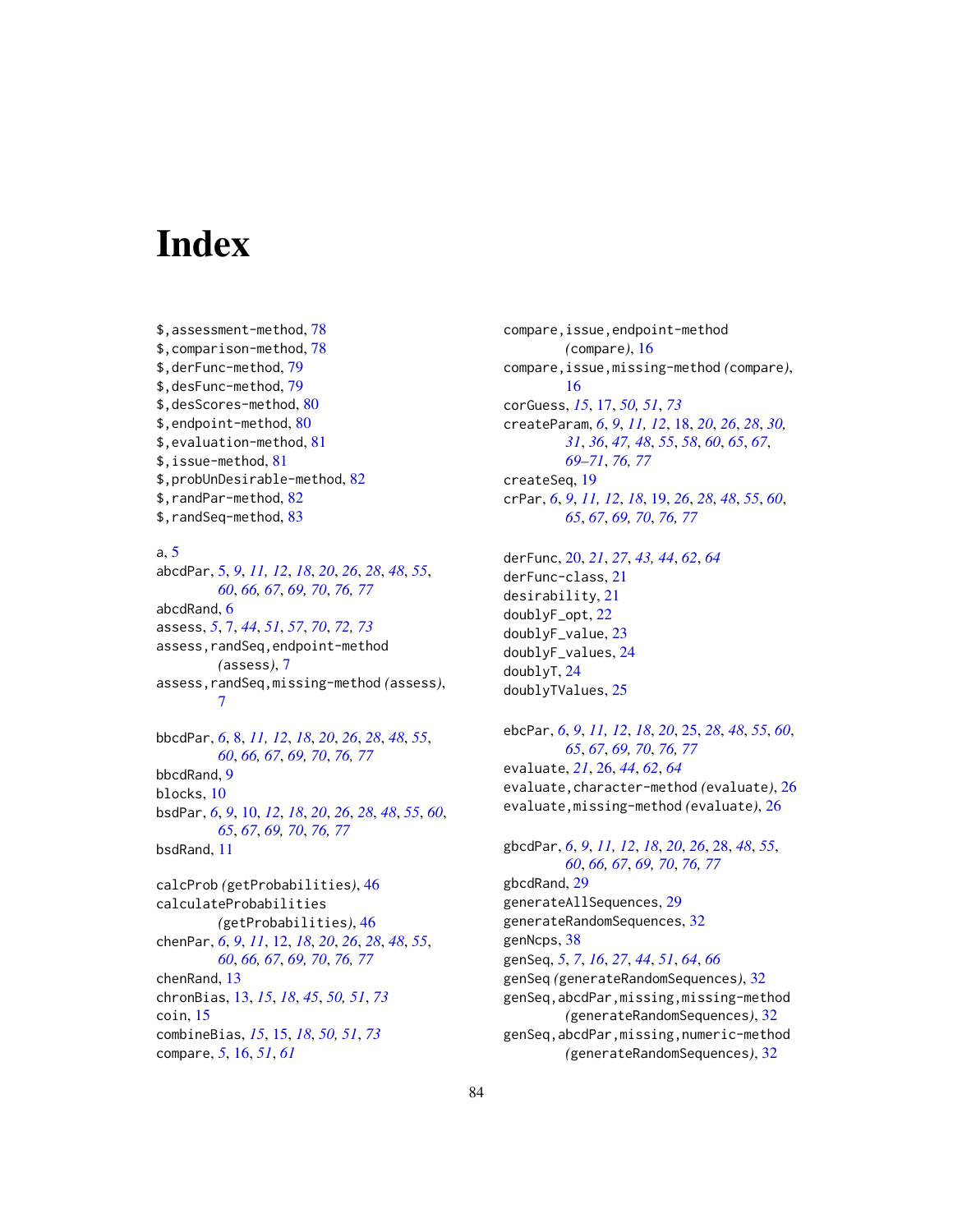# Index

$,assessment-method, 78
$,comparison-method, 78
$,derFunc-method, 79
$,desFunc-method, 79
$,desScores-method, 80
$,endpoint-method, 80
$,evaluation-method, 81
$,issue-method, 81
$,probUnDesirable-method, 82
$,randPar-method, 82
$,randSeq-method, 83

a, 5
abcdPar, 5, *9*, *11, 12*, *18*, *20*, *26*, *28*, *48*, *55*, *60*, *66, 67*, *69, 70*, *76, 77*
abcdRand, 6
assess, *5*, 7, *44*, *51*, *57*, *70*, *72, 73*
assess,randSeq,endpoint-method (assess), 7
assess,randSeq,missing-method (assess), 7

bbcdPar, *6*, 8, *11, 12*, *18*, *20*, *26*, *28*, *48*, *55*, *60*, *66, 67*, *69, 70*, *76, 77*
bbcdRand, 9
blocks, 10
bsdPar, *6*, *9*, 10, *12*, *18*, *20*, *26*, *28*, *48*, *55*, *60*, *65*, *67*, *69, 70*, *76, 77*
bsdRand, 11

calcProb (getProbabilities), 46
calculateProbabilities (getProbabilities), 46
chenPar, *6*, *9*, *11*, 12, *18*, *20*, *26*, *28*, *48*, *55*, *60*, *66, 67*, *69, 70*, *76, 77*
chenRand, 13
chronBias, 13, *15*, *18*, *45*, *50, 51*, *73*
coin, 15
combineBias, *15*, 15, *18*, *50, 51*, *73*
compare, *5*, 16, *51*, *61*
compare,issue,endpoint-method (compare), 16
compare,issue,missing-method (compare), 16
corGuess, *15*, 17, *50, 51*, *73*
createParam, *6*, *9*, *11, 12*, 18, *20*, *26*, *28*, *30, 31*, *36*, *47, 48*, *55*, *58*, *60*, *65*, *67*, *69–71*, *76, 77*
createSeq, 19
crPar, *6*, *9*, *11, 12*, *18*, 19, *26*, *28*, *48*, *55*, *60*, *65*, *67*, *69, 70*, *76, 77*

derFunc, 20, *21*, *27*, *43, 44*, *62*, *64*
derFunc-class, 21
desirability, 21
doublyF_opt, 22
doublyF_value, 23
doublyF_values, 24
doublyT, 24
doublyTValues, 25

ebcPar, *6*, *9*, *11, 12*, *18*, *20*, 25, *28*, *48*, *55*, *60*, *65*, *67*, *69, 70*, *76, 77*
evaluate, *21*, 26, *44*, *62*, *64*
evaluate,character-method (evaluate), 26
evaluate,missing-method (evaluate), 26

gbcdPar, *6*, *9*, *11, 12*, *18*, *20*, *26*, 28, *48*, *55*, *60*, *66, 67*, *69, 70*, *76, 77*
gbcdRand, 29
generateAllSequences, 29
generateRandomSequences, 32
genNcps, 38
genSeq, *5*, *7*, *16*, *27*, *44*, *51*, *64*, *66*
genSeq (generateRandomSequences), 32
genSeq,abcdPar,missing,missing-method (generateRandomSequences), 32
genSeq,abcdPar,missing,numeric-method (generateRandomSequences), 32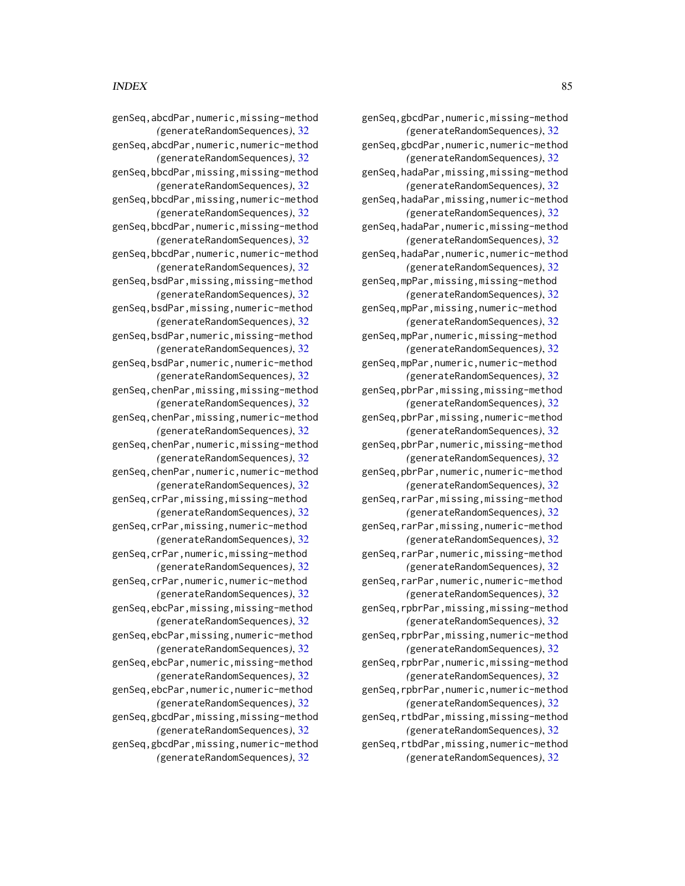genSeq,abcdPar,numeric,missing-method
(generateRandomSequences), 32
genSeq,abcdPar,numeric,numeric-method
(generateRandomSequences), 32
genSeq,bbcdPar,missing,missing-method
(generateRandomSequences), 32
genSeq,bbcdPar,missing,numeric-method
(generateRandomSequences), 32
genSeq,bbcdPar,numeric,missing-method
(generateRandomSequences), 32
genSeq,bbcdPar,numeric,numeric-method
(generateRandomSequences), 32
genSeq,bsdPar,missing,missing-method
(generateRandomSequences), 32
genSeq,bsdPar,missing,numeric-method
(generateRandomSequences), 32
genSeq,bsdPar,numeric,missing-method
(generateRandomSequences), 32
genSeq,bsdPar,numeric,numeric-method
(generateRandomSequences), 32
genSeq,chenPar,missing,missing-method
(generateRandomSequences), 32
genSeq,chenPar,missing,numeric-method
(generateRandomSequences), 32
genSeq,chenPar,numeric,missing-method
(generateRandomSequences), 32
genSeq,chenPar,numeric,numeric-method
(generateRandomSequences), 32
genSeq,crPar,missing,missing-method
(generateRandomSequences), 32
genSeq,crPar,missing,numeric-method
(generateRandomSequences), 32
genSeq,crPar,numeric,missing-method
(generateRandomSequences), 32
genSeq,crPar,numeric,numeric-method
(generateRandomSequences), 32
genSeq,ebcPar,missing,missing-method
(generateRandomSequences), 32
genSeq,ebcPar,missing,numeric-method
(generateRandomSequences), 32
genSeq,ebcPar,numeric,missing-method
(generateRandomSequences), 32
genSeq,ebcPar,numeric,numeric-method
(generateRandomSequences), 32
genSeq,gbcdPar,missing,missing-method
(generateRandomSequences), 32
genSeq,gbcdPar,missing,numeric-method
(generateRandomSequences), 32
genSeq,gbcdPar,numeric,missing-method
(generateRandomSequences), 32
genSeq,gbcdPar,numeric,numeric-method
(generateRandomSequences), 32
genSeq,hadaPar,missing,missing-method
(generateRandomSequences), 32
genSeq,hadaPar,missing,numeric-method
(generateRandomSequences), 32
genSeq,hadaPar,numeric,missing-method
(generateRandomSequences), 32
genSeq,hadaPar,numeric,numeric-method
(generateRandomSequences), 32
genSeq,mpPar,missing,missing-method
(generateRandomSequences), 32
genSeq,mpPar,missing,numeric-method
(generateRandomSequences), 32
genSeq,mpPar,numeric,missing-method
(generateRandomSequences), 32
genSeq,mpPar,numeric,numeric-method
(generateRandomSequences), 32
genSeq,pbrPar,missing,missing-method
(generateRandomSequences), 32
genSeq,pbrPar,missing,numeric-method
(generateRandomSequences), 32
genSeq,pbrPar,numeric,missing-method
(generateRandomSequences), 32
genSeq,pbrPar,numeric,numeric-method
(generateRandomSequences), 32
genSeq,rarPar,missing,missing-method
(generateRandomSequences), 32
genSeq,rarPar,missing,numeric-method
(generateRandomSequences), 32
genSeq,rarPar,numeric,missing-method
(generateRandomSequences), 32
genSeq,rarPar,numeric,numeric-method
(generateRandomSequences), 32
genSeq,rpbrPar,missing,missing-method
(generateRandomSequences), 32
genSeq,rpbrPar,missing,numeric-method
(generateRandomSequences), 32
genSeq,rpbrPar,numeric,missing-method
(generateRandomSequences), 32
genSeq,rpbrPar,numeric,numeric-method
(generateRandomSequences), 32
genSeq,rtbdPar,missing,missing-method
(generateRandomSequences), 32
genSeq,rtbdPar,missing,numeric-method
(generateRandomSequences), 32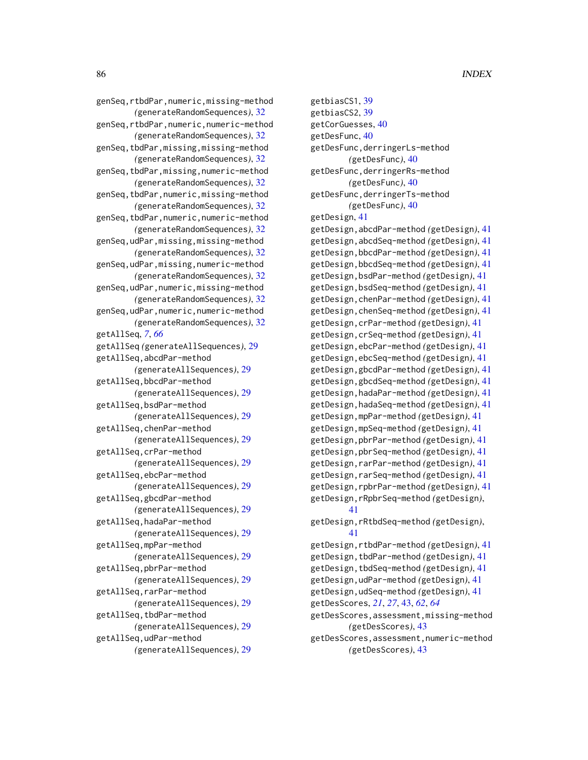genSeq,rtbdPar,numeric,missing-method
    *(generateRandomSequences)*, 32
genSeq,rtbdPar,numeric,numeric-method
    *(generateRandomSequences)*, 32
genSeq,tbdPar,missing,missing-method
    *(generateRandomSequences)*, 32
genSeq,tbdPar,missing,numeric-method
    *(generateRandomSequences)*, 32
genSeq,tbdPar,numeric,missing-method
    *(generateRandomSequences)*, 32
genSeq,tbdPar,numeric,numeric-method
    *(generateRandomSequences)*, 32
genSeq,udPar,missing,missing-method
    *(generateRandomSequences)*, 32
genSeq,udPar,missing,numeric-method
    *(generateRandomSequences)*, 32
genSeq,udPar,numeric,missing-method
    *(generateRandomSequences)*, 32
genSeq,udPar,numeric,numeric-method
    *(generateRandomSequences)*, 32
getAllSeq, *7*, *66*
getAllSeq *(generateAllSequences)*, 29
getAllSeq,abcdPar-method
    *(generateAllSequences)*, 29
getAllSeq,bbcdPar-method
    *(generateAllSequences)*, 29
getAllSeq,bsdPar-method
    *(generateAllSequences)*, 29
getAllSeq,chenPar-method
    *(generateAllSequences)*, 29
getAllSeq,crPar-method
    *(generateAllSequences)*, 29
getAllSeq,ebcPar-method
    *(generateAllSequences)*, 29
getAllSeq,gbcdPar-method
    *(generateAllSequences)*, 29
getAllSeq,hadaPar-method
    *(generateAllSequences)*, 29
getAllSeq,mpPar-method
    *(generateAllSequences)*, 29
getAllSeq,pbrPar-method
    *(generateAllSequences)*, 29
getAllSeq,rarPar-method
    *(generateAllSequences)*, 29
getAllSeq,tbdPar-method
    *(generateAllSequences)*, 29
getAllSeq,udPar-method
    *(generateAllSequences)*, 29
getbiasCS1, 39
getbiasCS2, 39
getCorGuesses, 40
getDesFunc, 40
getDesFunc,derringerLs-method
    *(getDesFunc)*, 40
getDesFunc,derringerRs-method
    *(getDesFunc)*, 40
getDesFunc,derringerTs-method
    *(getDesFunc)*, 40
getDesign, 41
getDesign,abcdPar-method *(getDesign)*, 41
getDesign,abcdSeq-method *(getDesign)*, 41
getDesign,bbcdPar-method *(getDesign)*, 41
getDesign,bbcdSeq-method *(getDesign)*, 41
getDesign,bsdPar-method *(getDesign)*, 41
getDesign,bsdSeq-method *(getDesign)*, 41
getDesign,chenPar-method *(getDesign)*, 41
getDesign,chenSeq-method *(getDesign)*, 41
getDesign,crPar-method *(getDesign)*, 41
getDesign,crSeq-method *(getDesign)*, 41
getDesign,ebcPar-method *(getDesign)*, 41
getDesign,ebcSeq-method *(getDesign)*, 41
getDesign,gbcdPar-method *(getDesign)*, 41
getDesign,gbcdSeq-method *(getDesign)*, 41
getDesign,hadaPar-method *(getDesign)*, 41
getDesign,hadaSeq-method *(getDesign)*, 41
getDesign,mpPar-method *(getDesign)*, 41
getDesign,mpSeq-method *(getDesign)*, 41
getDesign,pbrPar-method *(getDesign)*, 41
getDesign,pbrSeq-method *(getDesign)*, 41
getDesign,rarPar-method *(getDesign)*, 41
getDesign,rarSeq-method *(getDesign)*, 41
getDesign,rpbrPar-method *(getDesign)*, 41
getDesign,rRpbrSeq-method *(getDesign)*,
    41
getDesign,rRtbdSeq-method *(getDesign)*,
    41
getDesign,rtbdPar-method *(getDesign)*, 41
getDesign,tbdPar-method *(getDesign)*, 41
getDesign,tbdSeq-method *(getDesign)*, 41
getDesign,udPar-method *(getDesign)*, 41
getDesign,udSeq-method *(getDesign)*, 41
getDesScores, *21*, *27*, 43, *62*, *64*
getDesScores,assessment,missing-method
    *(getDesScores)*, 43
getDesScores,assessment,numeric-method
    *(getDesScores)*, 43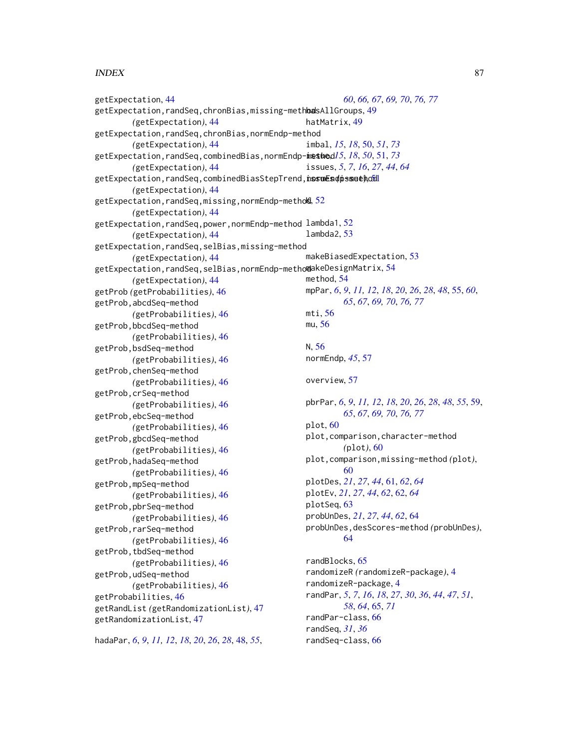getExpectation, 44
getExpectation,randSeq,chronBias,missing-method (getExpectation), 44
getExpectation,randSeq,chronBias,normEndp-method (getExpectation), 44
getExpectation,randSeq,combinedBias,normEndp-method (getExpectation), 44
getExpectation,randSeq,combinedBiasStepTrend,normEndp-method (getExpectation), 44
getExpectation,randSeq,missing,normEndp-method (getExpectation), 44
getExpectation,randSeq,power,normEndp-method (getExpectation), 44
getExpectation,randSeq,selBias,missing-method (getExpectation), 44
getExpectation,randSeq,selBias,normEndp-method (getExpectation), 44
getProb (getProbabilities), 46
getProb,abcdSeq-method (getProbabilities), 46
getProb,bbcdSeq-method (getProbabilities), 46
getProb,bsdSeq-method (getProbabilities), 46
getProb,chenSeq-method (getProbabilities), 46
getProb,crSeq-method (getProbabilities), 46
getProb,ebcSeq-method (getProbabilities), 46
getProb,gbcdSeq-method (getProbabilities), 46
getProb,hadaSeq-method (getProbabilities), 46
getProb,mpSeq-method (getProbabilities), 46
getProb,pbrSeq-method (getProbabilities), 46
getProb,rarSeq-method (getProbabilities), 46
getProb,tbdSeq-method (getProbabilities), 46
getProb,udSeq-method (getProbabilities), 46
getProbabilities, 46
getRandList (getRandomizationList), 47
getRandomizationList, 47

hadaPar, *6*, *9*, *11, 12*, *18*, *20*, *26*, *28*, 48, *55*, *60*, *66*, *67*, *69, 70*, *76, 77*
hasAllGroups, 49
hatMatrix, 49

imbal, *15*, *18*, 50, *51*, *73*
issue, *15*, *18*, *50*, 51, *73*
issues, *5*, *7*, *16*, *27*, *44*, *64*
issues (issue), 51

K, 52

lambda1, 52
lambda2, 53

makeBiasedExpectation, 53
makeDesignMatrix, 54
method, 54
mpPar, *6*, *9*, *11, 12*, *18*, *20*, *26*, *28*, *48*, 55, *60*, *65*, *67*, *69, 70*, *76, 77*
mti, 56
mu, 56

N, 56
normEndp, *45*, 57

overview, 57

pbrPar, *6*, *9*, *11, 12*, *18*, *20*, *26*, *28*, *48*, *55*, 59, *65*, *67*, *69, 70*, *76, 77*
plot, 60
plot,comparison,character-method (plot), 60
plot,comparison,missing-method (plot), 60
plotDes, *21*, *27*, *44*, 61, *62*, *64*
plotEv, *21*, *27*, *44*, *62*, 62, *64*
plotSeq, 63
probUnDes, *21*, *27*, *44*, *62*, 64
probUnDes,desScores-method (probUnDes), 64

randBlocks, 65
randomizeR (randomizeR-package), 4
randomizeR-package, 4
randPar, *5*, *7*, *16*, *18*, *27*, *30*, *36*, *44*, *47*, *51*, *58*, *64*, 65, *71*
randPar-class, 66
randSeq, *31*, *36*
randSeq-class, 66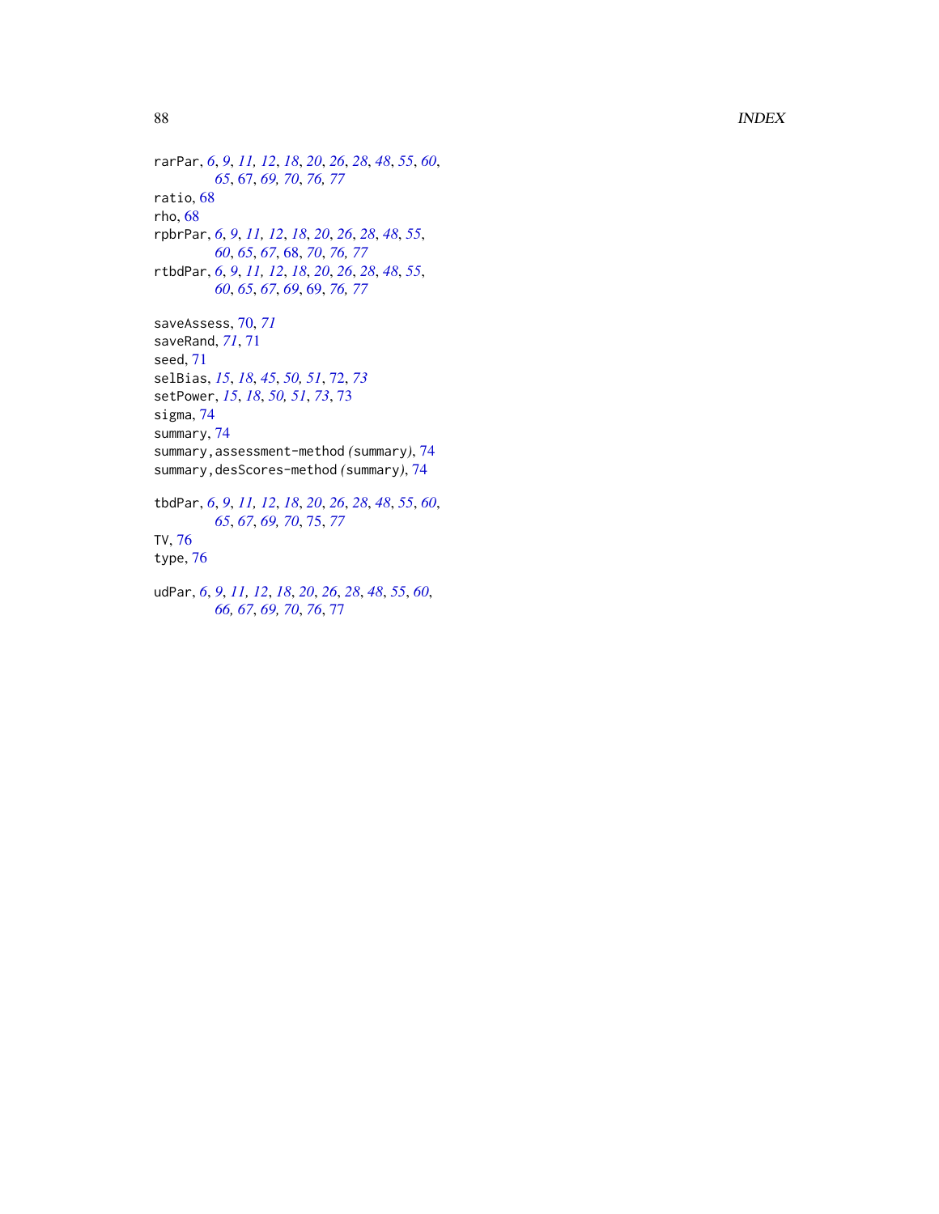rarPar, *6*, *9*, *11, 12*, *18*, *20*, *26*, *28*, *48*, *55*, *60*, *65*, 67, *69, 70*, *76, 77*
ratio, 68
rho, 68
rpbrPar, *6*, *9*, *11, 12*, *18*, *20*, *26*, *28*, *48*, *55*, *60*, *65*, *67*, 68, *70*, *76, 77*
rtbdPar, *6*, *9*, *11, 12*, *18*, *20*, *26*, *28*, *48*, *55*, *60*, *65*, *67*, *69*, 69, *76, 77*

saveAssess, 70, *71*
saveRand, *71*, 71
seed, 71
selBias, *15*, *18*, *45*, *50, 51*, 72, *73*
setPower, *15*, *18*, *50, 51*, *73*, 73
sigma, 74
summary, 74
summary,assessment-method *(*summary*)*, 74
summary,desScores-method *(*summary*)*, 74

tbdPar, *6*, *9*, *11, 12*, *18*, *20*, *26*, *28*, *48*, *55*, *60*, *65*, *67*, *69, 70*, 75, *77*
TV, 76
type, 76

udPar, *6*, *9*, *11, 12*, *18*, *20*, *26*, *28*, *48*, *55*, *60*, *66, 67*, *69, 70*, *76*, 77